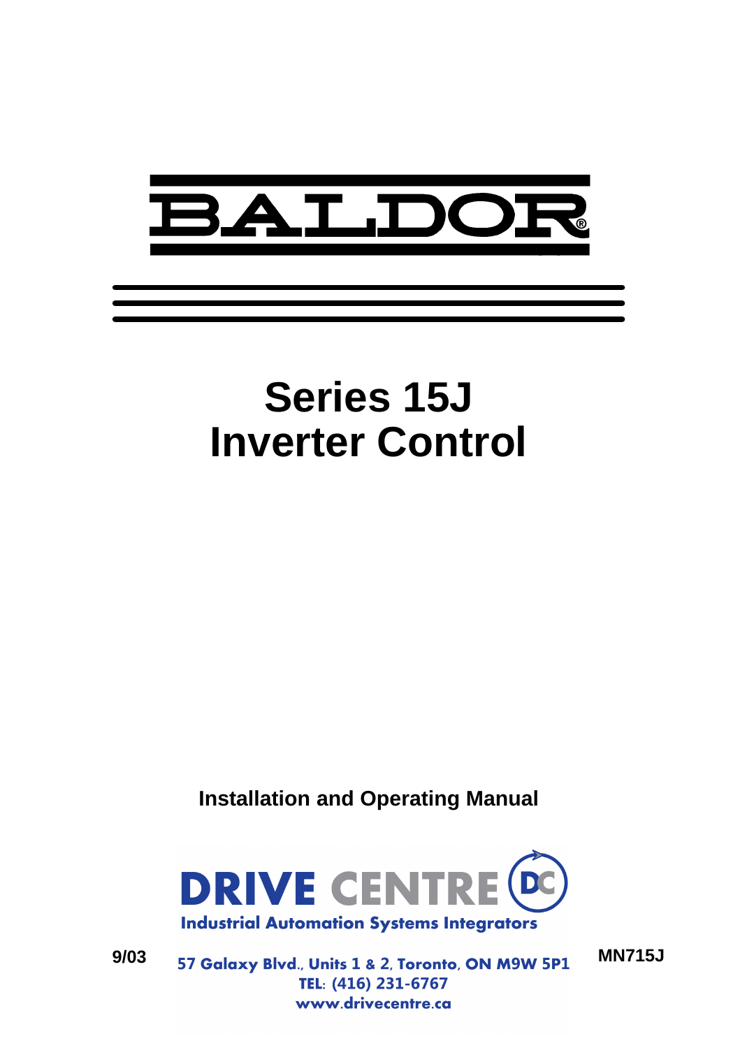BALDOR

# Series 15J
# Inverter Control

**Installation and Operating Manual**

DRIVE CENTRE

Industrial Automation Systems Integrators

57 Galaxy Blvd., Units 1 & 2, Toronto, ON M9W 5P1
TEL: (416) 231-6767
www.drivecentre.ca

9/03

MN715J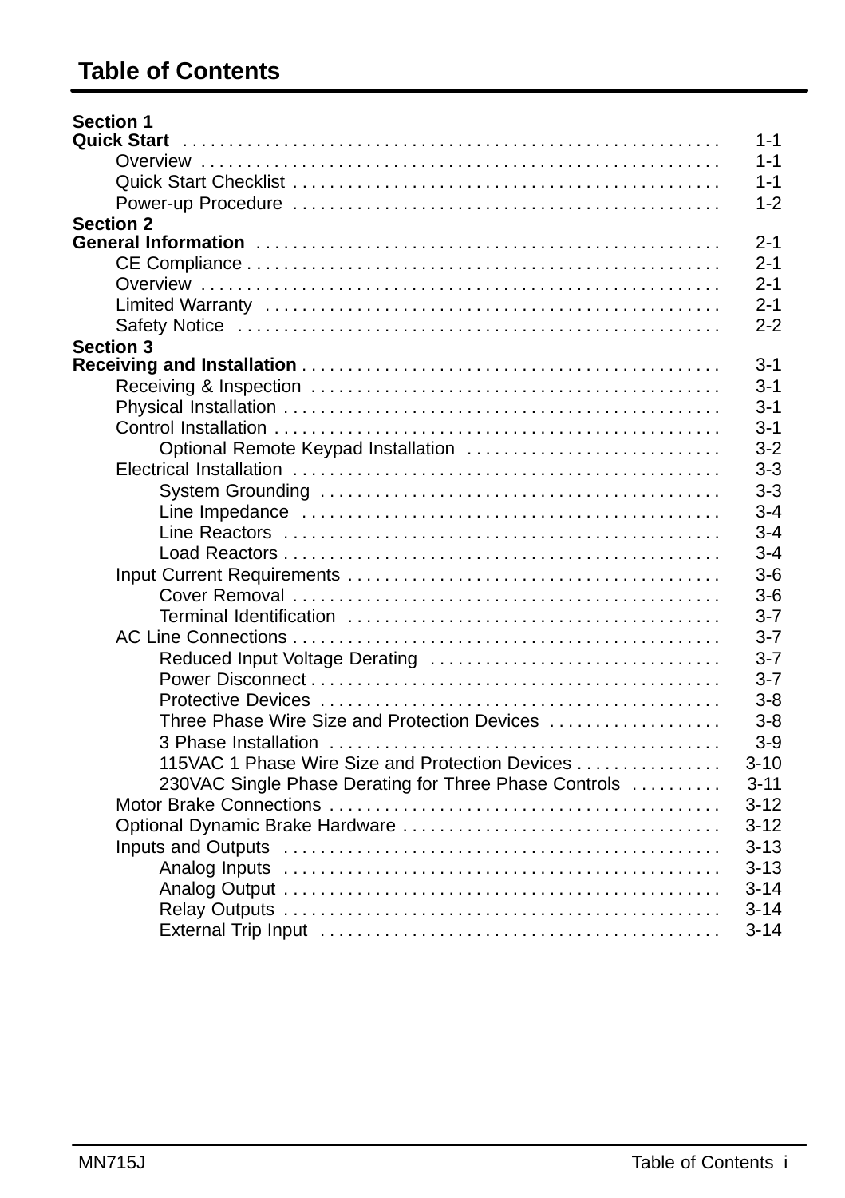# Table of Contents

**Section 1**
**Quick Start** . . . . . . . . . . . . 1-1

- Overview . . . . . . . . . . . . 1-1
- Quick Start Checklist . . . . . . . . . . . . 1-1
- Power-up Procedure . . . . . . . . . . . . 1-2

**Section 2**
**General Information** . . . . . . . . . . . . 2-1

- CE Compliance . . . . . . . . . . . . 2-1
- Overview . . . . . . . . . . . . 2-1
- Limited Warranty . . . . . . . . . . . . 2-1
- Safety Notice . . . . . . . . . . . . 2-2

**Section 3**
**Receiving and Installation** . . . . . . . . . . . . 3-1

- Receiving & Inspection . . . . . . . . . . . . 3-1
- Physical Installation . . . . . . . . . . . . 3-1
- Control Installation . . . . . . . . . . . . 3-1
  - Optional Remote Keypad Installation . . . . . . . . . . . . 3-2
- Electrical Installation . . . . . . . . . . . . 3-3
  - System Grounding . . . . . . . . . . . . 3-3
  - Line Impedance . . . . . . . . . . . . 3-4
  - Line Reactors . . . . . . . . . . . . 3-4
  - Load Reactors . . . . . . . . . . . . 3-4
- Input Current Requirements . . . . . . . . . . . . 3-6
  - Cover Removal . . . . . . . . . . . . 3-6
  - Terminal Identification . . . . . . . . . . . . 3-7
- AC Line Connections . . . . . . . . . . . . 3-7
  - Reduced Input Voltage Derating . . . . . . . . . . . . 3-7
  - Power Disconnect . . . . . . . . . . . . 3-7
  - Protective Devices . . . . . . . . . . . . 3-8
  - Three Phase Wire Size and Protection Devices . . . . . . . . . . . . 3-8
  - 3 Phase Installation . . . . . . . . . . . . 3-9
  - 115VAC 1 Phase Wire Size and Protection Devices . . . . . . . . . . . . 3-10
  - 230VAC Single Phase Derating for Three Phase Controls . . . . . . . . . . . . 3-11
- Motor Brake Connections . . . . . . . . . . . . 3-12
- Optional Dynamic Brake Hardware . . . . . . . . . . . . 3-12
- Inputs and Outputs . . . . . . . . . . . . 3-13
  - Analog Inputs . . . . . . . . . . . . 3-13
  - Analog Output . . . . . . . . . . . . 3-14
  - Relay Outputs . . . . . . . . . . . . 3-14
  - External Trip Input . . . . . . . . . . . . 3-14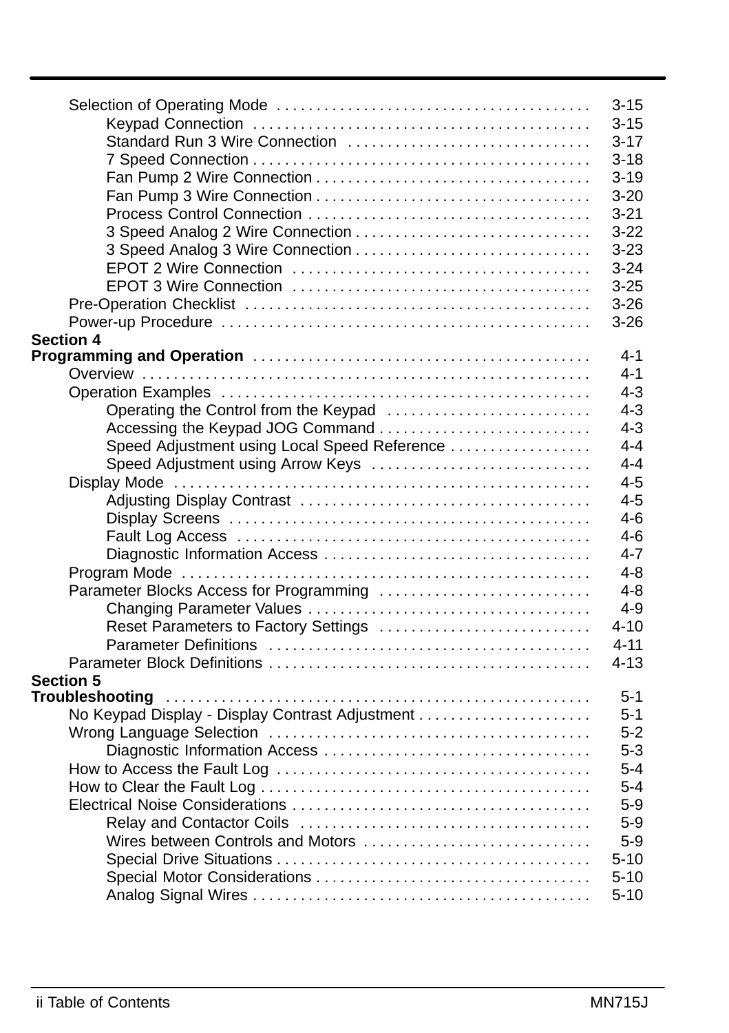Selection of Operating Mode . . . . . . . . . . . . . . . . . . . . . . . . . . . . . . . . . . . . . . . 3-15
- Keypad Connection . . . . . . . . . . . . . . . . . . . . . . . . . . . . . . . . . . . . . . . . . . 3-15
- Standard Run 3 Wire Connection . . . . . . . . . . . . . . . . . . . . . . . . . . . . . . . 3-17
- 7 Speed Connection . . . . . . . . . . . . . . . . . . . . . . . . . . . . . . . . . . . . . . . . . . . 3-18
- Fan Pump 2 Wire Connection . . . . . . . . . . . . . . . . . . . . . . . . . . . . . . . . . . 3-19
- Fan Pump 3 Wire Connection . . . . . . . . . . . . . . . . . . . . . . . . . . . . . . . . . . 3-20
- Process Control Connection . . . . . . . . . . . . . . . . . . . . . . . . . . . . . . . . . . . . 3-21
- 3 Speed Analog 2 Wire Connection . . . . . . . . . . . . . . . . . . . . . . . . . . . . . . 3-22
- 3 Speed Analog 3 Wire Connection . . . . . . . . . . . . . . . . . . . . . . . . . . . . . . 3-23
- EPOT 2 Wire Connection . . . . . . . . . . . . . . . . . . . . . . . . . . . . . . . . . . . . . . 3-24
- EPOT 3 Wire Connection . . . . . . . . . . . . . . . . . . . . . . . . . . . . . . . . . . . . . . 3-25

Pre-Operation Checklist . . . . . . . . . . . . . . . . . . . . . . . . . . . . . . . . . . . . . . . . . . . . 3-26

Power-up Procedure . . . . . . . . . . . . . . . . . . . . . . . . . . . . . . . . . . . . . . . . . . . . . . . 3-26

**Section 4**
**Programming and Operation** . . . . . . . . . . . . . . . . . . . . . . . . . . . . . . . . . . . . . . . . . . 4-1

Overview . . . . . . . . . . . . . . . . . . . . . . . . . . . . . . . . . . . . . . . . . . . . . . . . . . . . . . . . . 4-1

Operation Examples . . . . . . . . . . . . . . . . . . . . . . . . . . . . . . . . . . . . . . . . . . . . . . . . 4-3
- Operating the Control from the Keypad . . . . . . . . . . . . . . . . . . . . . . . . . . 4-3
- Accessing the Keypad JOG Command . . . . . . . . . . . . . . . . . . . . . . . . . . . 4-3
- Speed Adjustment using Local Speed Reference . . . . . . . . . . . . . . . . . . 4-4
- Speed Adjustment using Arrow Keys . . . . . . . . . . . . . . . . . . . . . . . . . . . . 4-4

Display Mode . . . . . . . . . . . . . . . . . . . . . . . . . . . . . . . . . . . . . . . . . . . . . . . . . . . . . 4-5
- Adjusting Display Contrast . . . . . . . . . . . . . . . . . . . . . . . . . . . . . . . . . . . . . 4-5
- Display Screens . . . . . . . . . . . . . . . . . . . . . . . . . . . . . . . . . . . . . . . . . . . . . . 4-6
- Fault Log Access . . . . . . . . . . . . . . . . . . . . . . . . . . . . . . . . . . . . . . . . . . . . . 4-6
- Diagnostic Information Access . . . . . . . . . . . . . . . . . . . . . . . . . . . . . . . . . . 4-7

Program Mode . . . . . . . . . . . . . . . . . . . . . . . . . . . . . . . . . . . . . . . . . . . . . . . . . . . . 4-8

Parameter Blocks Access for Programming . . . . . . . . . . . . . . . . . . . . . . . . . . . 4-8
- Changing Parameter Values . . . . . . . . . . . . . . . . . . . . . . . . . . . . . . . . . . . . 4-9
- Reset Parameters to Factory Settings . . . . . . . . . . . . . . . . . . . . . . . . . . . 4-10
- Parameter Definitions . . . . . . . . . . . . . . . . . . . . . . . . . . . . . . . . . . . . . . . . . 4-11

Parameter Block Definitions . . . . . . . . . . . . . . . . . . . . . . . . . . . . . . . . . . . . . . . . . 4-13

**Section 5**
**Troubleshooting** . . . . . . . . . . . . . . . . . . . . . . . . . . . . . . . . . . . . . . . . . . . . . . . . . . . . . 5-1

No Keypad Display - Display Contrast Adjustment . . . . . . . . . . . . . . . . . . . . . . 5-1

Wrong Language Selection . . . . . . . . . . . . . . . . . . . . . . . . . . . . . . . . . . . . . . . . . 5-2
- Diagnostic Information Access . . . . . . . . . . . . . . . . . . . . . . . . . . . . . . . . . . 5-3

How to Access the Fault Log . . . . . . . . . . . . . . . . . . . . . . . . . . . . . . . . . . . . . . . . 5-4

How to Clear the Fault Log . . . . . . . . . . . . . . . . . . . . . . . . . . . . . . . . . . . . . . . . . . 5-4

Electrical Noise Considerations . . . . . . . . . . . . . . . . . . . . . . . . . . . . . . . . . . . . . . 5-9
- Relay and Contactor Coils . . . . . . . . . . . . . . . . . . . . . . . . . . . . . . . . . . . . . . 5-9
- Wires between Controls and Motors . . . . . . . . . . . . . . . . . . . . . . . . . . . . . 5-9
- Special Drive Situations . . . . . . . . . . . . . . . . . . . . . . . . . . . . . . . . . . . . . . . . 5-10
- Special Motor Considerations . . . . . . . . . . . . . . . . . . . . . . . . . . . . . . . . . . . 5-10
- Analog Signal Wires . . . . . . . . . . . . . . . . . . . . . . . . . . . . . . . . . . . . . . . . . . . 5-10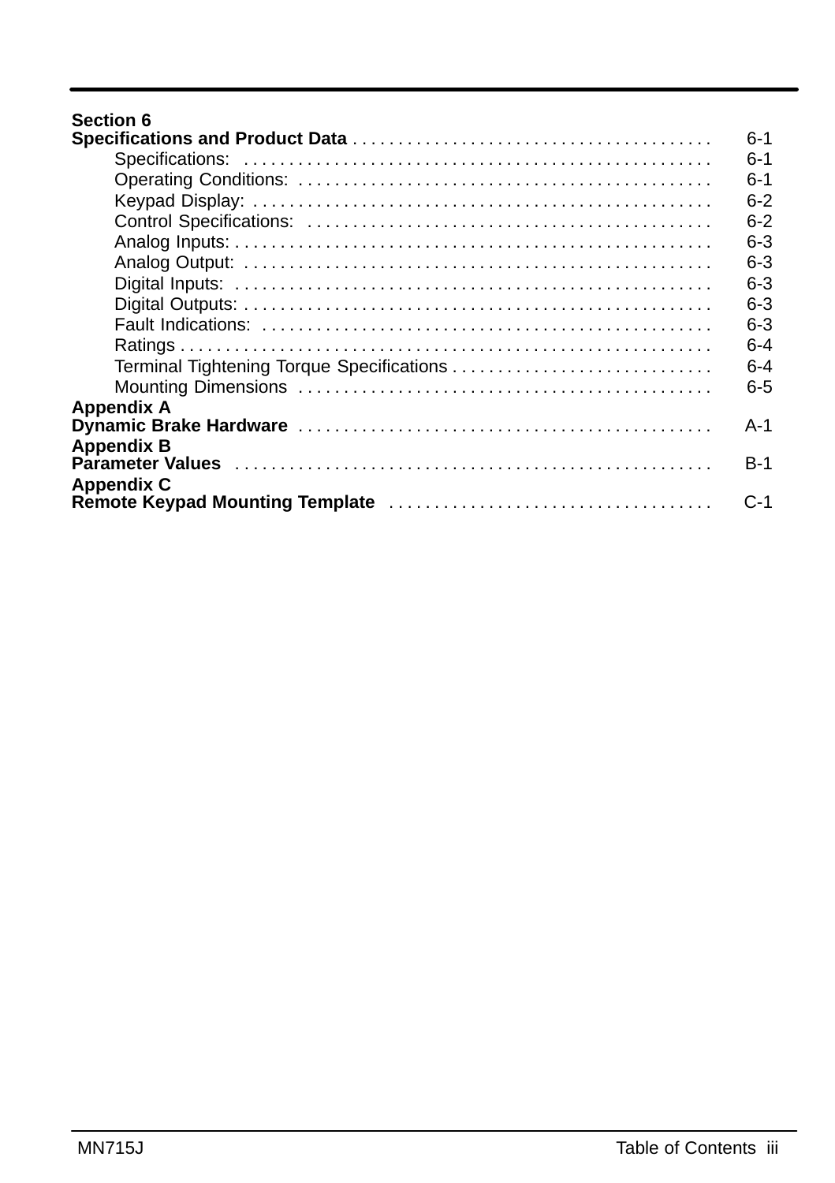**Section 6**
**Specifications and Product Data** . . . . . . . . . . . . . . . . . . . . . . . . . . . . . . . . . . . . . . . 6-1

Specifications: . . . . . . . . . . . . . . . . . . . . . . . . . . . . . . . . . . . . . . . . . . . . . . . . . . 6-1
Operating Conditions: . . . . . . . . . . . . . . . . . . . . . . . . . . . . . . . . . . . . . . . . . . . . . 6-1
Keypad Display: . . . . . . . . . . . . . . . . . . . . . . . . . . . . . . . . . . . . . . . . . . . . . . . . . 6-2
Control Specifications: . . . . . . . . . . . . . . . . . . . . . . . . . . . . . . . . . . . . . . . . . . . . 6-2
Analog Inputs: . . . . . . . . . . . . . . . . . . . . . . . . . . . . . . . . . . . . . . . . . . . . . . . . . . . 6-3
Analog Output: . . . . . . . . . . . . . . . . . . . . . . . . . . . . . . . . . . . . . . . . . . . . . . . . . . 6-3
Digital Inputs: . . . . . . . . . . . . . . . . . . . . . . . . . . . . . . . . . . . . . . . . . . . . . . . . . . . 6-3
Digital Outputs: . . . . . . . . . . . . . . . . . . . . . . . . . . . . . . . . . . . . . . . . . . . . . . . . . . 6-3
Fault Indications: . . . . . . . . . . . . . . . . . . . . . . . . . . . . . . . . . . . . . . . . . . . . . . . . . 6-3
Ratings . . . . . . . . . . . . . . . . . . . . . . . . . . . . . . . . . . . . . . . . . . . . . . . . . . . . . . . . . 6-4
Terminal Tightening Torque Specifications . . . . . . . . . . . . . . . . . . . . . . . . . . . . 6-4
Mounting Dimensions . . . . . . . . . . . . . . . . . . . . . . . . . . . . . . . . . . . . . . . . . . . . . 6-5

**Appendix A**
**Dynamic Brake Hardware** . . . . . . . . . . . . . . . . . . . . . . . . . . . . . . . . . . . . . . . . . . . . . A-1

**Appendix B**
**Parameter Values** . . . . . . . . . . . . . . . . . . . . . . . . . . . . . . . . . . . . . . . . . . . . . . . . . . . . B-1

**Appendix C**
**Remote Keypad Mounting Template** . . . . . . . . . . . . . . . . . . . . . . . . . . . . . . . . . . . C-1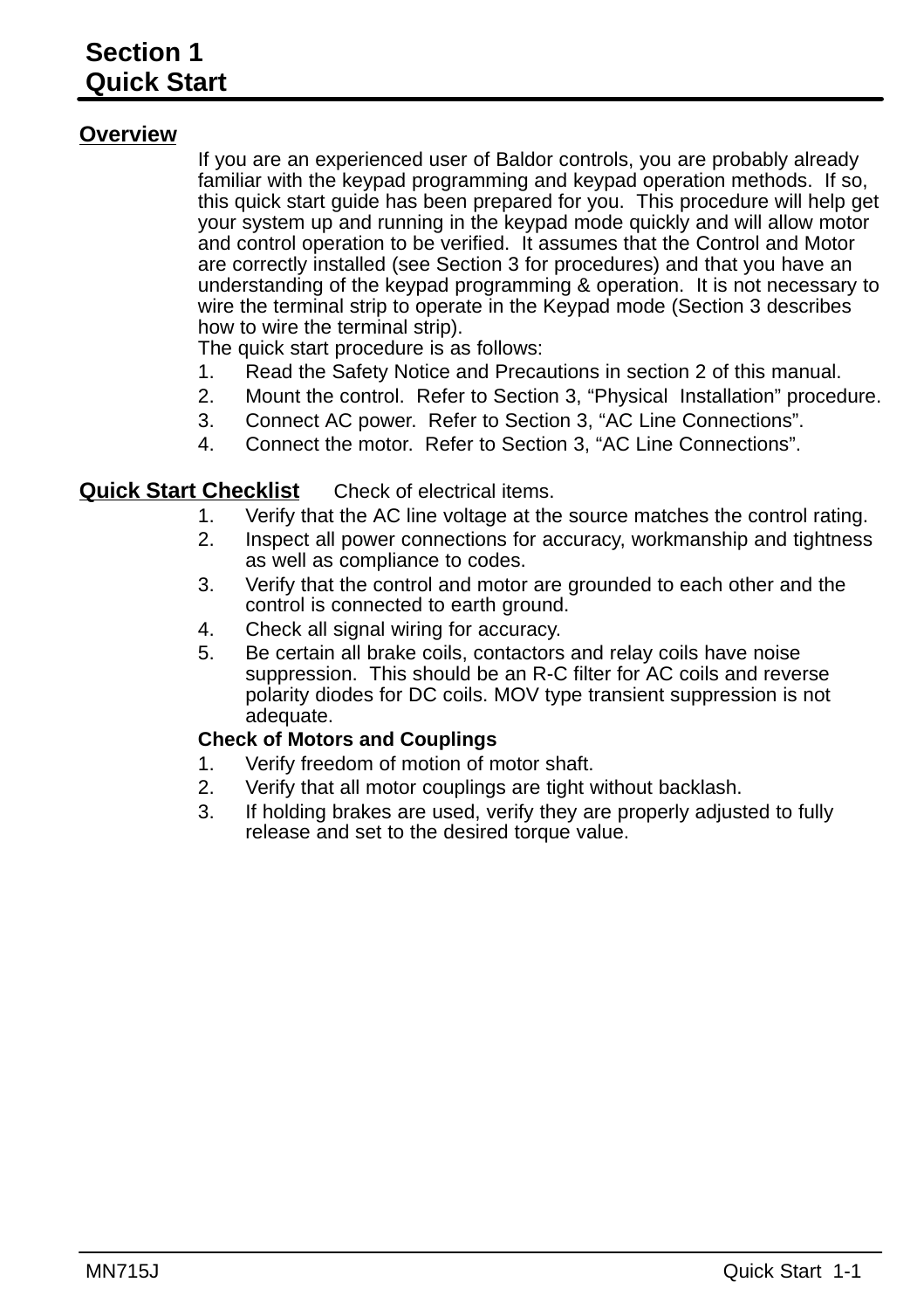# Section 1
# Quick Start

## Overview

If you are an experienced user of Baldor controls, you are probably already familiar with the keypad programming and keypad operation methods. If so, this quick start guide has been prepared for you. This procedure will help get your system up and running in the keypad mode quickly and will allow motor and control operation to be verified. It assumes that the Control and Motor are correctly installed (see Section 3 for procedures) and that you have an understanding of the keypad programming & operation. It is not necessary to wire the terminal strip to operate in the Keypad mode (Section 3 describes how to wire the terminal strip).

The quick start procedure is as follows:

1. Read the Safety Notice and Precautions in section 2 of this manual.
2. Mount the control. Refer to Section 3, “Physical Installation” procedure.
3. Connect AC power. Refer to Section 3, “AC Line Connections”.
4. Connect the motor. Refer to Section 3, “AC Line Connections”.

## Quick Start Checklist

Check of electrical items.

1. Verify that the AC line voltage at the source matches the control rating.
2. Inspect all power connections for accuracy, workmanship and tightness as well as compliance to codes.
3. Verify that the control and motor are grounded to each other and the control is connected to earth ground.
4. Check all signal wiring for accuracy.
5. Be certain all brake coils, contactors and relay coils have noise suppression. This should be an R-C filter for AC coils and reverse polarity diodes for DC coils. MOV type transient suppression is not adequate.

**Check of Motors and Couplings**

1. Verify freedom of motion of motor shaft.
2. Verify that all motor couplings are tight without backlash.
3. If holding brakes are used, verify they are properly adjusted to fully release and set to the desired torque value.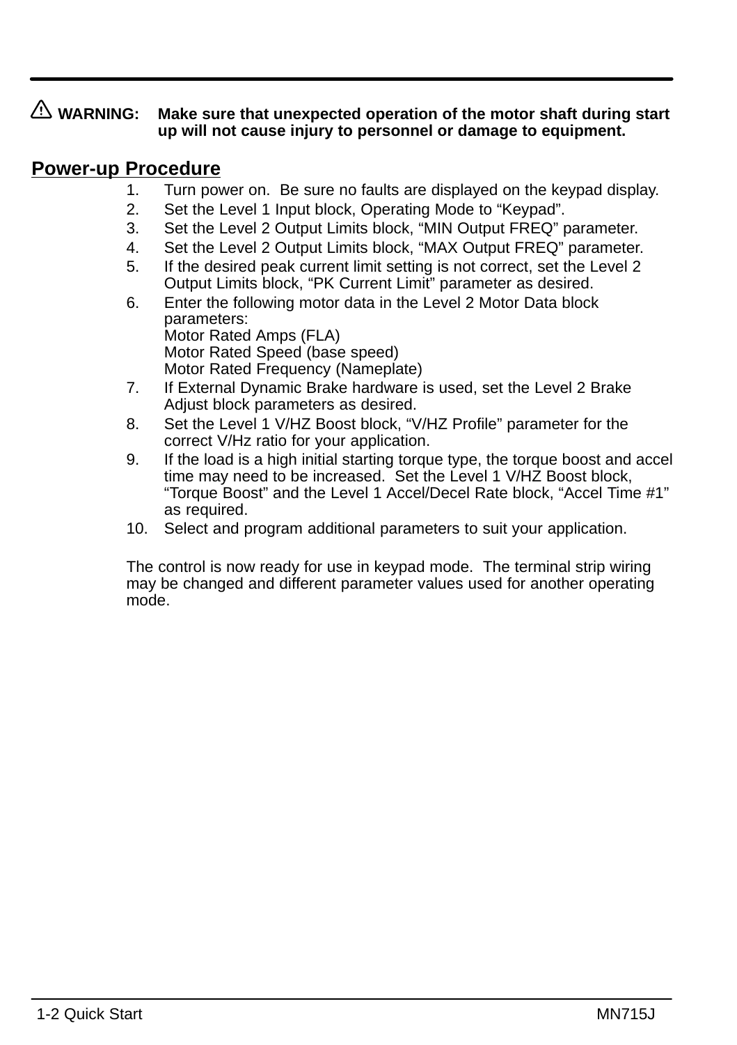**⚠ WARNING: Make sure that unexpected operation of the motor shaft during start up will not cause injury to personnel or damage to equipment.**

## Power-up Procedure

1. Turn power on. Be sure no faults are displayed on the keypad display.
2. Set the Level 1 Input block, Operating Mode to “Keypad”.
3. Set the Level 2 Output Limits block, “MIN Output FREQ” parameter.
4. Set the Level 2 Output Limits block, “MAX Output FREQ” parameter.
5. If the desired peak current limit setting is not correct, set the Level 2 Output Limits block, “PK Current Limit” parameter as desired.
6. Enter the following motor data in the Level 2 Motor Data block parameters:
   Motor Rated Amps (FLA)
   Motor Rated Speed (base speed)
   Motor Rated Frequency (Nameplate)
7. If External Dynamic Brake hardware is used, set the Level 2 Brake Adjust block parameters as desired.
8. Set the Level 1 V/HZ Boost block, “V/HZ Profile” parameter for the correct V/Hz ratio for your application.
9. If the load is a high initial starting torque type, the torque boost and accel time may need to be increased. Set the Level 1 V/HZ Boost block, “Torque Boost” and the Level 1 Accel/Decel Rate block, “Accel Time #1” as required.
10. Select and program additional parameters to suit your application.

The control is now ready for use in keypad mode. The terminal strip wiring may be changed and different parameter values used for another operating mode.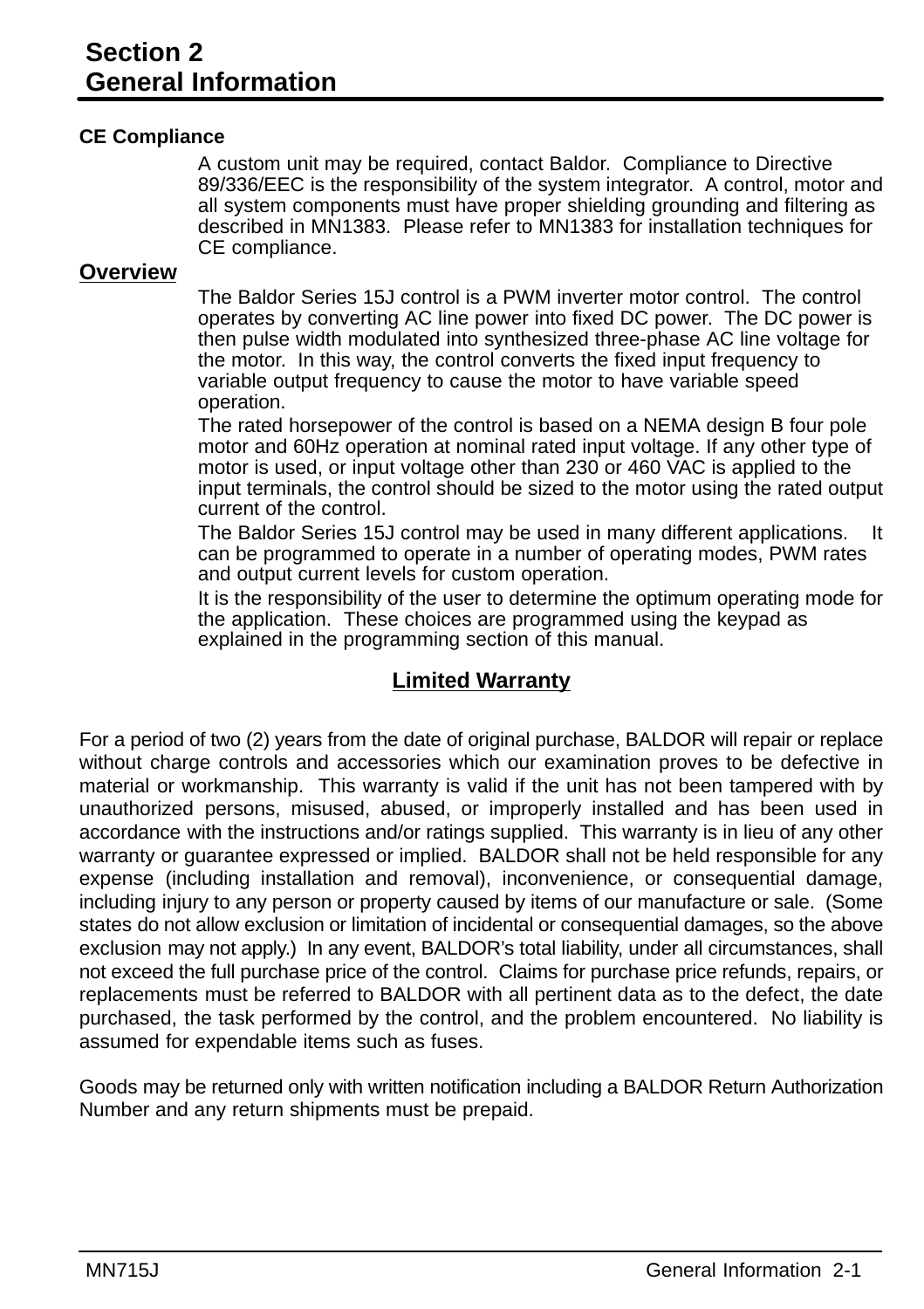# Section 2
# General Information

### CE Compliance

A custom unit may be required, contact Baldor. Compliance to Directive 89/336/EEC is the responsibility of the system integrator. A control, motor and all system components must have proper shielding grounding and filtering as described in MN1383. Please refer to MN1383 for installation techniques for CE compliance.

### Overview

The Baldor Series 15J control is a PWM inverter motor control. The control operates by converting AC line power into fixed DC power. The DC power is then pulse width modulated into synthesized three-phase AC line voltage for the motor. In this way, the control converts the fixed input frequency to variable output frequency to cause the motor to have variable speed operation.

The rated horsepower of the control is based on a NEMA design B four pole motor and 60Hz operation at nominal rated input voltage. If any other type of motor is used, or input voltage other than 230 or 460 VAC is applied to the input terminals, the control should be sized to the motor using the rated output current of the control.

The Baldor Series 15J control may be used in many different applications. It can be programmed to operate in a number of operating modes, PWM rates and output current levels for custom operation.

It is the responsibility of the user to determine the optimum operating mode for the application. These choices are programmed using the keypad as explained in the programming section of this manual.

## Limited Warranty

For a period of two (2) years from the date of original purchase, BALDOR will repair or replace without charge controls and accessories which our examination proves to be defective in material or workmanship. This warranty is valid if the unit has not been tampered with by unauthorized persons, misused, abused, or improperly installed and has been used in accordance with the instructions and/or ratings supplied. This warranty is in lieu of any other warranty or guarantee expressed or implied. BALDOR shall not be held responsible for any expense (including installation and removal), inconvenience, or consequential damage, including injury to any person or property caused by items of our manufacture or sale. (Some states do not allow exclusion or limitation of incidental or consequential damages, so the above exclusion may not apply.) In any event, BALDOR's total liability, under all circumstances, shall not exceed the full purchase price of the control. Claims for purchase price refunds, repairs, or replacements must be referred to BALDOR with all pertinent data as to the defect, the date purchased, the task performed by the control, and the problem encountered. No liability is assumed for expendable items such as fuses.

Goods may be returned only with written notification including a BALDOR Return Authorization Number and any return shipments must be prepaid.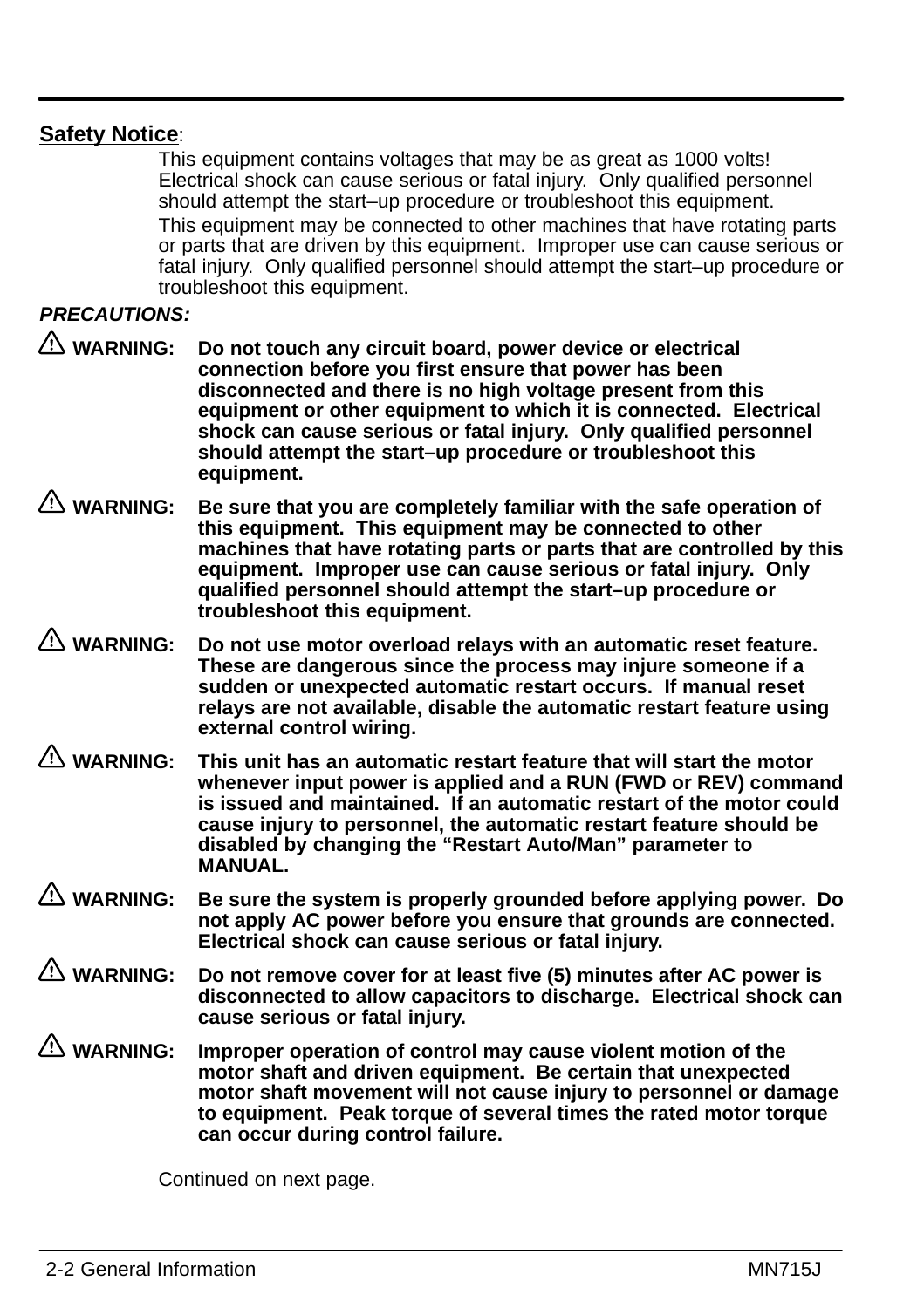**Safety Notice**:

This equipment contains voltages that may be as great as 1000 volts! Electrical shock can cause serious or fatal injury. Only qualified personnel should attempt the start–up procedure or troubleshoot this equipment.

This equipment may be connected to other machines that have rotating parts or parts that are driven by this equipment. Improper use can cause serious or fatal injury. Only qualified personnel should attempt the start–up procedure or troubleshoot this equipment.

***PRECAUTIONS:***

⚠ **WARNING: Do not touch any circuit board, power device or electrical connection before you first ensure that power has been disconnected and there is no high voltage present from this equipment or other equipment to which it is connected. Electrical shock can cause serious or fatal injury. Only qualified personnel should attempt the start–up procedure or troubleshoot this equipment.**

⚠ **WARNING: Be sure that you are completely familiar with the safe operation of this equipment. This equipment may be connected to other machines that have rotating parts or parts that are controlled by this equipment. Improper use can cause serious or fatal injury. Only qualified personnel should attempt the start–up procedure or troubleshoot this equipment.**

⚠ **WARNING: Do not use motor overload relays with an automatic reset feature. These are dangerous since the process may injure someone if a sudden or unexpected automatic restart occurs. If manual reset relays are not available, disable the automatic restart feature using external control wiring.**

⚠ **WARNING: This unit has an automatic restart feature that will start the motor whenever input power is applied and a RUN (FWD or REV) command is issued and maintained. If an automatic restart of the motor could cause injury to personnel, the automatic restart feature should be disabled by changing the "Restart Auto/Man" parameter to MANUAL.**

⚠ **WARNING: Be sure the system is properly grounded before applying power. Do not apply AC power before you ensure that grounds are connected. Electrical shock can cause serious or fatal injury.**

⚠ **WARNING: Do not remove cover for at least five (5) minutes after AC power is disconnected to allow capacitors to discharge. Electrical shock can cause serious or fatal injury.**

⚠ **WARNING: Improper operation of control may cause violent motion of the motor shaft and driven equipment. Be certain that unexpected motor shaft movement will not cause injury to personnel or damage to equipment. Peak torque of several times the rated motor torque can occur during control failure.**

Continued on next page.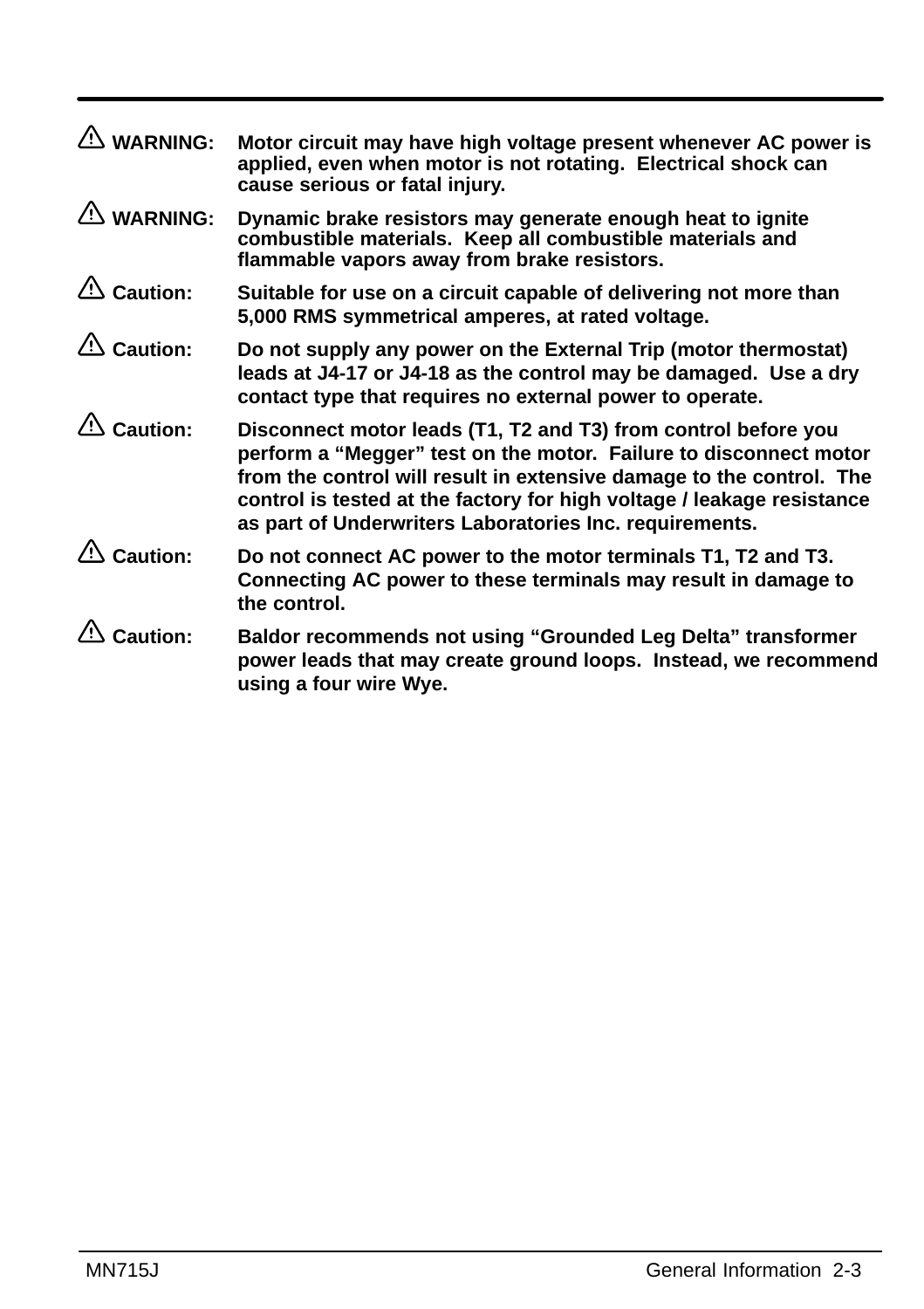⚠ **WARNING:** **Motor circuit may have high voltage present whenever AC power is applied, even when motor is not rotating. Electrical shock can cause serious or fatal injury.**

⚠ **WARNING:** **Dynamic brake resistors may generate enough heat to ignite combustible materials. Keep all combustible materials and flammable vapors away from brake resistors.**

⚠ **Caution:** **Suitable for use on a circuit capable of delivering not more than 5,000 RMS symmetrical amperes, at rated voltage.**

⚠ **Caution:** **Do not supply any power on the External Trip (motor thermostat) leads at J4-17 or J4-18 as the control may be damaged. Use a dry contact type that requires no external power to operate.**

⚠ **Caution:** **Disconnect motor leads (T1, T2 and T3) from control before you perform a “Megger” test on the motor. Failure to disconnect motor from the control will result in extensive damage to the control. The control is tested at the factory for high voltage / leakage resistance as part of Underwriters Laboratories Inc. requirements.**

⚠ **Caution:** **Do not connect AC power to the motor terminals T1, T2 and T3. Connecting AC power to these terminals may result in damage to the control.**

⚠ **Caution:** **Baldor recommends not using “Grounded Leg Delta” transformer power leads that may create ground loops. Instead, we recommend using a four wire Wye.**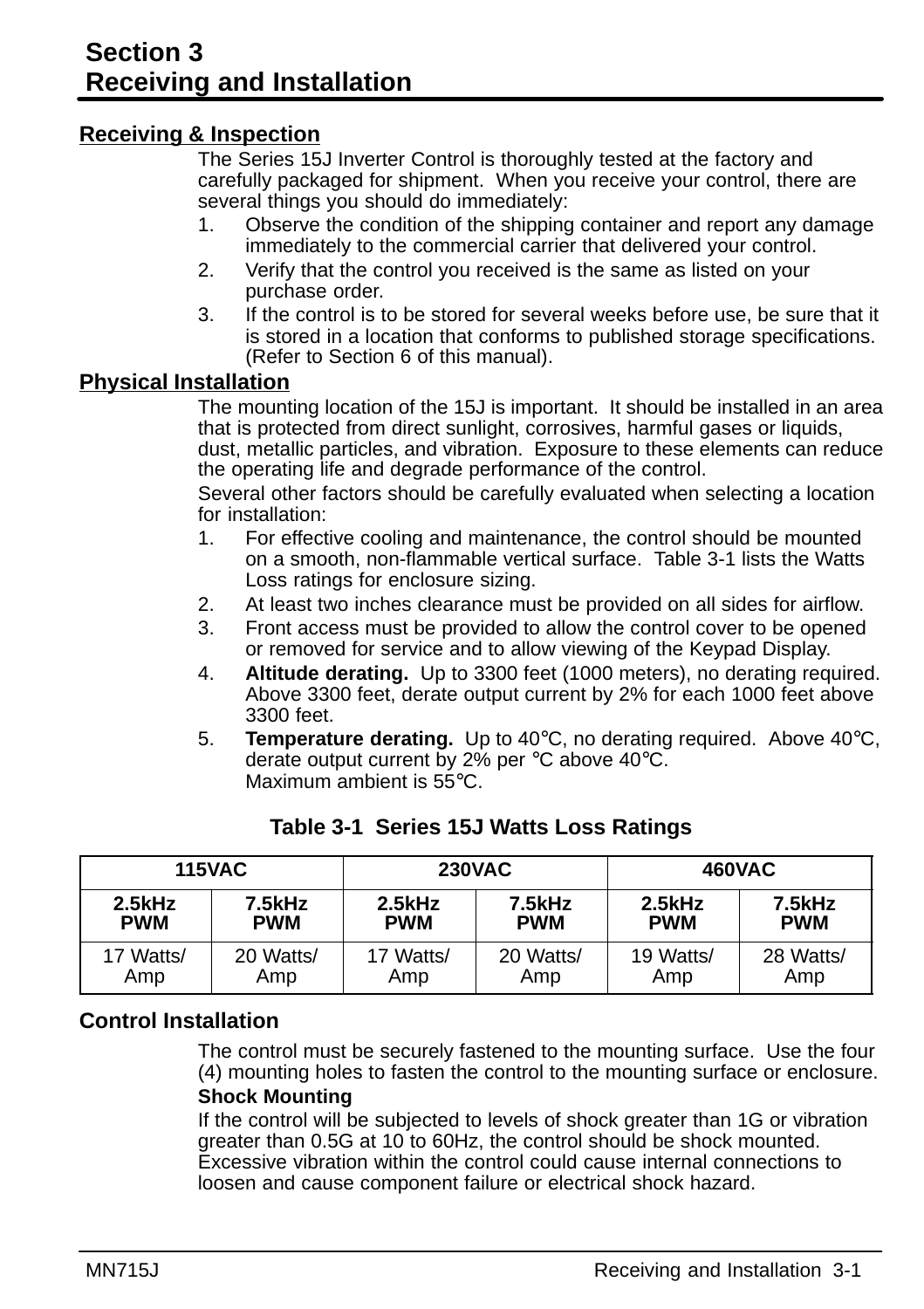# Section 3
# Receiving and Installation

## Receiving & Inspection

The Series 15J Inverter Control is thoroughly tested at the factory and carefully packaged for shipment. When you receive your control, there are several things you should do immediately:

1. Observe the condition of the shipping container and report any damage immediately to the commercial carrier that delivered your control.
2. Verify that the control you received is the same as listed on your purchase order.
3. If the control is to be stored for several weeks before use, be sure that it is stored in a location that conforms to published storage specifications. (Refer to Section 6 of this manual).

## Physical Installation

The mounting location of the 15J is important. It should be installed in an area that is protected from direct sunlight, corrosives, harmful gases or liquids, dust, metallic particles, and vibration. Exposure to these elements can reduce the operating life and degrade performance of the control.

Several other factors should be carefully evaluated when selecting a location for installation:

1. For effective cooling and maintenance, the control should be mounted on a smooth, non-flammable vertical surface. Table 3-1 lists the Watts Loss ratings for enclosure sizing.
2. At least two inches clearance must be provided on all sides for airflow.
3. Front access must be provided to allow the control cover to be opened or removed for service and to allow viewing of the Keypad Display.
4. **Altitude derating.** Up to 3300 feet (1000 meters), no derating required. Above 3300 feet, derate output current by 2% for each 1000 feet above 3300 feet.
5. **Temperature derating.** Up to 40°C, no derating required. Above 40°C, derate output current by 2% per °C above 40°C.
   Maximum ambient is 55°C.

**Table 3-1 Series 15J Watts Loss Ratings**

| 115VAC | | 230VAC | | 460VAC | |
|---|---|---|---|---|---|
| 2.5kHz PWM | 7.5kHz PWM | 2.5kHz PWM | 7.5kHz PWM | 2.5kHz PWM | 7.5kHz PWM |
| 17 Watts/Amp | 20 Watts/Amp | 17 Watts/Amp | 20 Watts/Amp | 19 Watts/Amp | 28 Watts/Amp |

## Control Installation

The control must be securely fastened to the mounting surface. Use the four (4) mounting holes to fasten the control to the mounting surface or enclosure.

**Shock Mounting**

If the control will be subjected to levels of shock greater than 1G or vibration greater than 0.5G at 10 to 60Hz, the control should be shock mounted. Excessive vibration within the control could cause internal connections to loosen and cause component failure or electrical shock hazard.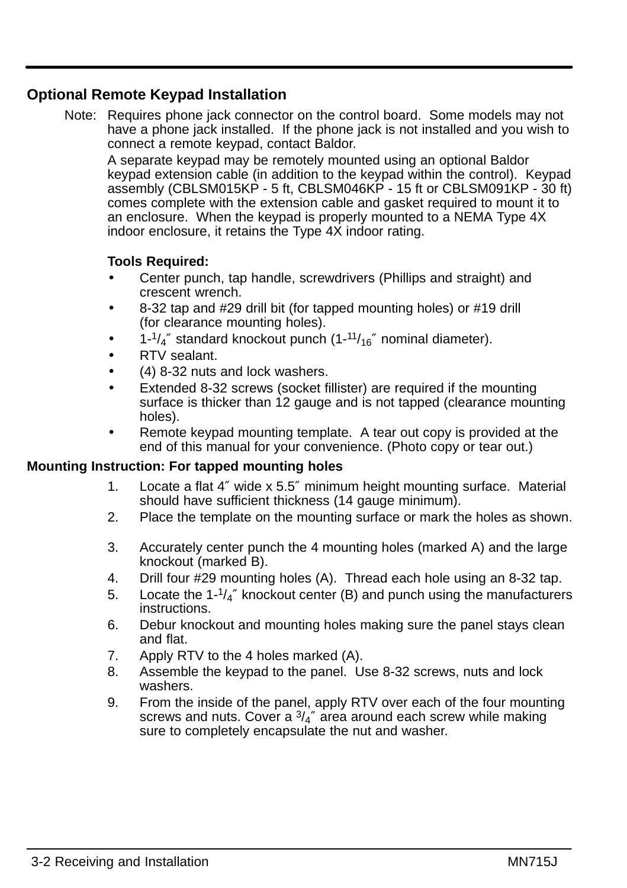## Optional Remote Keypad Installation

Note: Requires phone jack connector on the control board. Some models may not have a phone jack installed. If the phone jack is not installed and you wish to connect a remote keypad, contact Baldor.

A separate keypad may be remotely mounted using an optional Baldor keypad extension cable (in addition to the keypad within the control). Keypad assembly (CBLSM015KP - 5 ft, CBLSM046KP - 15 ft or CBLSM091KP - 30 ft) comes complete with the extension cable and gasket required to mount it to an enclosure. When the keypad is properly mounted to a NEMA Type 4X indoor enclosure, it retains the Type 4X indoor rating.

**Tools Required:**

- Center punch, tap handle, screwdrivers (Phillips and straight) and crescent wrench.
- 8-32 tap and #29 drill bit (for tapped mounting holes) or #19 drill (for clearance mounting holes).
- 1-1/4″ standard knockout punch (1-11/16″ nominal diameter).
- RTV sealant.
- (4) 8-32 nuts and lock washers.
- Extended 8-32 screws (socket fillister) are required if the mounting surface is thicker than 12 gauge and is not tapped (clearance mounting holes).
- Remote keypad mounting template. A tear out copy is provided at the end of this manual for your convenience. (Photo copy or tear out.)

**Mounting Instruction: For tapped mounting holes**

1. Locate a flat 4″ wide x 5.5″ minimum height mounting surface. Material should have sufficient thickness (14 gauge minimum).
2. Place the template on the mounting surface or mark the holes as shown.
3. Accurately center punch the 4 mounting holes (marked A) and the large knockout (marked B).
4. Drill four #29 mounting holes (A). Thread each hole using an 8-32 tap.
5. Locate the 1-1/4″ knockout center (B) and punch using the manufacturers instructions.
6. Debur knockout and mounting holes making sure the panel stays clean and flat.
7. Apply RTV to the 4 holes marked (A).
8. Assemble the keypad to the panel. Use 8-32 screws, nuts and lock washers.
9. From the inside of the panel, apply RTV over each of the four mounting screws and nuts. Cover a 3/4″ area around each screw while making sure to completely encapsulate the nut and washer.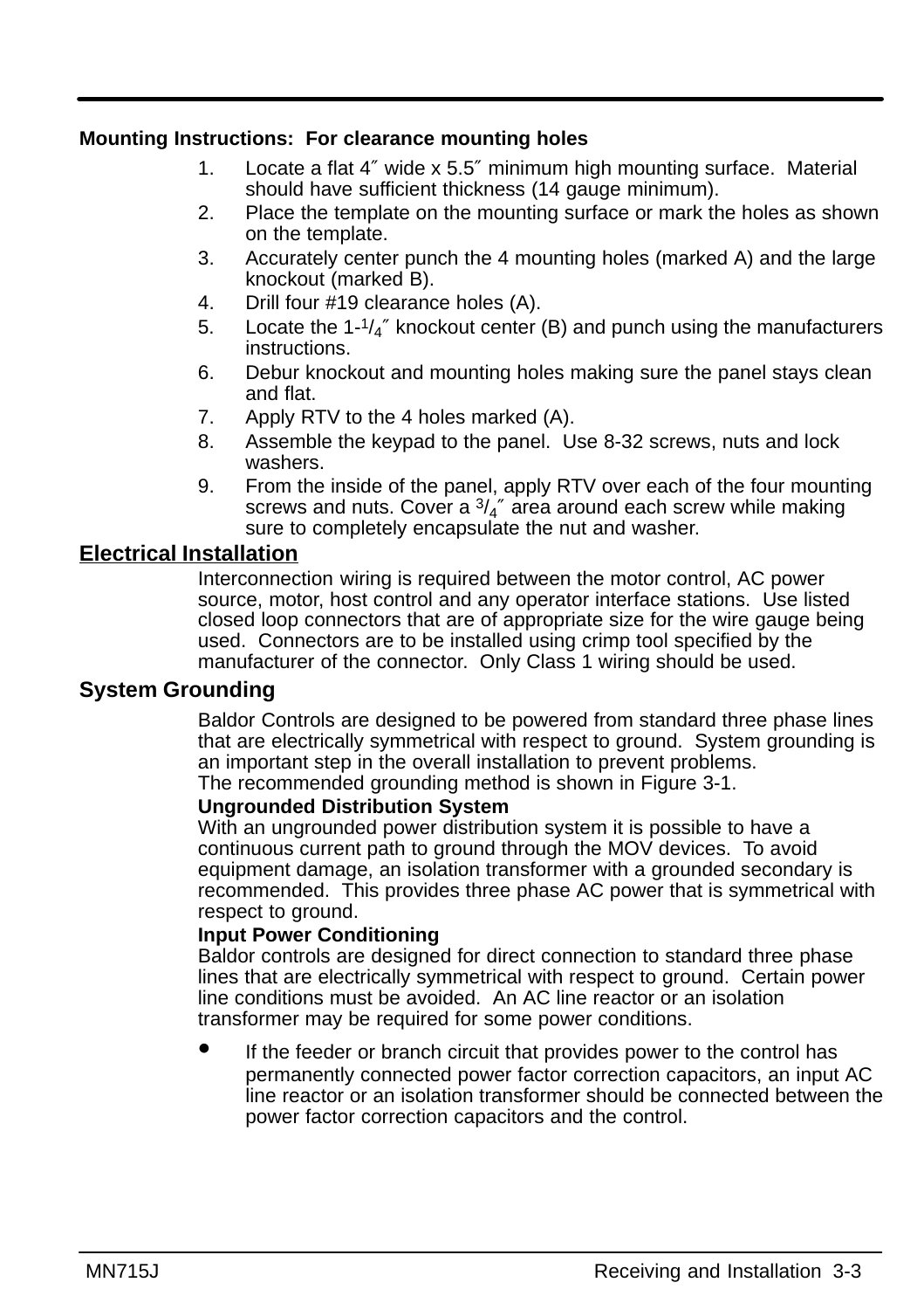**Mounting Instructions: For clearance mounting holes**

1. Locate a flat 4″ wide x 5.5″ minimum high mounting surface. Material should have sufficient thickness (14 gauge minimum).
2. Place the template on the mounting surface or mark the holes as shown on the template.
3. Accurately center punch the 4 mounting holes (marked A) and the large knockout (marked B).
4. Drill four #19 clearance holes (A).
5. Locate the 1-1/4″ knockout center (B) and punch using the manufacturers instructions.
6. Debur knockout and mounting holes making sure the panel stays clean and flat.
7. Apply RTV to the 4 holes marked (A).
8. Assemble the keypad to the panel. Use 8-32 screws, nuts and lock washers.
9. From the inside of the panel, apply RTV over each of the four mounting screws and nuts. Cover a 3/4″ area around each screw while making sure to completely encapsulate the nut and washer.

## Electrical Installation

Interconnection wiring is required between the motor control, AC power source, motor, host control and any operator interface stations. Use listed closed loop connectors that are of appropriate size for the wire gauge being used. Connectors are to be installed using crimp tool specified by the manufacturer of the connector. Only Class 1 wiring should be used.

### System Grounding

Baldor Controls are designed to be powered from standard three phase lines that are electrically symmetrical with respect to ground. System grounding is an important step in the overall installation to prevent problems.
The recommended grounding method is shown in Figure 3-1.

**Ungrounded Distribution System**
With an ungrounded power distribution system it is possible to have a continuous current path to ground through the MOV devices. To avoid equipment damage, an isolation transformer with a grounded secondary is recommended. This provides three phase AC power that is symmetrical with respect to ground.

**Input Power Conditioning**
Baldor controls are designed for direct connection to standard three phase lines that are electrically symmetrical with respect to ground. Certain power line conditions must be avoided. An AC line reactor or an isolation transformer may be required for some power conditions.

- If the feeder or branch circuit that provides power to the control has permanently connected power factor correction capacitors, an input AC line reactor or an isolation transformer should be connected between the power factor correction capacitors and the control.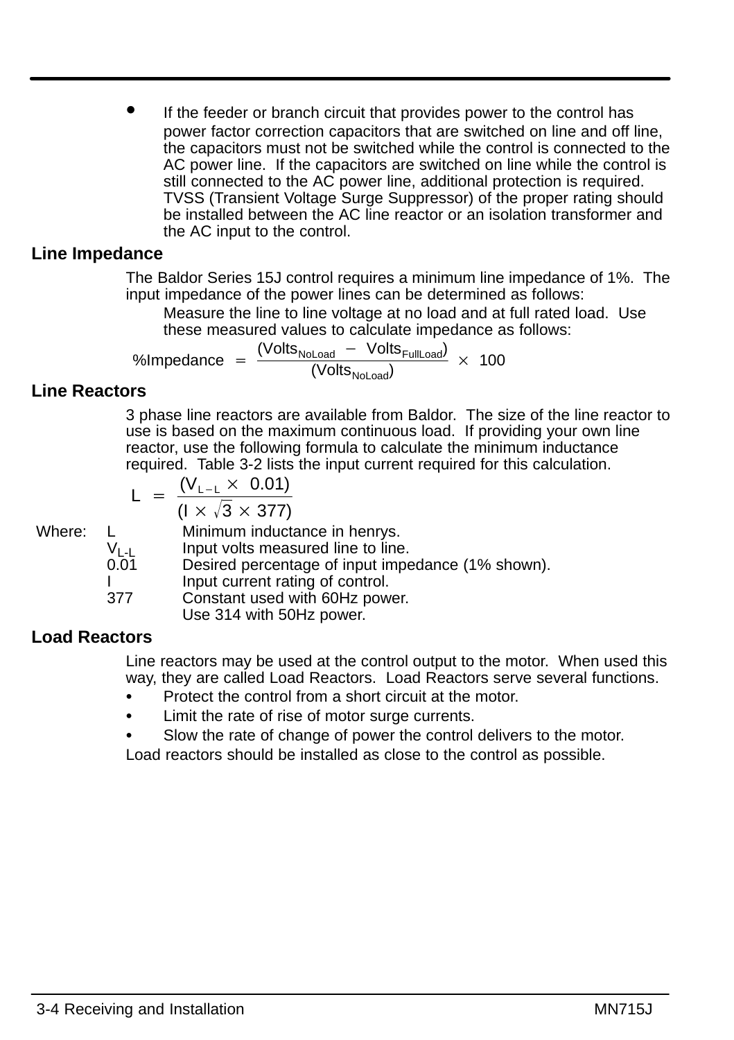- If the feeder or branch circuit that provides power to the control has power factor correction capacitors that are switched on line and off line, the capacitors must not be switched while the control is connected to the AC power line. If the capacitors are switched on line while the control is still connected to the AC power line, additional protection is required. TVSS (Transient Voltage Surge Suppressor) of the proper rating should be installed between the AC line reactor or an isolation transformer and the AC input to the control.

## Line Impedance

The Baldor Series 15J control requires a minimum line impedance of 1%. The input impedance of the power lines can be determined as follows:

Measure the line to line voltage at no load and at full rated load. Use these measured values to calculate impedance as follows:

$$\%Impedance = \frac{(Volts_{NoLoad} - Volts_{FullLoad})}{(Volts_{NoLoad})} \times 100$$

## Line Reactors

3 phase line reactors are available from Baldor. The size of the line reactor to use is based on the maximum continuous load. If providing your own line reactor, use the following formula to calculate the minimum inductance required. Table 3-2 lists the input current required for this calculation.

$$L = \frac{(V_{L-L} \times 0.01)}{(I \times \sqrt{3} \times 377)}$$

Where:

| | |
|---|---|
| L | Minimum inductance in henrys. |
| $V_{L-L}$ | Input volts measured line to line. |
| 0.01 | Desired percentage of input impedance (1% shown). |
| I | Input current rating of control. |
| 377 | Constant used with 60Hz power. Use 314 with 50Hz power. |

## Load Reactors

Line reactors may be used at the control output to the motor. When used this way, they are called Load Reactors. Load Reactors serve several functions.

- Protect the control from a short circuit at the motor.
- Limit the rate of rise of motor surge currents.
- Slow the rate of change of power the control delivers to the motor.

Load reactors should be installed as close to the control as possible.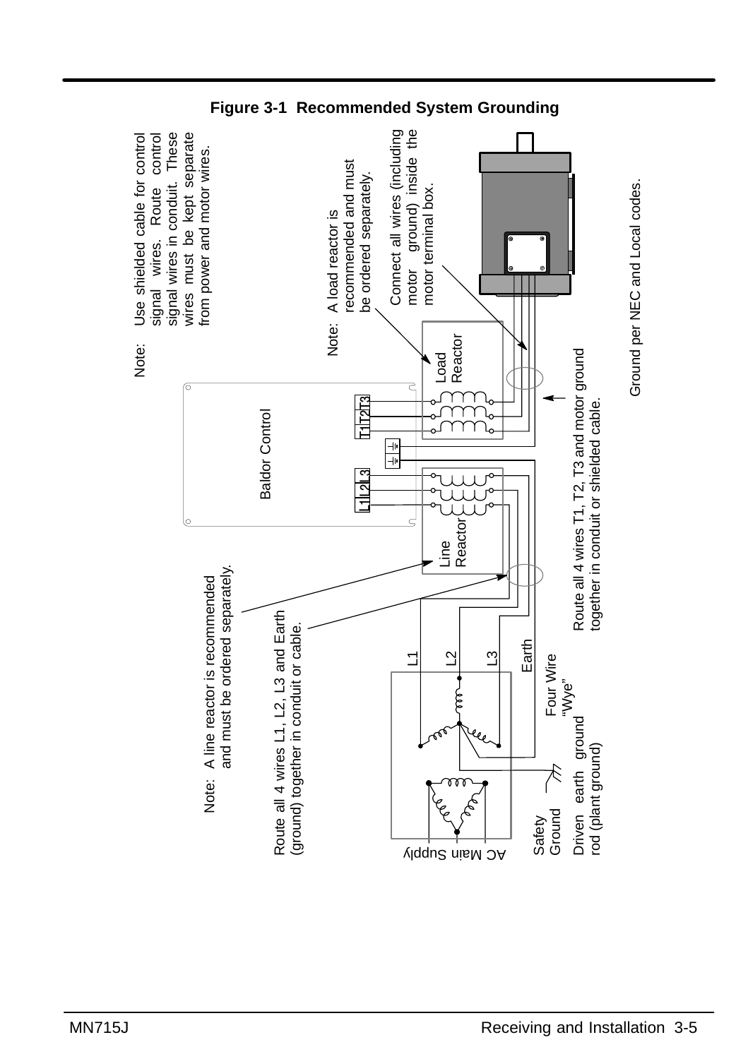**Figure 3-1 Recommended System Grounding**

Note: Use shielded cable for control signal wires. Route control signal wires in conduit. These wires must be kept separate from power and motor wires.

Note: A load reactor is recommended and must be ordered separately.

Connect all wires (including motor ground) inside the motor terminal box.

Baldor Control

L1 L2 L3

T1 T2 T3

Line Reactor

Load Reactor

Note: A line reactor is recommended and must be ordered separately.

Route all 4 wires L1, L2, L3 and Earth (ground) together in conduit or cable.

Route all 4 wires T1, T2, T3 and motor ground together in conduit or shielded cable.

Ground per NEC and Local codes.

L1

L2

L3

Earth

Four Wire "Wye"

AC Main Supply

Safety Ground

Driven earth ground rod (plant ground)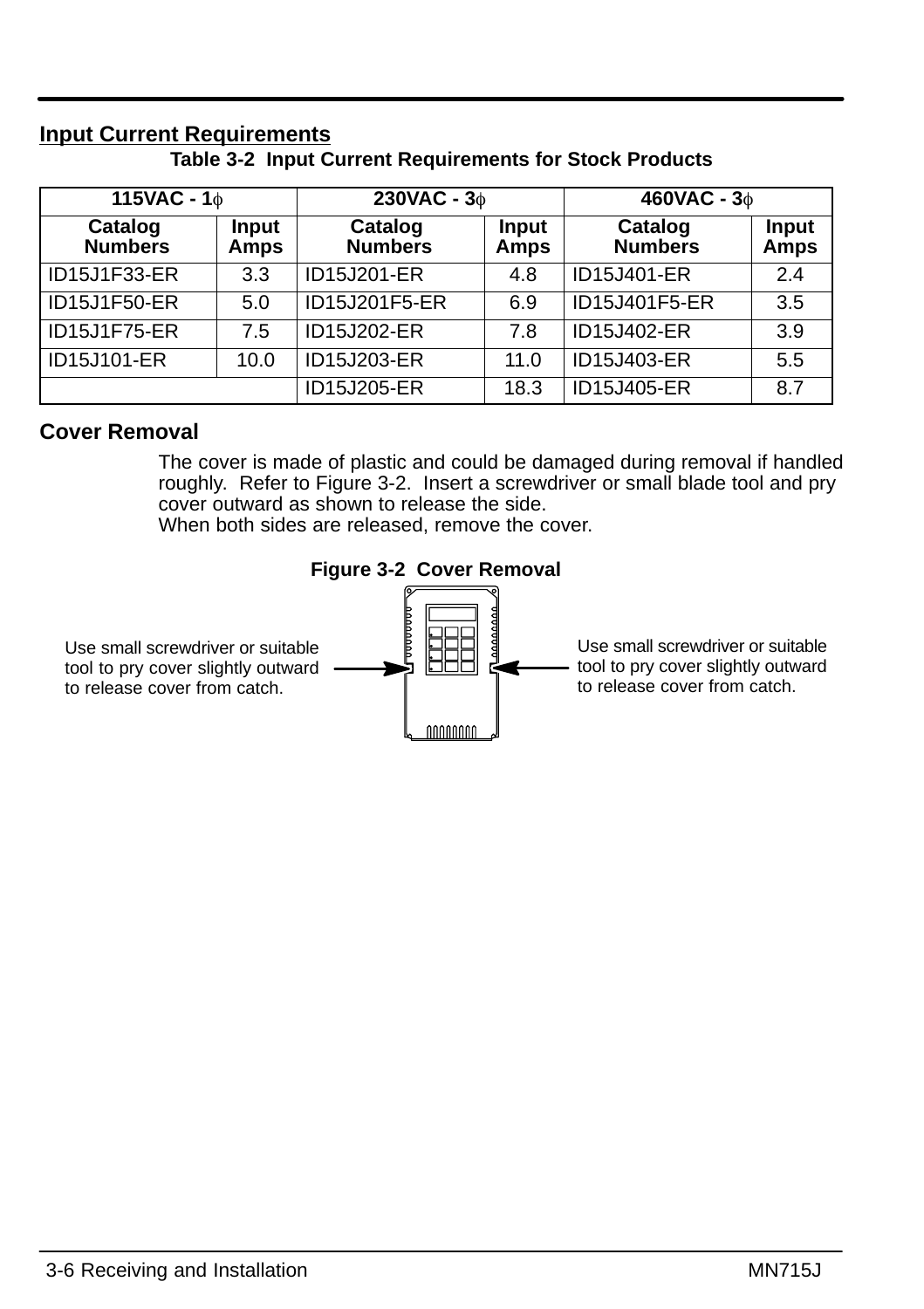## Input Current Requirements

Table 3-2 Input Current Requirements for Stock Products

| 115VAC - 1φ | | 230VAC - 3φ | | 460VAC - 3φ | |
|---|---|---|---|---|---|
| Catalog Numbers | Input Amps | Catalog Numbers | Input Amps | Catalog Numbers | Input Amps |
| ID15J1F33-ER | 3.3 | ID15J201-ER | 4.8 | ID15J401-ER | 2.4 |
| ID15J1F50-ER | 5.0 | ID15J201F5-ER | 6.9 | ID15J401F5-ER | 3.5 |
| ID15J1F75-ER | 7.5 | ID15J202-ER | 7.8 | ID15J402-ER | 3.9 |
| ID15J101-ER | 10.0 | ID15J203-ER | 11.0 | ID15J403-ER | 5.5 |
| | | ID15J205-ER | 18.3 | ID15J405-ER | 8.7 |

## Cover Removal

The cover is made of plastic and could be damaged during removal if handled roughly. Refer to Figure 3-2. Insert a screwdriver or small blade tool and pry cover outward as shown to release the side.
When both sides are released, remove the cover.

Figure 3-2 Cover Removal

Use small screwdriver or suitable tool to pry cover slightly outward to release cover from catch.

Use small screwdriver or suitable tool to pry cover slightly outward to release cover from catch.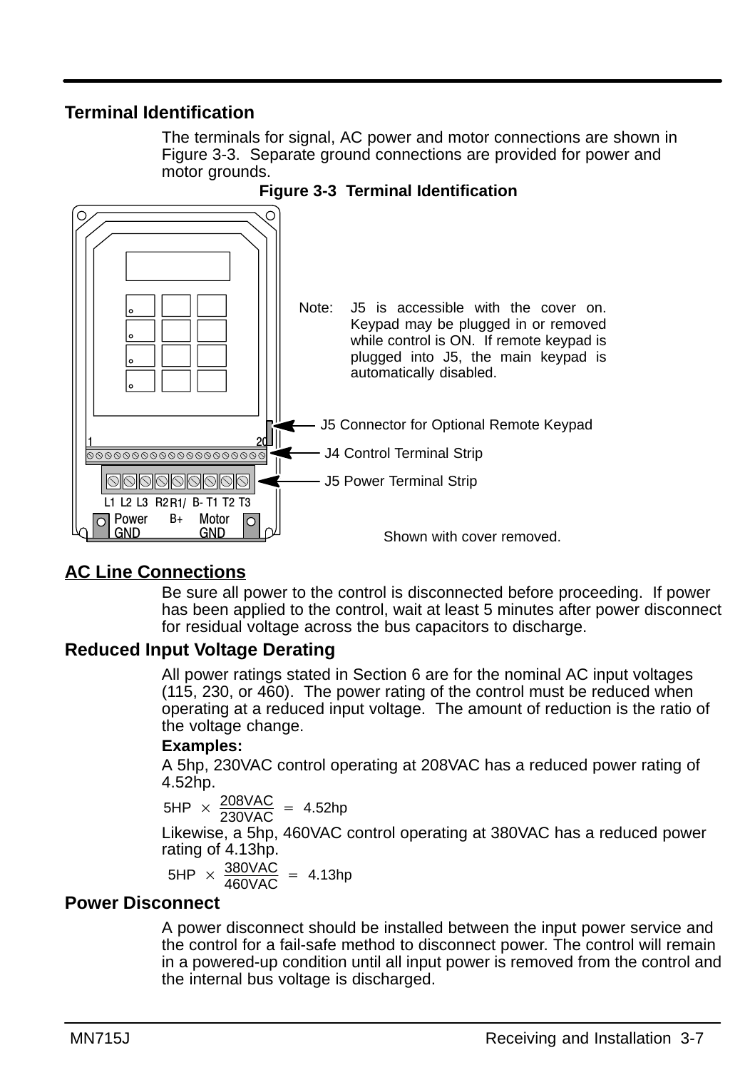## Terminal Identification

The terminals for signal, AC power and motor connections are shown in Figure 3-3. Separate ground connections are provided for power and motor grounds.

**Figure 3-3 Terminal Identification**

Note: J5 is accessible with the cover on. Keypad may be plugged in or removed while control is ON. If remote keypad is plugged into J5, the main keypad is automatically disabled.

J5 Connector for Optional Remote Keypad

J4 Control Terminal Strip

J5 Power Terminal Strip

L1 L2 L3 R2 R1/B+ B- T1 T2 T3

Power GND

Motor GND

Shown with cover removed.

## AC Line Connections

Be sure all power to the control is disconnected before proceeding. If power has been applied to the control, wait at least 5 minutes after power disconnect for residual voltage across the bus capacitors to discharge.

### Reduced Input Voltage Derating

All power ratings stated in Section 6 are for the nominal AC input voltages (115, 230, or 460). The power rating of the control must be reduced when operating at a reduced input voltage. The amount of reduction is the ratio of the voltage change.

**Examples:**

A 5hp, 230VAC control operating at 208VAC has a reduced power rating of 4.52hp.

$$5HP \times \frac{208VAC}{230VAC} = 4.52hp$$

Likewise, a 5hp, 460VAC control operating at 380VAC has a reduced power rating of 4.13hp.

$$5HP \times \frac{380VAC}{460VAC} = 4.13hp$$

### Power Disconnect

A power disconnect should be installed between the input power service and the control for a fail-safe method to disconnect power. The control will remain in a powered-up condition until all input power is removed from the control and the internal bus voltage is discharged.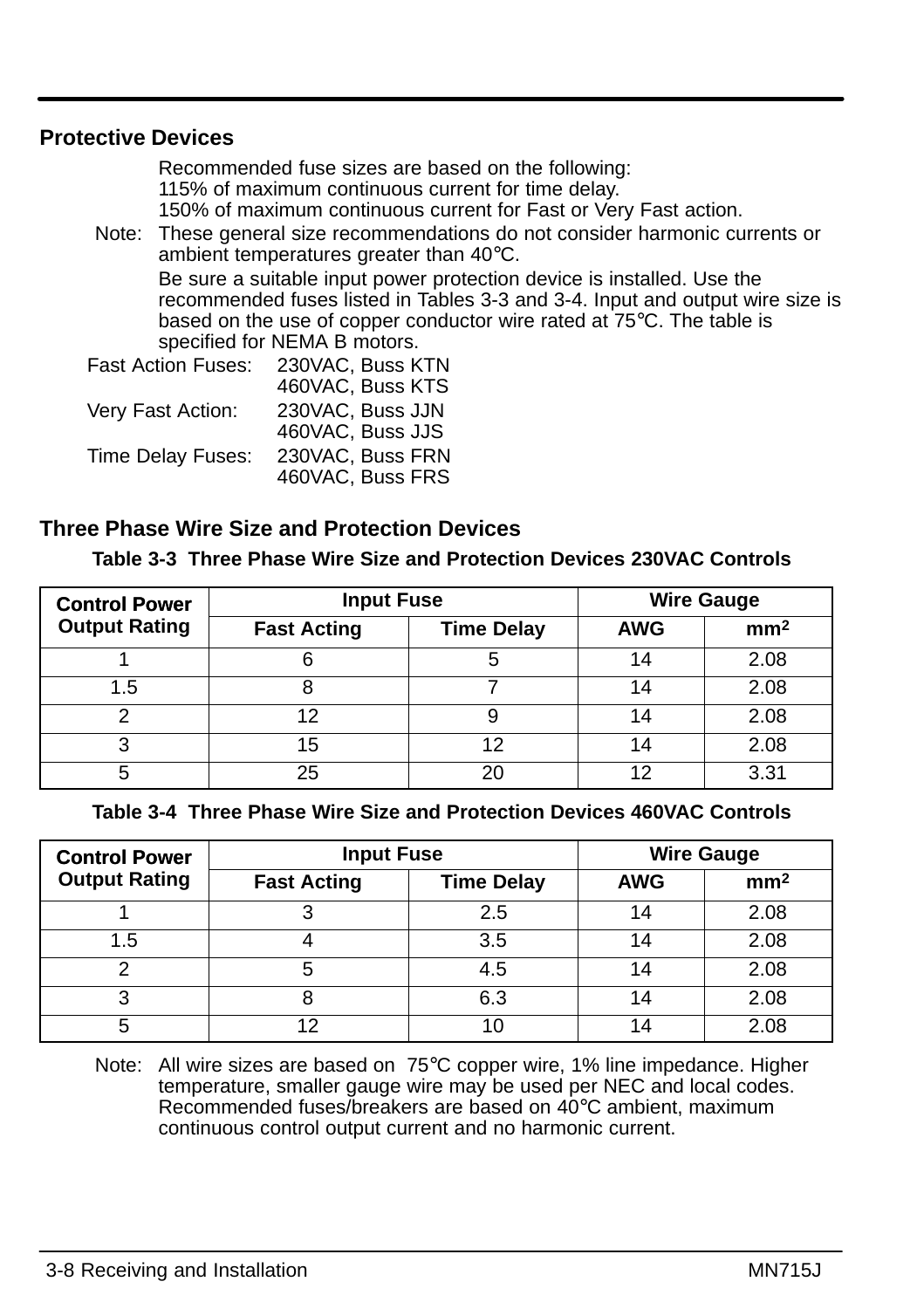## Protective Devices

Recommended fuse sizes are based on the following:
115% of maximum continuous current for time delay.
150% of maximum continuous current for Fast or Very Fast action.

Note: These general size recommendations do not consider harmonic currents or ambient temperatures greater than 40°C.

Be sure a suitable input power protection device is installed. Use the recommended fuses listed in Tables 3-3 and 3-4. Input and output wire size is based on the use of copper conductor wire rated at 75°C. The table is specified for NEMA B motors.

Fast Action Fuses: 230VAC, Buss KTN
460VAC, Buss KTS

Very Fast Action: 230VAC, Buss JJN
460VAC, Buss JJS

Time Delay Fuses: 230VAC, Buss FRN
460VAC, Buss FRS

## Three Phase Wire Size and Protection Devices

**Table 3-3 Three Phase Wire Size and Protection Devices 230VAC Controls**

| Control Power Output Rating | Input Fuse | | Wire Gauge | |
|---|---|---|---|---|
| | Fast Acting | Time Delay | AWG | $mm^2$ |
| 1 | 6 | 5 | 14 | 2.08 |
| 1.5 | 8 | 7 | 14 | 2.08 |
| 2 | 12 | 9 | 14 | 2.08 |
| 3 | 15 | 12 | 14 | 2.08 |
| 5 | 25 | 20 | 12 | 3.31 |

**Table 3-4 Three Phase Wire Size and Protection Devices 460VAC Controls**

| Control Power Output Rating | Input Fuse | | Wire Gauge | |
|---|---|---|---|---|
| | Fast Acting | Time Delay | AWG | $mm^2$ |
| 1 | 3 | 2.5 | 14 | 2.08 |
| 1.5 | 4 | 3.5 | 14 | 2.08 |
| 2 | 5 | 4.5 | 14 | 2.08 |
| 3 | 8 | 6.3 | 14 | 2.08 |
| 5 | 12 | 10 | 14 | 2.08 |

Note: All wire sizes are based on 75°C copper wire, 1% line impedance. Higher temperature, smaller gauge wire may be used per NEC and local codes. Recommended fuses/breakers are based on 40°C ambient, maximum continuous control output current and no harmonic current.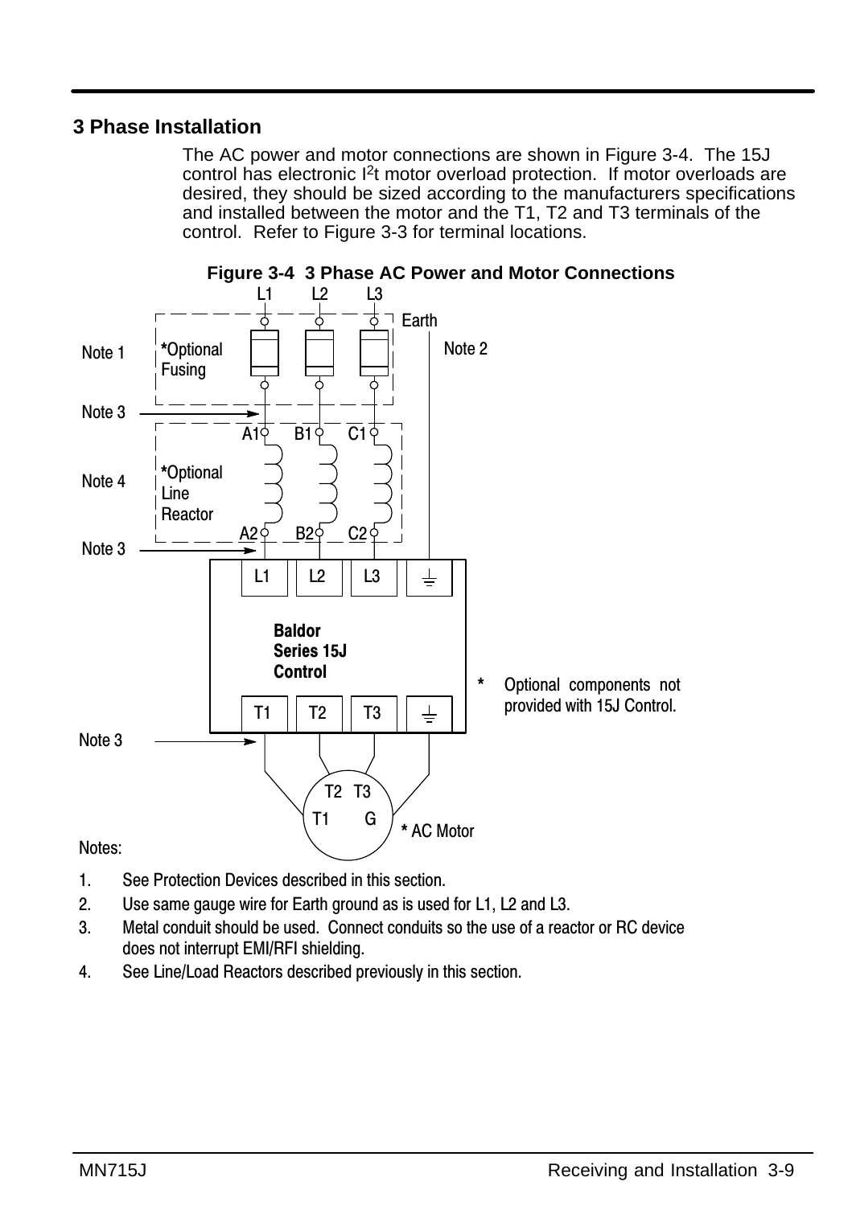### 3 Phase Installation

The AC power and motor connections are shown in Figure 3-4. The 15J control has electronic $I^2t$ motor overload protection. If motor overloads are desired, they should be sized according to the manufacturers specifications and installed between the motor and the T1, T2 and T3 terminals of the control. Refer to Figure 3-3 for terminal locations.

**Figure 3-4 3 Phase AC Power and Motor Connections**

L1 L2 L3

Earth

Note 1 — *Optional Fusing

Note 2

Note 3

A1 B1 C1

Note 4 — *Optional Line Reactor

A2 B2 C2

Note 3

L1 L2 L3

**Baldor Series 15J Control**

\* Optional components not provided with 15J Control.

T1 T2 T3

Note 3

T2 T3 T1 G

\* AC Motor

Notes:

1. See Protection Devices described in this section.
2. Use same gauge wire for Earth ground as is used for L1, L2 and L3.
3. Metal conduit should be used. Connect conduits so the use of a reactor or RC device does not interrupt EMI/RFI shielding.
4. See Line/Load Reactors described previously in this section.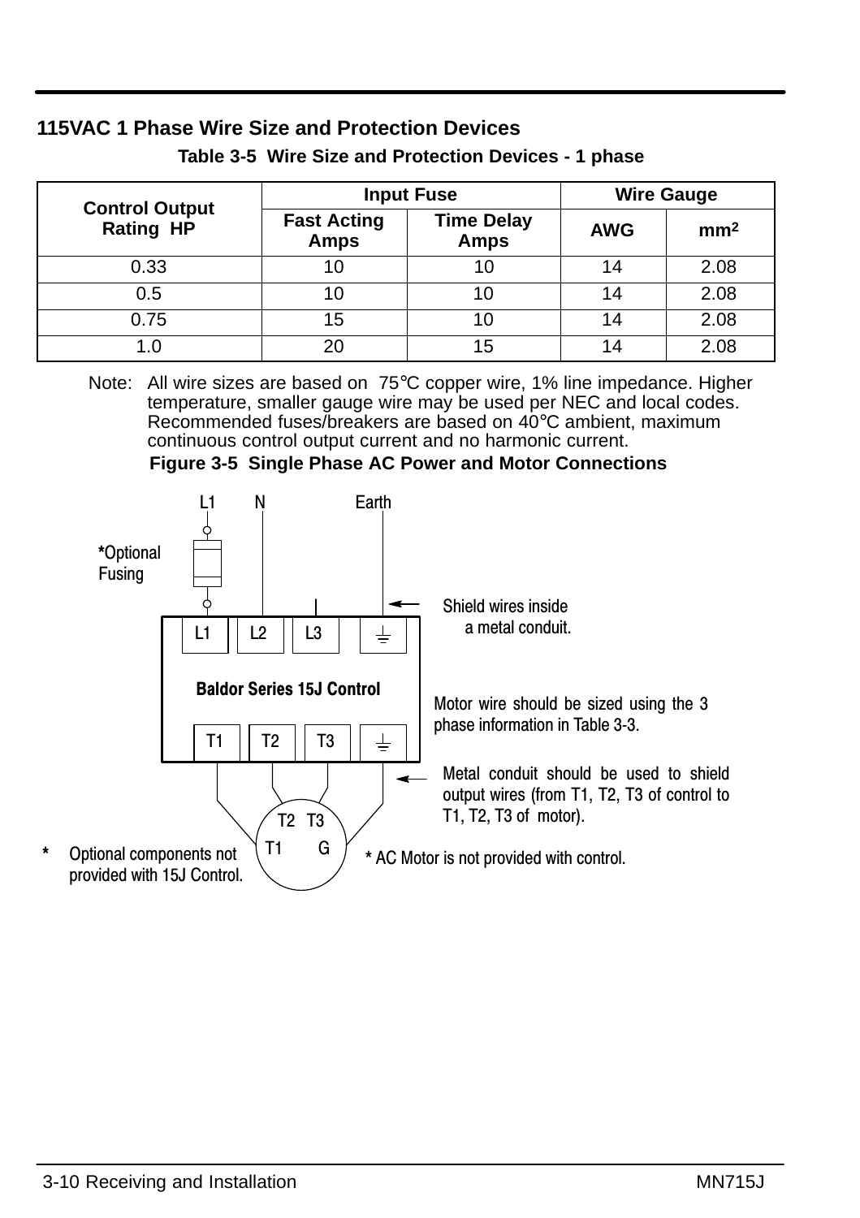## 115VAC 1 Phase Wire Size and Protection Devices

**Table 3-5 Wire Size and Protection Devices - 1 phase**

| Control Output Rating HP | Input Fuse | | Wire Gauge | |
|---|---|---|---|---|
| | Fast Acting Amps | Time Delay Amps | AWG | mm² |
| 0.33 | 10 | 10 | 14 | 2.08 |
| 0.5 | 10 | 10 | 14 | 2.08 |
| 0.75 | 15 | 10 | 14 | 2.08 |
| 1.0 | 20 | 15 | 14 | 2.08 |

Note: All wire sizes are based on 75°C copper wire, 1% line impedance. Higher temperature, smaller gauge wire may be used per NEC and local codes. Recommended fuses/breakers are based on 40°C ambient, maximum continuous control output current and no harmonic current.

**Figure 3-5 Single Phase AC Power and Motor Connections**

L1 N Earth

*Optional Fusing

Shield wires inside a metal conduit.

L1 L2 L3

Baldor Series 15J Control

T1 T2 T3

Motor wire should be sized using the 3 phase information in Table 3-3.

Metal conduit should be used to shield output wires (from T1, T2, T3 of control to T1, T2, T3 of motor).

T2 T3 T1 G

* Optional components not provided with 15J Control.

* AC Motor is not provided with control.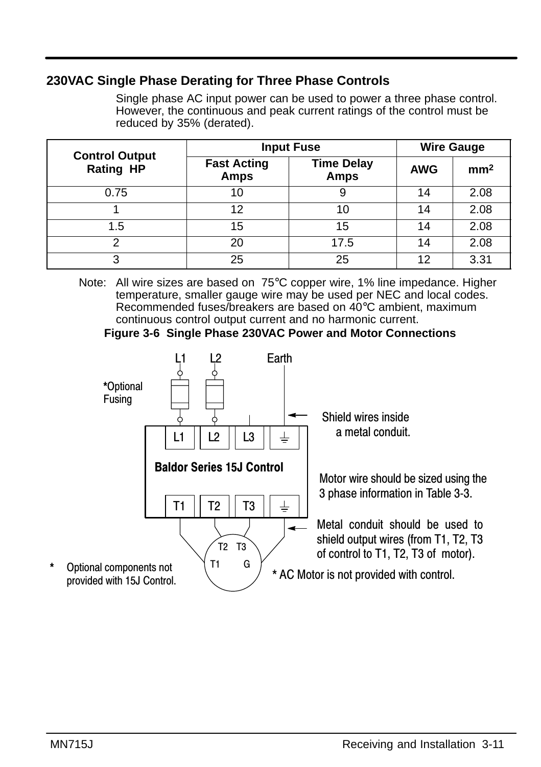## 230VAC Single Phase Derating for Three Phase Controls

Single phase AC input power can be used to power a three phase control. However, the continuous and peak current ratings of the control must be reduced by 35% (derated).

| Control Output Rating HP | Input Fuse | | Wire Gauge | |
|---|---|---|---|---|
| | Fast Acting Amps | Time Delay Amps | AWG | $mm^2$ |
| 0.75 | 10 | 9 | 14 | 2.08 |
| 1 | 12 | 10 | 14 | 2.08 |
| 1.5 | 15 | 15 | 14 | 2.08 |
| 2 | 20 | 17.5 | 14 | 2.08 |
| 3 | 25 | 25 | 12 | 3.31 |

Note: All wire sizes are based on 75°C copper wire, 1% line impedance. Higher temperature, smaller gauge wire may be used per NEC and local codes. Recommended fuses/breakers are based on 40°C ambient, maximum continuous control output current and no harmonic current.

**Figure 3-6 Single Phase 230VAC Power and Motor Connections**

L1 L2 Earth

*Optional Fusing

Shield wires inside a metal conduit.

L1 L2 L3

Baldor Series 15J Control

T1 T2 T3

Motor wire should be sized using the 3 phase information in Table 3-3.

Metal conduit should be used to shield output wires (from T1, T2, T3 of control to T1, T2, T3 of motor).

T2 T3 T1 G

* Optional components not provided with 15J Control.

* AC Motor is not provided with control.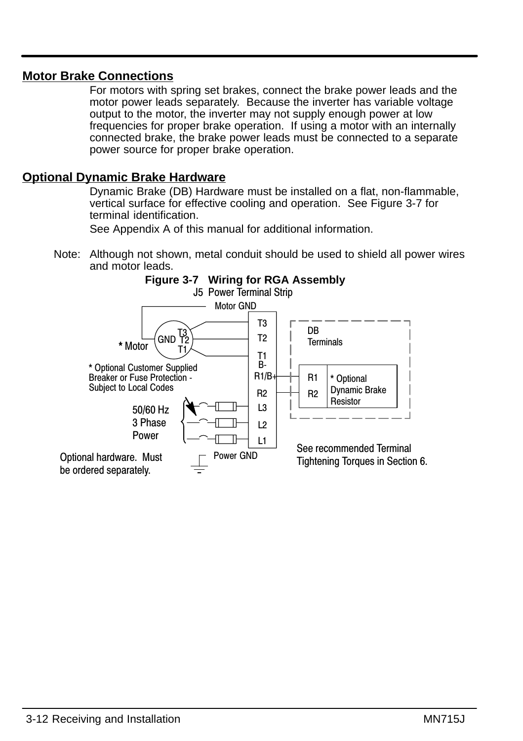## Motor Brake Connections

For motors with spring set brakes, connect the brake power leads and the motor power leads separately. Because the inverter has variable voltage output to the motor, the inverter may not supply enough power at low frequencies for proper brake operation. If using a motor with an internally connected brake, the brake power leads must be connected to a separate power source for proper brake operation.

## Optional Dynamic Brake Hardware

Dynamic Brake (DB) Hardware must be installed on a flat, non-flammable, vertical surface for effective cooling and operation. See Figure 3-7 for terminal identification.

See Appendix A of this manual for additional information.

Note: Although not shown, metal conduit should be used to shield all power wires and motor leads.

**Figure 3-7 Wiring for RGA Assembly**

J5 Power Terminal Strip

Motor GND

T3
T2
T1
B-
R1/B+
R2
L3
L2
L1

GND T3 T2 T1

* Motor

DB Terminals

R1
R2

* Optional Dynamic Brake Resistor

* Optional Customer Supplied Breaker or Fuse Protection - Subject to Local Codes

50/60 Hz 3 Phase Power

Power GND

Optional hardware. Must be ordered separately.

See recommended Terminal Tightening Torques in Section 6.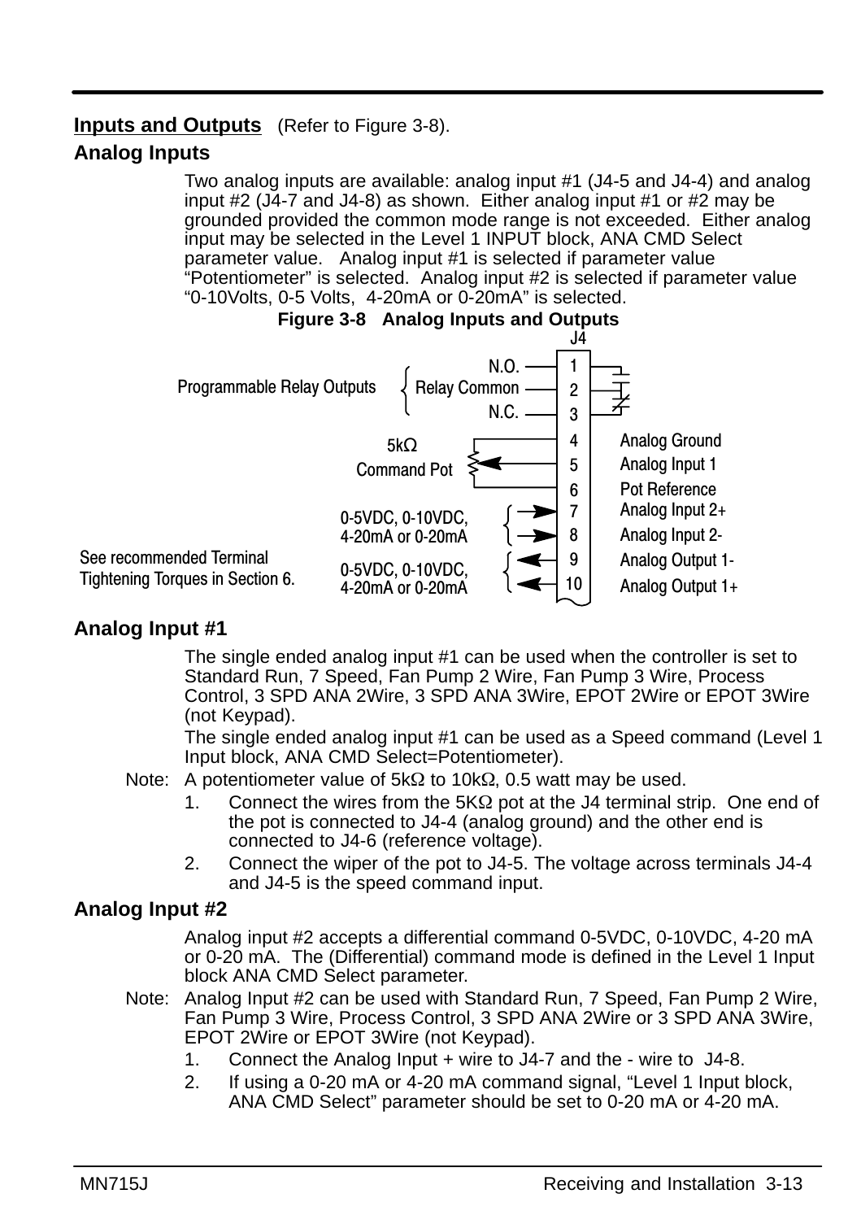## Inputs and Outputs (Refer to Figure 3-8).

### Analog Inputs

Two analog inputs are available: analog input #1 (J4-5 and J4-4) and analog input #2 (J4-7 and J4-8) as shown. Either analog input #1 or #2 may be grounded provided the common mode range is not exceeded. Either analog input may be selected in the Level 1 INPUT block, ANA CMD Select parameter value. Analog input #1 is selected if parameter value “Potentiometer” is selected. Analog input #2 is selected if parameter value “0-10Volts, 0-5 Volts, 4-20mA or 0-20mA” is selected.

**Figure 3-8 Analog Inputs and Outputs**

J4

| Function | Signal | J4 Terminal | Description |
|---|---|---|---|
| Programmable Relay Outputs | N.O. | 1 | |
| | Relay Common | 2 | |
| | N.C. | 3 | |
| 5kΩ Command Pot | | 4 | Analog Ground |
| | | 5 | Analog Input 1 |
| | | 6 | Pot Reference |
| 0-5VDC, 0-10VDC, 4-20mA or 0-20mA | | 7 | Analog Input 2+ |
| | | 8 | Analog Input 2- |
| 0-5VDC, 0-10VDC, 4-20mA or 0-20mA | | 9 | Analog Output 1- |
| | | 10 | Analog Output 1+ |

See recommended Terminal Tightening Torques in Section 6.

### Analog Input #1

The single ended analog input #1 can be used when the controller is set to Standard Run, 7 Speed, Fan Pump 2 Wire, Fan Pump 3 Wire, Process Control, 3 SPD ANA 2Wire, 3 SPD ANA 3Wire, EPOT 2Wire or EPOT 3Wire (not Keypad).

The single ended analog input #1 can be used as a Speed command (Level 1 Input block, ANA CMD Select=Potentiometer).

Note: A potentiometer value of 5kΩ to 10kΩ, 0.5 watt may be used.

1. Connect the wires from the 5KΩ pot at the J4 terminal strip. One end of the pot is connected to J4-4 (analog ground) and the other end is connected to J4-6 (reference voltage).
2. Connect the wiper of the pot to J4-5. The voltage across terminals J4-4 and J4-5 is the speed command input.

### Analog Input #2

Analog input #2 accepts a differential command 0-5VDC, 0-10VDC, 4-20 mA or 0-20 mA. The (Differential) command mode is defined in the Level 1 Input block ANA CMD Select parameter.

Note: Analog Input #2 can be used with Standard Run, 7 Speed, Fan Pump 2 Wire, Fan Pump 3 Wire, Process Control, 3 SPD ANA 2Wire or 3 SPD ANA 3Wire, EPOT 2Wire or EPOT 3Wire (not Keypad).

1. Connect the Analog Input + wire to J4-7 and the - wire to J4-8.
2. If using a 0-20 mA or 4-20 mA command signal, “Level 1 Input block, ANA CMD Select” parameter should be set to 0-20 mA or 4-20 mA.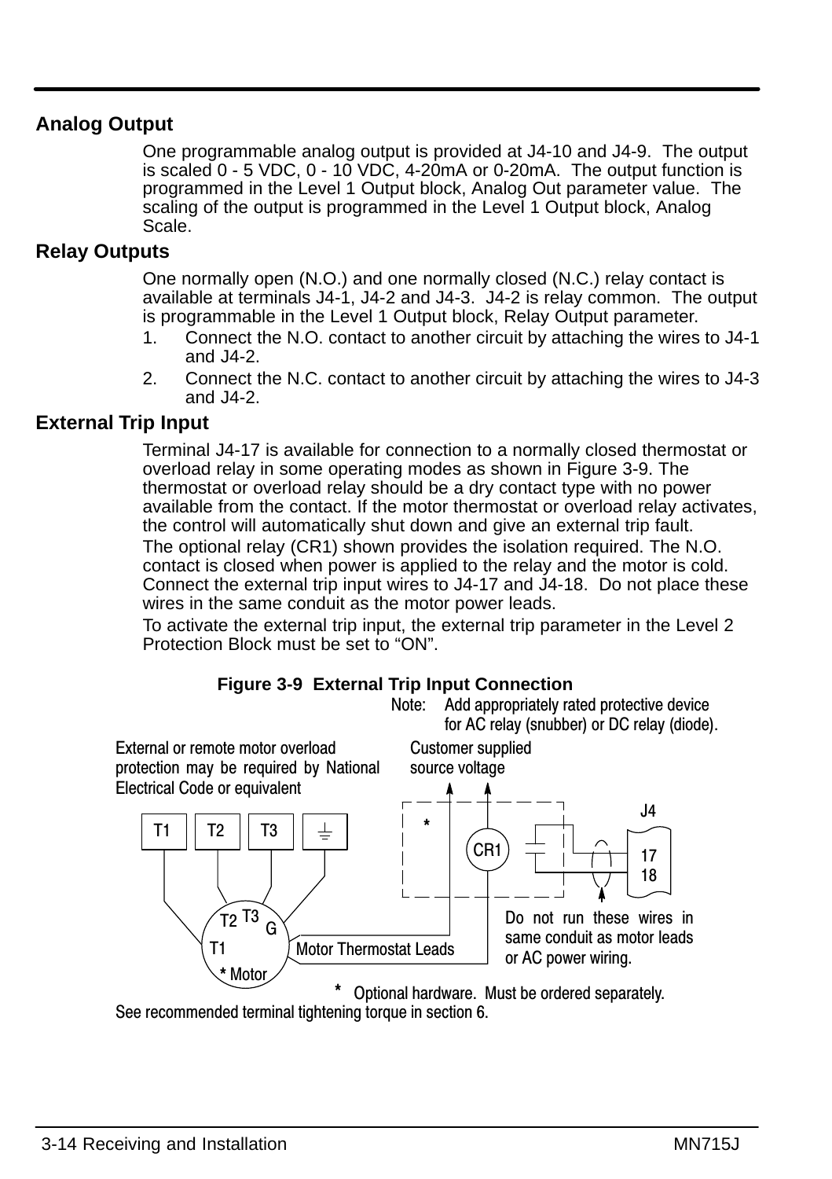## Analog Output

One programmable analog output is provided at J4-10 and J4-9. The output is scaled 0 - 5 VDC, 0 - 10 VDC, 4-20mA or 0-20mA. The output function is programmed in the Level 1 Output block, Analog Out parameter value. The scaling of the output is programmed in the Level 1 Output block, Analog Scale.

## Relay Outputs

One normally open (N.O.) and one normally closed (N.C.) relay contact is available at terminals J4-1, J4-2 and J4-3. J4-2 is relay common. The output is programmable in the Level 1 Output block, Relay Output parameter.

1. Connect the N.O. contact to another circuit by attaching the wires to J4-1 and J4-2.
2. Connect the N.C. contact to another circuit by attaching the wires to J4-3 and J4-2.

## External Trip Input

Terminal J4-17 is available for connection to a normally closed thermostat or overload relay in some operating modes as shown in Figure 3-9. The thermostat or overload relay should be a dry contact type with no power available from the contact. If the motor thermostat or overload relay activates, the control will automatically shut down and give an external trip fault.

The optional relay (CR1) shown provides the isolation required. The N.O. contact is closed when power is applied to the relay and the motor is cold. Connect the external trip input wires to J4-17 and J4-18. Do not place these wires in the same conduit as the motor power leads.

To activate the external trip input, the external trip parameter in the Level 2 Protection Block must be set to "ON".

**Figure 3-9 External Trip Input Connection**

Note: Add appropriately rated protective device for AC relay (snubber) or DC relay (diode).

External or remote motor overload protection may be required by National Electrical Code or equivalent

Customer supplied source voltage

T1 T2 T3 G

CR1

J4 17 18

* Motor

Motor Thermostat Leads

Do not run these wires in same conduit as motor leads or AC power wiring.

* Optional hardware. Must be ordered separately.

See recommended terminal tightening torque in section 6.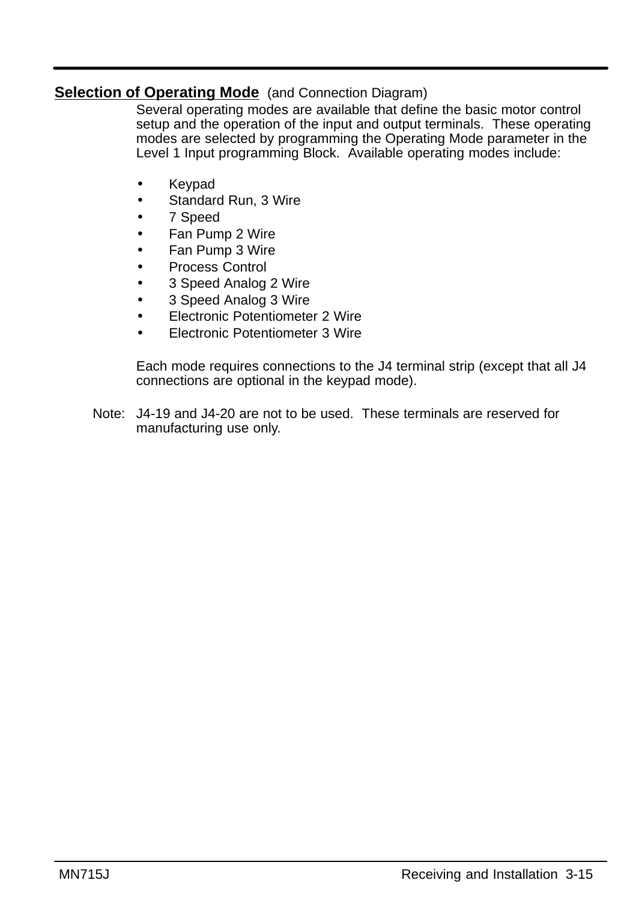## Selection of Operating Mode (and Connection Diagram)

Several operating modes are available that define the basic motor control setup and the operation of the input and output terminals. These operating modes are selected by programming the Operating Mode parameter in the Level 1 Input programming Block. Available operating modes include:

- Keypad
- Standard Run, 3 Wire
- 7 Speed
- Fan Pump 2 Wire
- Fan Pump 3 Wire
- Process Control
- 3 Speed Analog 2 Wire
- 3 Speed Analog 3 Wire
- Electronic Potentiometer 2 Wire
- Electronic Potentiometer 3 Wire

Each mode requires connections to the J4 terminal strip (except that all J4 connections are optional in the keypad mode).

Note: J4-19 and J4-20 are not to be used. These terminals are reserved for manufacturing use only.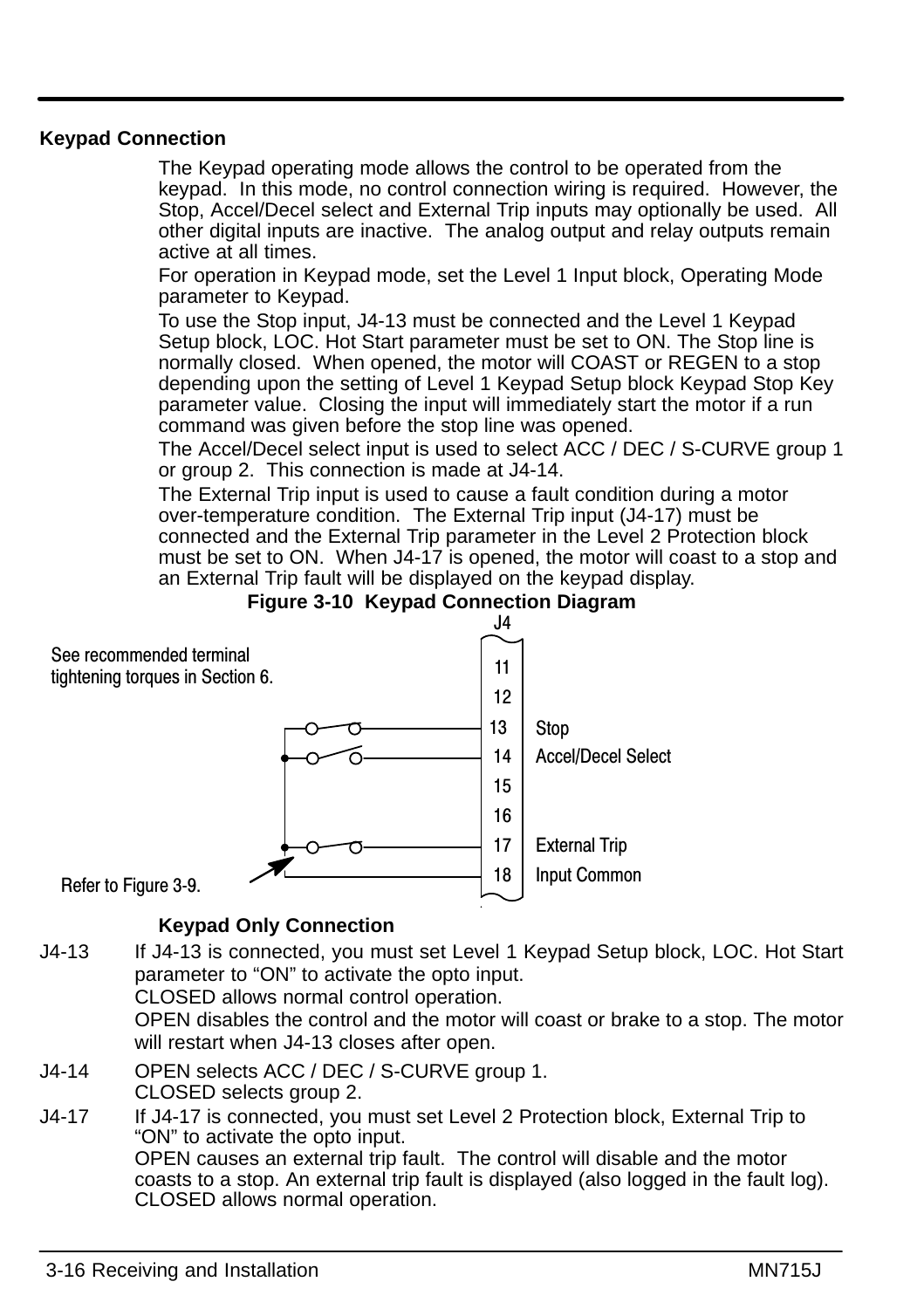## Keypad Connection

The Keypad operating mode allows the control to be operated from the keypad. In this mode, no control connection wiring is required. However, the Stop, Accel/Decel select and External Trip inputs may optionally be used. All other digital inputs are inactive. The analog output and relay outputs remain active at all times.

For operation in Keypad mode, set the Level 1 Input block, Operating Mode parameter to Keypad.

To use the Stop input, J4-13 must be connected and the Level 1 Keypad Setup block, LOC. Hot Start parameter must be set to ON. The Stop line is normally closed. When opened, the motor will COAST or REGEN to a stop depending upon the setting of Level 1 Keypad Setup block Keypad Stop Key parameter value. Closing the input will immediately start the motor if a run command was given before the stop line was opened.

The Accel/Decel select input is used to select ACC / DEC / S-CURVE group 1 or group 2. This connection is made at J4-14.

The External Trip input is used to cause a fault condition during a motor over-temperature condition. The External Trip input (J4-17) must be connected and the External Trip parameter in the Level 2 Protection block must be set to ON. When J4-17 is opened, the motor will coast to a stop and an External Trip fault will be displayed on the keypad display.

**Figure 3-10 Keypad Connection Diagram**

J4

See recommended terminal tightening torques in Section 6.

| J4 | Function |
|---|---|
| 11 | |
| 12 | |
| 13 | Stop |
| 14 | Accel/Decel Select |
| 15 | |
| 16 | |
| 17 | External Trip |
| 18 | Input Common |

Refer to Figure 3-9.

### Keypad Only Connection

J4-13 If J4-13 is connected, you must set Level 1 Keypad Setup block, LOC. Hot Start parameter to "ON" to activate the opto input.
CLOSED allows normal control operation.
OPEN disables the control and the motor will coast or brake to a stop. The motor will restart when J4-13 closes after open.

J4-14 OPEN selects ACC / DEC / S-CURVE group 1.
CLOSED selects group 2.

J4-17 If J4-17 is connected, you must set Level 2 Protection block, External Trip to "ON" to activate the opto input.
OPEN causes an external trip fault. The control will disable and the motor coasts to a stop. An external trip fault is displayed (also logged in the fault log).
CLOSED allows normal operation.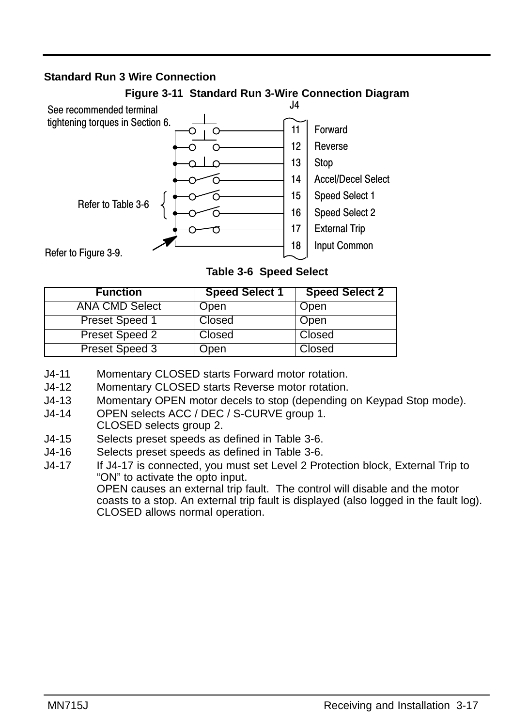## Standard Run 3 Wire Connection

**Figure 3-11 Standard Run 3-Wire Connection Diagram**

See recommended terminal tightening torques in Section 6.

J4

| Terminal | Function |
|---|---|
| 11 | Forward |
| 12 | Reverse |
| 13 | Stop |
| 14 | Accel/Decel Select |
| 15 | Speed Select 1 |
| 16 | Speed Select 2 |
| 17 | External Trip |
| 18 | Input Common |

Refer to Table 3-6

Refer to Figure 3-9.

**Table 3-6 Speed Select**

| Function | Speed Select 1 | Speed Select 2 |
|---|---|---|
| ANA CMD Select | Open | Open |
| Preset Speed 1 | Closed | Open |
| Preset Speed 2 | Closed | Closed |
| Preset Speed 3 | Open | Closed |

J4-11 Momentary CLOSED starts Forward motor rotation.

J4-12 Momentary CLOSED starts Reverse motor rotation.

J4-13 Momentary OPEN motor decels to stop (depending on Keypad Stop mode).

J4-14 OPEN selects ACC / DEC / S-CURVE group 1.
CLOSED selects group 2.

J4-15 Selects preset speeds as defined in Table 3-6.

J4-16 Selects preset speeds as defined in Table 3-6.

J4-17 If J4-17 is connected, you must set Level 2 Protection block, External Trip to "ON" to activate the opto input.
OPEN causes an external trip fault. The control will disable and the motor coasts to a stop. An external trip fault is displayed (also logged in the fault log).
CLOSED allows normal operation.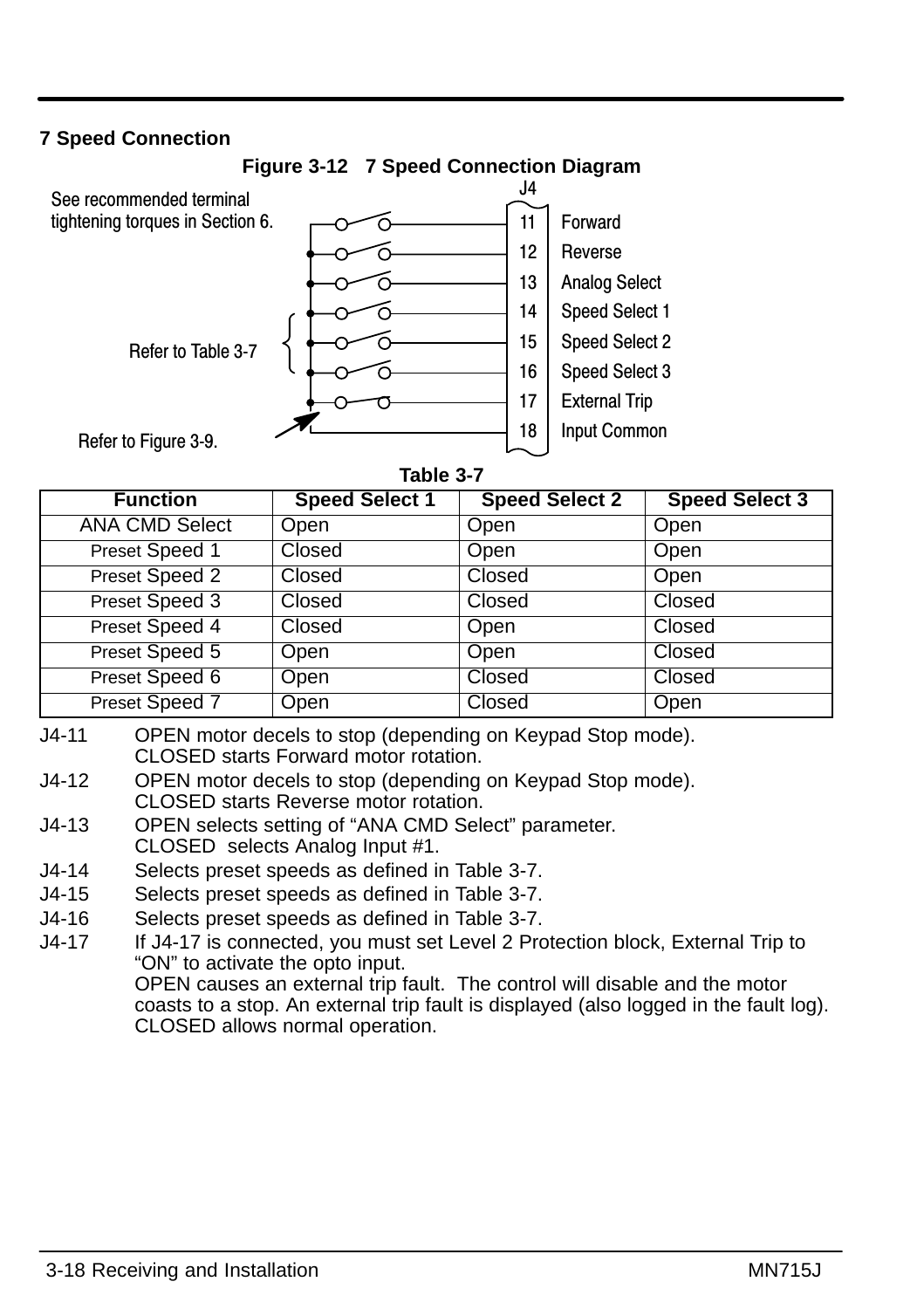### 7 Speed Connection

**Figure 3-12   7 Speed Connection Diagram**

See recommended terminal tightening torques in Section 6.

J4

| Terminal | Function |
|---|---|
| 11 | Forward |
| 12 | Reverse |
| 13 | Analog Select |
| 14 | Speed Select 1 |
| 15 | Speed Select 2 |
| 16 | Speed Select 3 |
| 17 | External Trip |
| 18 | Input Common |

Refer to Table 3-7

Refer to Figure 3-9.

**Table 3-7**

| Function | Speed Select 1 | Speed Select 2 | Speed Select 3 |
|---|---|---|---|
| ANA CMD Select | Open | Open | Open |
| Preset Speed 1 | Closed | Open | Open |
| Preset Speed 2 | Closed | Closed | Open |
| Preset Speed 3 | Closed | Closed | Closed |
| Preset Speed 4 | Closed | Open | Closed |
| Preset Speed 5 | Open | Open | Closed |
| Preset Speed 6 | Open | Closed | Closed |
| Preset Speed 7 | Open | Closed | Open |

J4-11 OPEN motor decels to stop (depending on Keypad Stop mode).
CLOSED starts Forward motor rotation.

J4-12 OPEN motor decels to stop (depending on Keypad Stop mode).
CLOSED starts Reverse motor rotation.

J4-13 OPEN selects setting of “ANA CMD Select” parameter.
CLOSED selects Analog Input #1.

J4-14 Selects preset speeds as defined in Table 3-7.

J4-15 Selects preset speeds as defined in Table 3-7.

J4-16 Selects preset speeds as defined in Table 3-7.

J4-17 If J4-17 is connected, you must set Level 2 Protection block, External Trip to “ON” to activate the opto input.
OPEN causes an external trip fault. The control will disable and the motor coasts to a stop. An external trip fault is displayed (also logged in the fault log).
CLOSED allows normal operation.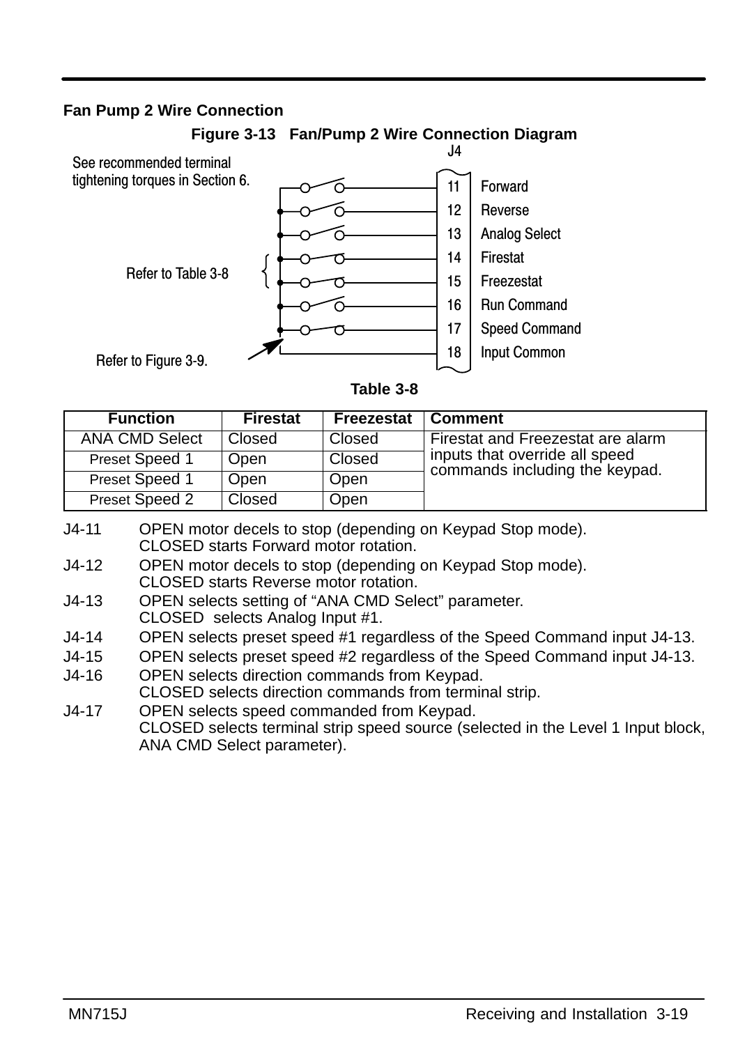## Fan Pump 2 Wire Connection

**Figure 3-13 Fan/Pump 2 Wire Connection Diagram**

See recommended terminal tightening torques in Section 6.

Refer to Table 3-8

Refer to Figure 3-9.

| J4 | |
|---|---|
| 11 | Forward |
| 12 | Reverse |
| 13 | Analog Select |
| 14 | Firestat |
| 15 | Freezestat |
| 16 | Run Command |
| 17 | Speed Command |
| 18 | Input Common |

**Table 3-8**

| Function | Firestat | Freezestat | Comment |
|---|---|---|---|
| ANA CMD Select | Closed | Closed | Firestat and Freezestat are alarm inputs that override all speed commands including the keypad. |
| Preset Speed 1 | Open | Closed | |
| Preset Speed 1 | Open | Open | |
| Preset Speed 2 | Closed | Open | |

J4-11 OPEN motor decels to stop (depending on Keypad Stop mode).
CLOSED starts Forward motor rotation.

J4-12 OPEN motor decels to stop (depending on Keypad Stop mode).
CLOSED starts Reverse motor rotation.

J4-13 OPEN selects setting of “ANA CMD Select” parameter.
CLOSED selects Analog Input #1.

J4-14 OPEN selects preset speed #1 regardless of the Speed Command input J4-13.

J4-15 OPEN selects preset speed #2 regardless of the Speed Command input J4-13.

J4-16 OPEN selects direction commands from Keypad.
CLOSED selects direction commands from terminal strip.

J4-17 OPEN selects speed commanded from Keypad.
CLOSED selects terminal strip speed source (selected in the Level 1 Input block, ANA CMD Select parameter).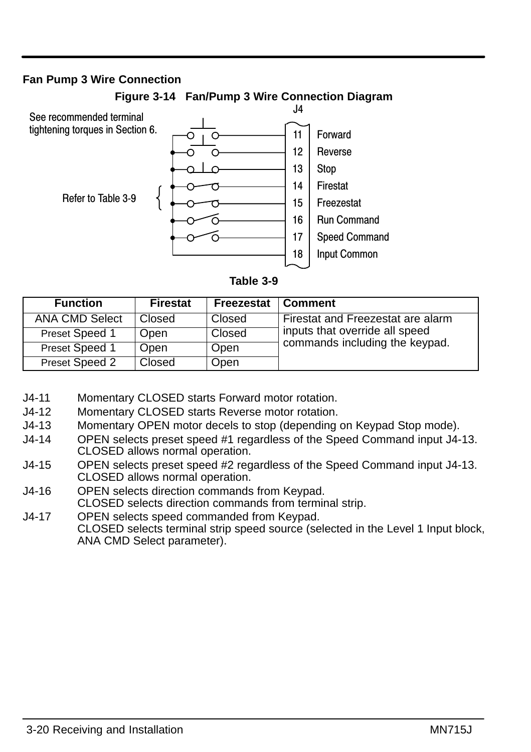### Fan Pump 3 Wire Connection

**Figure 3-14 Fan/Pump 3 Wire Connection Diagram**

See recommended terminal tightening torques in Section 6.

Refer to Table 3-9

J4

| Terminal | Function |
|---|---|
| 11 | Forward |
| 12 | Reverse |
| 13 | Stop |
| 14 | Firestat |
| 15 | Freezestat |
| 16 | Run Command |
| 17 | Speed Command |
| 18 | Input Common |

**Table 3-9**

| Function | Firestat | Freezestat | Comment |
|---|---|---|---|
| ANA CMD Select | Closed | Closed | Firestat and Freezestat are alarm inputs that override all speed commands including the keypad. |
| Preset Speed 1 | Open | Closed | |
| Preset Speed 1 | Open | Open | |
| Preset Speed 2 | Closed | Open | |

J4-11 Momentary CLOSED starts Forward motor rotation.

J4-12 Momentary CLOSED starts Reverse motor rotation.

J4-13 Momentary OPEN motor decels to stop (depending on Keypad Stop mode).

J4-14 OPEN selects preset speed #1 regardless of the Speed Command input J4-13. CLOSED allows normal operation.

J4-15 OPEN selects preset speed #2 regardless of the Speed Command input J4-13. CLOSED allows normal operation.

J4-16 OPEN selects direction commands from Keypad. CLOSED selects direction commands from terminal strip.

J4-17 OPEN selects speed commanded from Keypad. CLOSED selects terminal strip speed source (selected in the Level 1 Input block, ANA CMD Select parameter).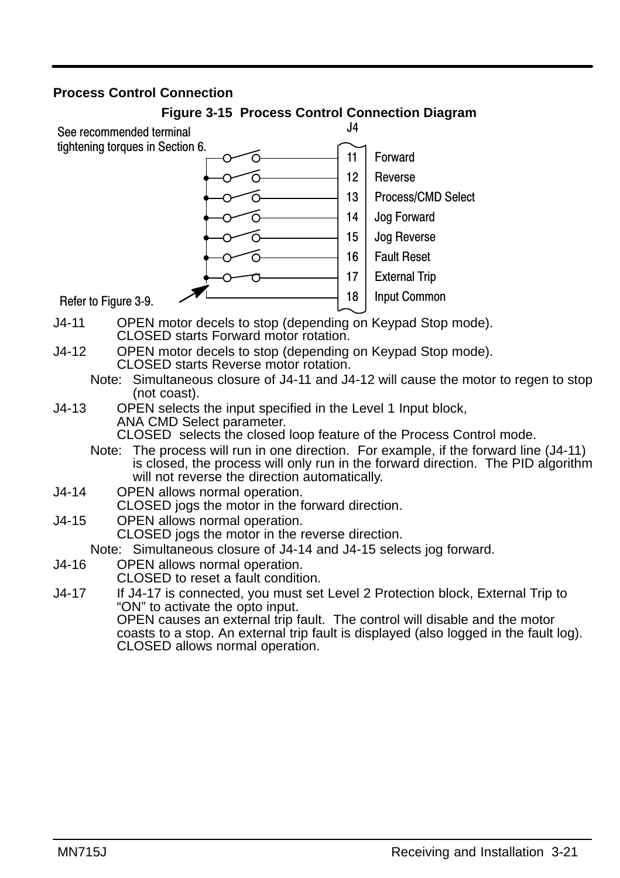### Process Control Connection

**Figure 3-15 Process Control Connection Diagram**

See recommended terminal tightening torques in Section 6.

J4

| Terminal | Function |
|---|---|
| 11 | Forward |
| 12 | Reverse |
| 13 | Process/CMD Select |
| 14 | Jog Forward |
| 15 | Jog Reverse |
| 16 | Fault Reset |
| 17 | External Trip |
| 18 | Input Common |

Refer to Figure 3-9.

J4-11 OPEN motor decels to stop (depending on Keypad Stop mode).
CLOSED starts Forward motor rotation.

J4-12 OPEN motor decels to stop (depending on Keypad Stop mode).
CLOSED starts Reverse motor rotation.

Note: Simultaneous closure of J4-11 and J4-12 will cause the motor to regen to stop (not coast).

J4-13 OPEN selects the input specified in the Level 1 Input block, ANA CMD Select parameter.
CLOSED selects the closed loop feature of the Process Control mode.

Note: The process will run in one direction. For example, if the forward line (J4-11) is closed, the process will only run in the forward direction. The PID algorithm will not reverse the direction automatically.

J4-14 OPEN allows normal operation.
CLOSED jogs the motor in the forward direction.

J4-15 OPEN allows normal operation.
CLOSED jogs the motor in the reverse direction.

Note: Simultaneous closure of J4-14 and J4-15 selects jog forward.

J4-16 OPEN allows normal operation.
CLOSED to reset a fault condition.

J4-17 If J4-17 is connected, you must set Level 2 Protection block, External Trip to "ON" to activate the opto input.
OPEN causes an external trip fault. The control will disable and the motor coasts to a stop. An external trip fault is displayed (also logged in the fault log).
CLOSED allows normal operation.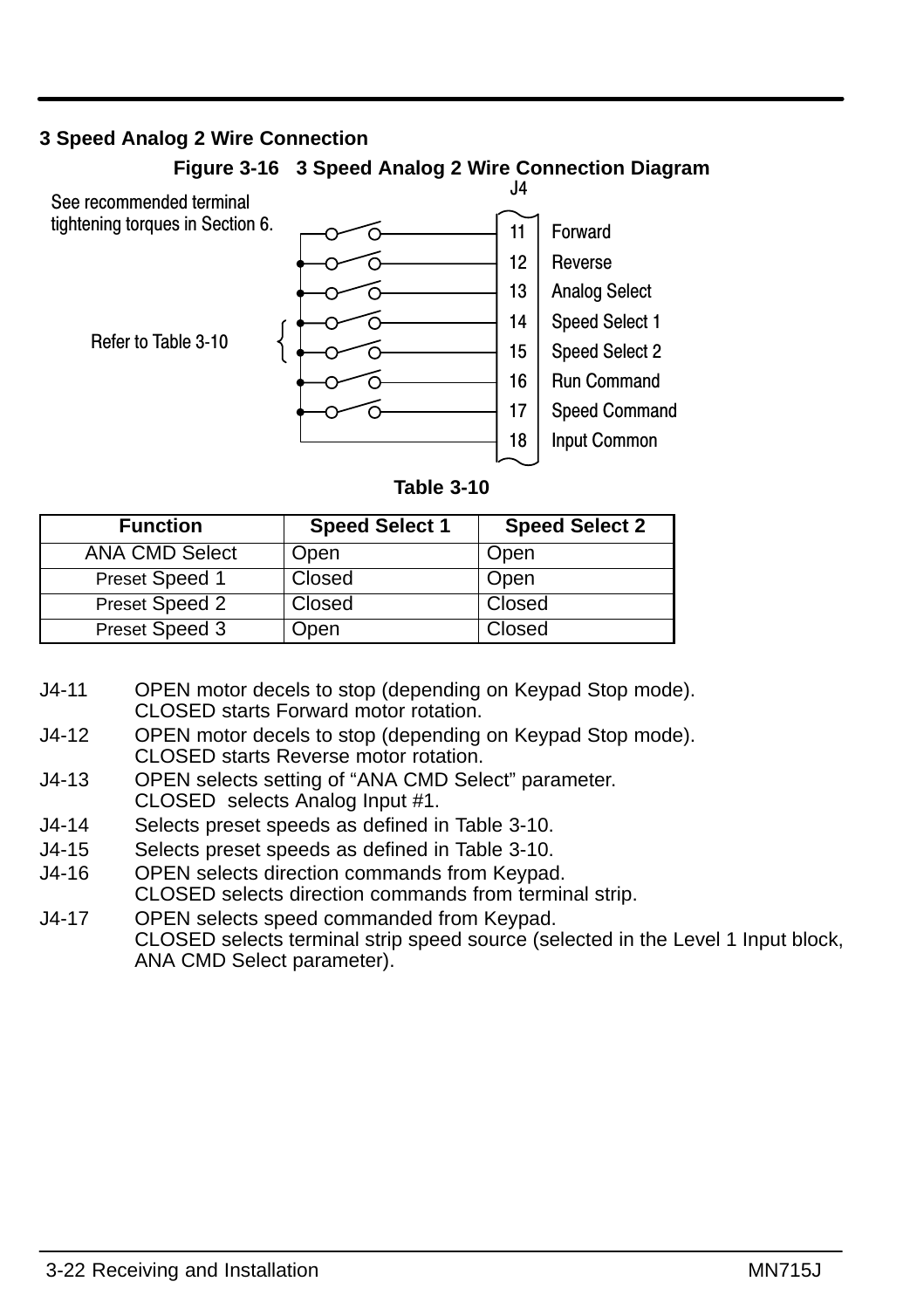### 3 Speed Analog 2 Wire Connection

**Figure 3-16 3 Speed Analog 2 Wire Connection Diagram**

See recommended terminal tightening torques in Section 6.

Refer to Table 3-10

J4

| Terminal | Function |
|---|---|
| 11 | Forward |
| 12 | Reverse |
| 13 | Analog Select |
| 14 | Speed Select 1 |
| 15 | Speed Select 2 |
| 16 | Run Command |
| 17 | Speed Command |
| 18 | Input Common |

**Table 3-10**

| Function | Speed Select 1 | Speed Select 2 |
|---|---|---|
| ANA CMD Select | Open | Open |
| Preset Speed 1 | Closed | Open |
| Preset Speed 2 | Closed | Closed |
| Preset Speed 3 | Open | Closed |

J4-11 OPEN motor decels to stop (depending on Keypad Stop mode).
CLOSED starts Forward motor rotation.

J4-12 OPEN motor decels to stop (depending on Keypad Stop mode).
CLOSED starts Reverse motor rotation.

J4-13 OPEN selects setting of “ANA CMD Select” parameter.
CLOSED selects Analog Input #1.

J4-14 Selects preset speeds as defined in Table 3-10.

J4-15 Selects preset speeds as defined in Table 3-10.

J4-16 OPEN selects direction commands from Keypad.
CLOSED selects direction commands from terminal strip.

J4-17 OPEN selects speed commanded from Keypad.
CLOSED selects terminal strip speed source (selected in the Level 1 Input block, ANA CMD Select parameter).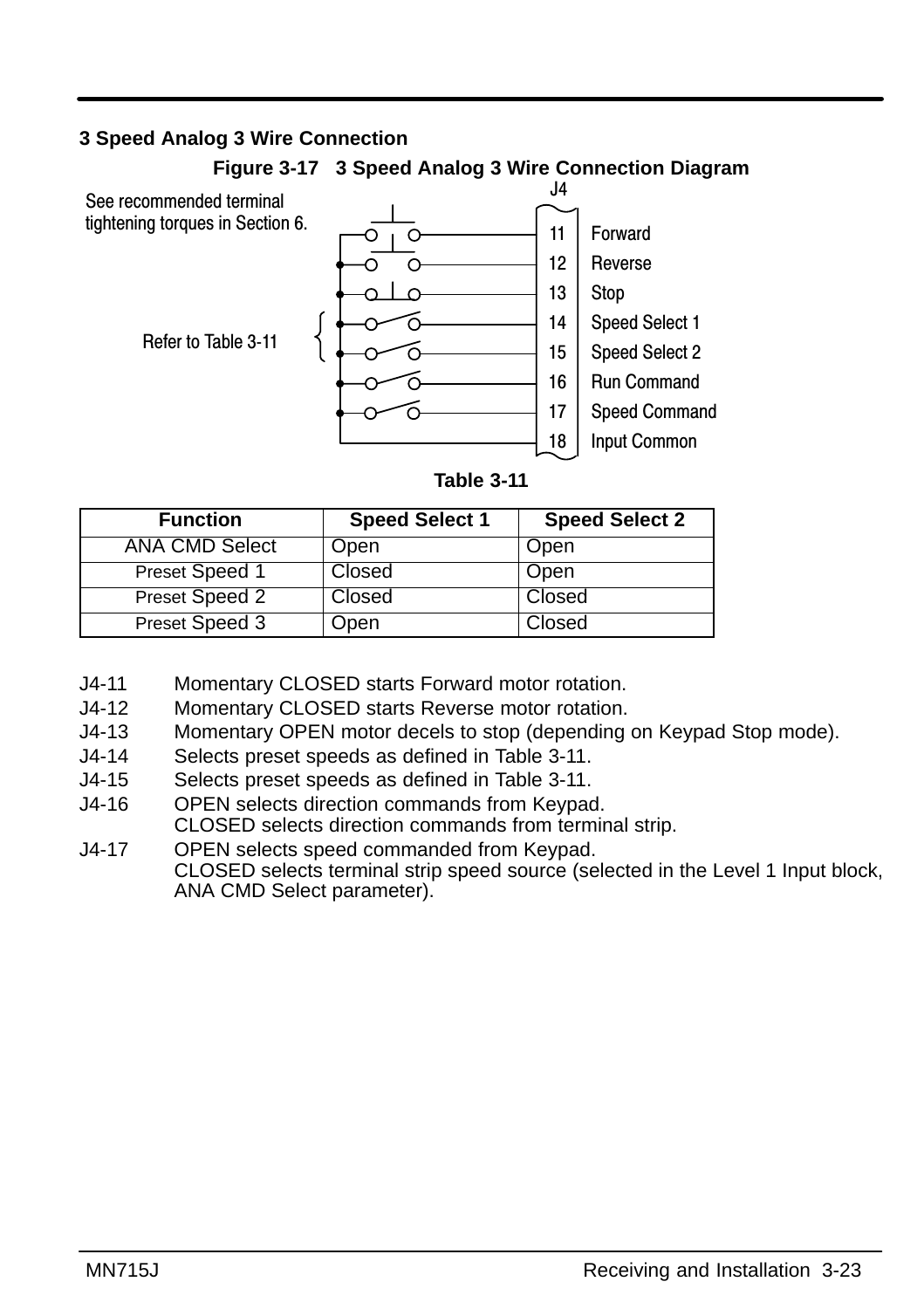### 3 Speed Analog 3 Wire Connection

**Figure 3-17 3 Speed Analog 3 Wire Connection Diagram**

See recommended terminal tightening torques in Section 6.

Refer to Table 3-11

J4

| Terminal | Function |
|---|---|
| 11 | Forward |
| 12 | Reverse |
| 13 | Stop |
| 14 | Speed Select 1 |
| 15 | Speed Select 2 |
| 16 | Run Command |
| 17 | Speed Command |
| 18 | Input Common |

**Table 3-11**

| Function | Speed Select 1 | Speed Select 2 |
|---|---|---|
| ANA CMD Select | Open | Open |
| Preset Speed 1 | Closed | Open |
| Preset Speed 2 | Closed | Closed |
| Preset Speed 3 | Open | Closed |

- J4-11 Momentary CLOSED starts Forward motor rotation.
- J4-12 Momentary CLOSED starts Reverse motor rotation.
- J4-13 Momentary OPEN motor decels to stop (depending on Keypad Stop mode).
- J4-14 Selects preset speeds as defined in Table 3-11.
- J4-15 Selects preset speeds as defined in Table 3-11.
- J4-16 OPEN selects direction commands from Keypad.
  CLOSED selects direction commands from terminal strip.
- J4-17 OPEN selects speed commanded from Keypad.
  CLOSED selects terminal strip speed source (selected in the Level 1 Input block, ANA CMD Select parameter).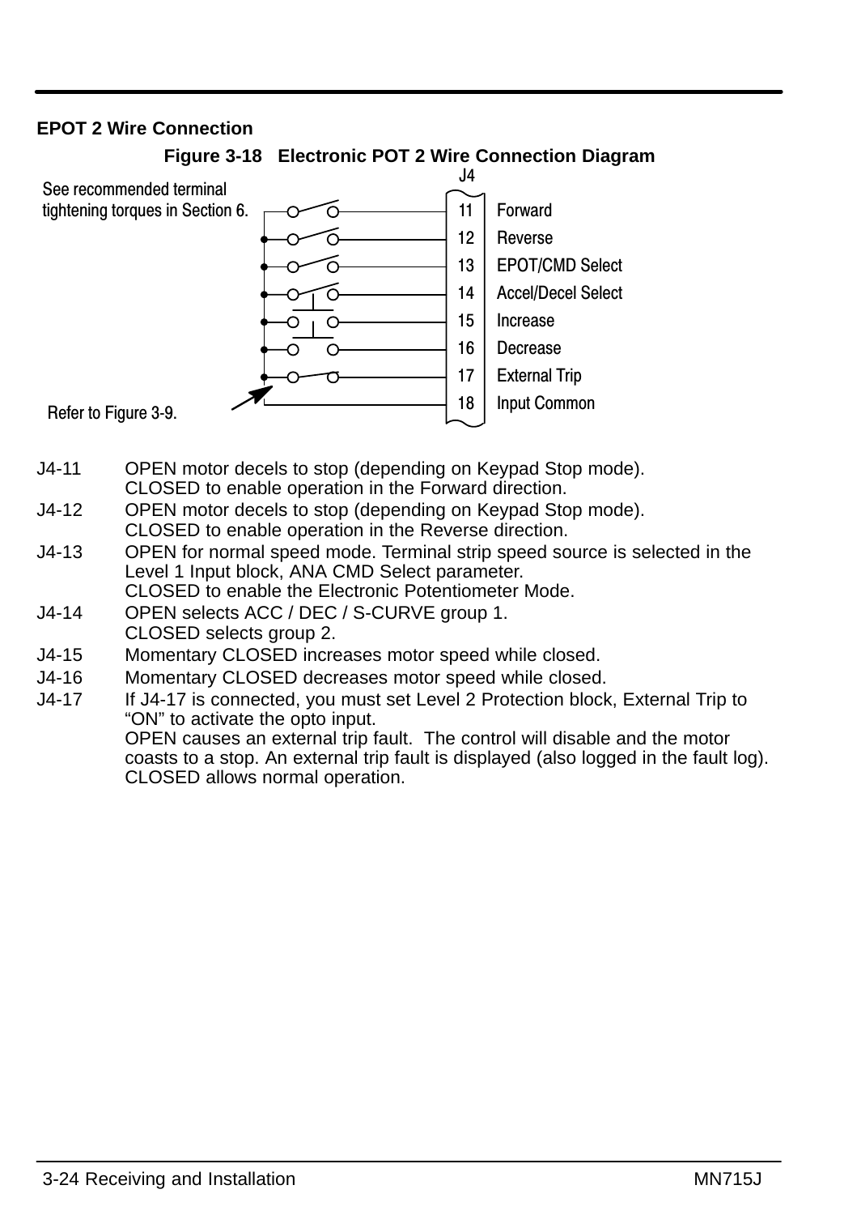## EPOT 2 Wire Connection

**Figure 3-18 Electronic POT 2 Wire Connection Diagram**

See recommended terminal tightening torques in Section 6.

J4

| Terminal | Function |
|---|---|
| 11 | Forward |
| 12 | Reverse |
| 13 | EPOT/CMD Select |
| 14 | Accel/Decel Select |
| 15 | Increase |
| 16 | Decrease |
| 17 | External Trip |
| 18 | Input Common |

Refer to Figure 3-9.

J4-11 OPEN motor decels to stop (depending on Keypad Stop mode).
CLOSED to enable operation in the Forward direction.

J4-12 OPEN motor decels to stop (depending on Keypad Stop mode).
CLOSED to enable operation in the Reverse direction.

J4-13 OPEN for normal speed mode. Terminal strip speed source is selected in the Level 1 Input block, ANA CMD Select parameter.
CLOSED to enable the Electronic Potentiometer Mode.

J4-14 OPEN selects ACC / DEC / S-CURVE group 1.
CLOSED selects group 2.

J4-15 Momentary CLOSED increases motor speed while closed.

J4-16 Momentary CLOSED decreases motor speed while closed.

J4-17 If J4-17 is connected, you must set Level 2 Protection block, External Trip to "ON" to activate the opto input.
OPEN causes an external trip fault. The control will disable and the motor coasts to a stop. An external trip fault is displayed (also logged in the fault log).
CLOSED allows normal operation.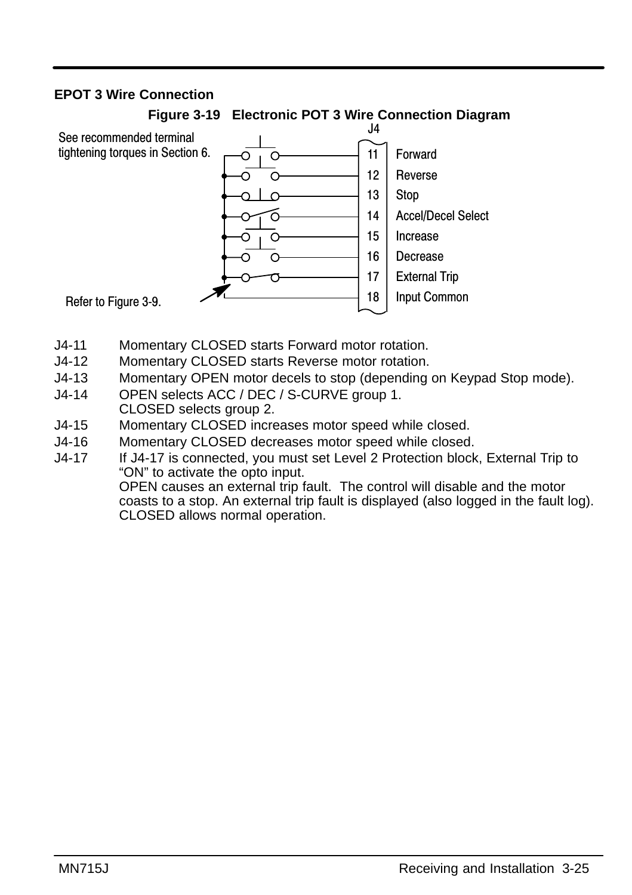### EPOT 3 Wire Connection

**Figure 3-19 Electronic POT 3 Wire Connection Diagram**

See recommended terminal tightening torques in Section 6.

J4

| | |
|---|---|
| 11 | Forward |
| 12 | Reverse |
| 13 | Stop |
| 14 | Accel/Decel Select |
| 15 | Increase |
| 16 | Decrease |
| 17 | External Trip |
| 18 | Input Common |

Refer to Figure 3-9.

J4-11 Momentary CLOSED starts Forward motor rotation.

J4-12 Momentary CLOSED starts Reverse motor rotation.

J4-13 Momentary OPEN motor decels to stop (depending on Keypad Stop mode).

J4-14 OPEN selects ACC / DEC / S-CURVE group 1.
CLOSED selects group 2.

J4-15 Momentary CLOSED increases motor speed while closed.

J4-16 Momentary CLOSED decreases motor speed while closed.

J4-17 If J4-17 is connected, you must set Level 2 Protection block, External Trip to "ON" to activate the opto input.
OPEN causes an external trip fault. The control will disable and the motor coasts to a stop. An external trip fault is displayed (also logged in the fault log).
CLOSED allows normal operation.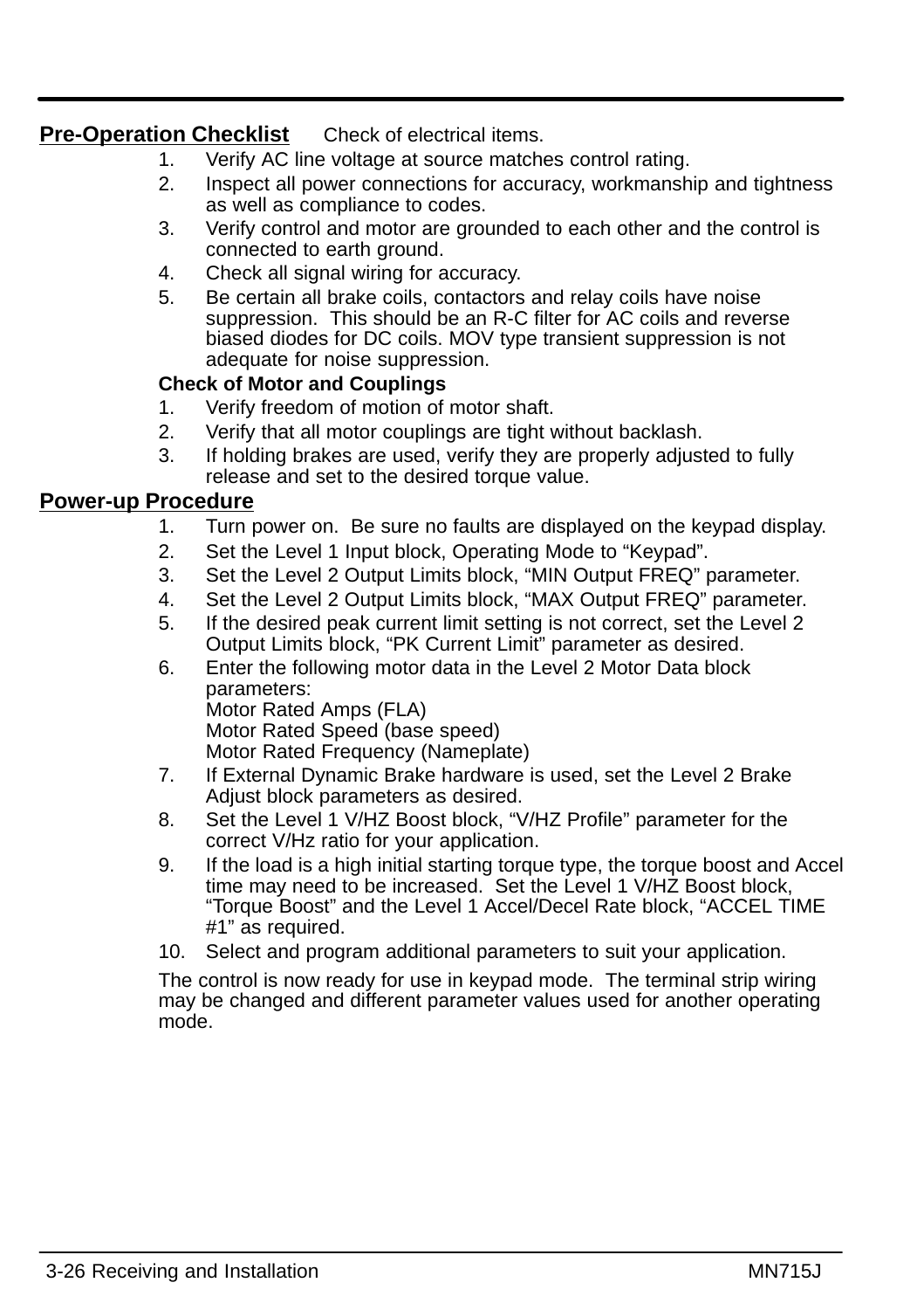## Pre-Operation Checklist

Check of electrical items.

1. Verify AC line voltage at source matches control rating.
2. Inspect all power connections for accuracy, workmanship and tightness as well as compliance to codes.
3. Verify control and motor are grounded to each other and the control is connected to earth ground.
4. Check all signal wiring for accuracy.
5. Be certain all brake coils, contactors and relay coils have noise suppression. This should be an R-C filter for AC coils and reverse biased diodes for DC coils. MOV type transient suppression is not adequate for noise suppression.

**Check of Motor and Couplings**

1. Verify freedom of motion of motor shaft.
2. Verify that all motor couplings are tight without backlash.
3. If holding brakes are used, verify they are properly adjusted to fully release and set to the desired torque value.

## Power-up Procedure

1. Turn power on. Be sure no faults are displayed on the keypad display.
2. Set the Level 1 Input block, Operating Mode to “Keypad”.
3. Set the Level 2 Output Limits block, “MIN Output FREQ” parameter.
4. Set the Level 2 Output Limits block, “MAX Output FREQ” parameter.
5. If the desired peak current limit setting is not correct, set the Level 2 Output Limits block, “PK Current Limit” parameter as desired.
6. Enter the following motor data in the Level 2 Motor Data block parameters:
   Motor Rated Amps (FLA)
   Motor Rated Speed (base speed)
   Motor Rated Frequency (Nameplate)
7. If External Dynamic Brake hardware is used, set the Level 2 Brake Adjust block parameters as desired.
8. Set the Level 1 V/HZ Boost block, “V/HZ Profile” parameter for the correct V/Hz ratio for your application.
9. If the load is a high initial starting torque type, the torque boost and Accel time may need to be increased. Set the Level 1 V/HZ Boost block, “Torque Boost” and the Level 1 Accel/Decel Rate block, “ACCEL TIME #1” as required.
10. Select and program additional parameters to suit your application.

The control is now ready for use in keypad mode. The terminal strip wiring may be changed and different parameter values used for another operating mode.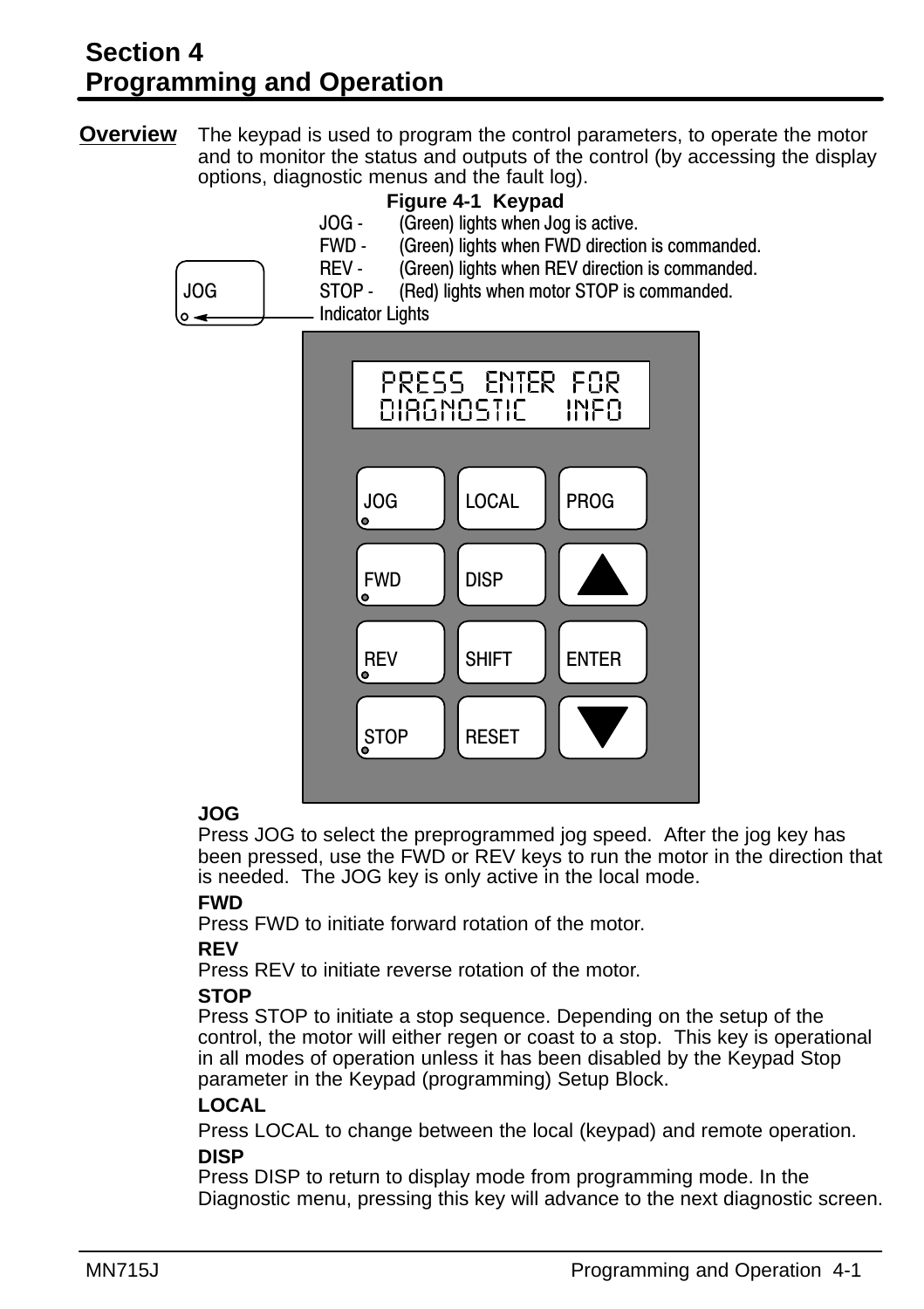# Section 4
# Programming and Operation

**Overview** The keypad is used to program the control parameters, to operate the motor and to monitor the status and outputs of the control (by accessing the display options, diagnostic menus and the fault log).

**Figure 4-1 Keypad**

JOG - (Green) lights when Jog is active.
FWD - (Green) lights when FWD direction is commanded.
REV - (Green) lights when REV direction is commanded.
STOP - (Red) lights when motor STOP is commanded.
Indicator Lights

PRESS ENTER FOR
DIAGNOSTIC INFO

| | | |
|---|---|---|
| JOG | LOCAL | PROG |
| FWD | DISP | ▲ |
| REV | SHIFT | ENTER |
| STOP | RESET | ▼ |

**JOG**
Press JOG to select the preprogrammed jog speed. After the jog key has been pressed, use the FWD or REV keys to run the motor in the direction that is needed. The JOG key is only active in the local mode.

**FWD**
Press FWD to initiate forward rotation of the motor.

**REV**
Press REV to initiate reverse rotation of the motor.

**STOP**
Press STOP to initiate a stop sequence. Depending on the setup of the control, the motor will either regen or coast to a stop. This key is operational in all modes of operation unless it has been disabled by the Keypad Stop parameter in the Keypad (programming) Setup Block.

**LOCAL**
Press LOCAL to change between the local (keypad) and remote operation.

**DISP**
Press DISP to return to display mode from programming mode. In the Diagnostic menu, pressing this key will advance to the next diagnostic screen.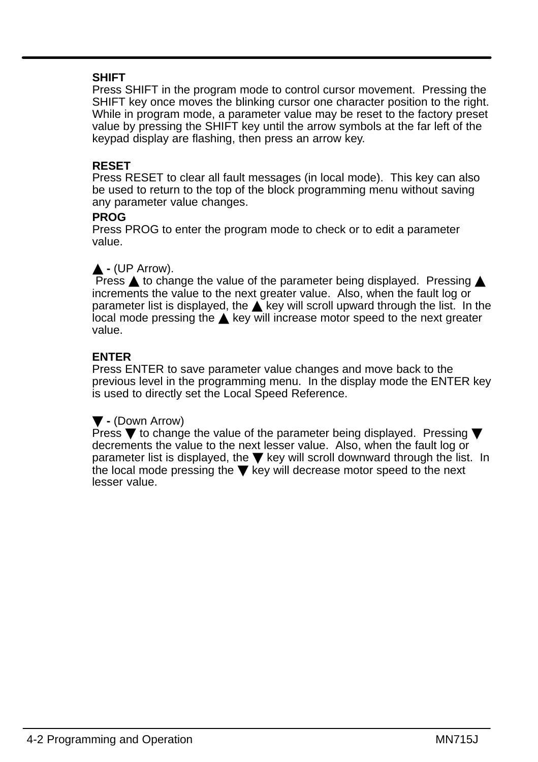**SHIFT**
Press SHIFT in the program mode to control cursor movement. Pressing the SHIFT key once moves the blinking cursor one character position to the right. While in program mode, a parameter value may be reset to the factory preset value by pressing the SHIFT key until the arrow symbols at the far left of the keypad display are flashing, then press an arrow key.

**RESET**
Press RESET to clear all fault messages (in local mode). This key can also be used to return to the top of the block programming menu without saving any parameter value changes.

**PROG**
Press PROG to enter the program mode to check or to edit a parameter value.

**▲ -** (UP Arrow).
Press ▲ to change the value of the parameter being displayed. Pressing ▲ increments the value to the next greater value. Also, when the fault log or parameter list is displayed, the ▲ key will scroll upward through the list. In the local mode pressing the ▲ key will increase motor speed to the next greater value.

**ENTER**
Press ENTER to save parameter value changes and move back to the previous level in the programming menu. In the display mode the ENTER key is used to directly set the Local Speed Reference.

**▼ -** (Down Arrow)
Press ▼ to change the value of the parameter being displayed. Pressing ▼ decrements the value to the next lesser value. Also, when the fault log or parameter list is displayed, the ▼ key will scroll downward through the list. In the local mode pressing the ▼ key will decrease motor speed to the next lesser value.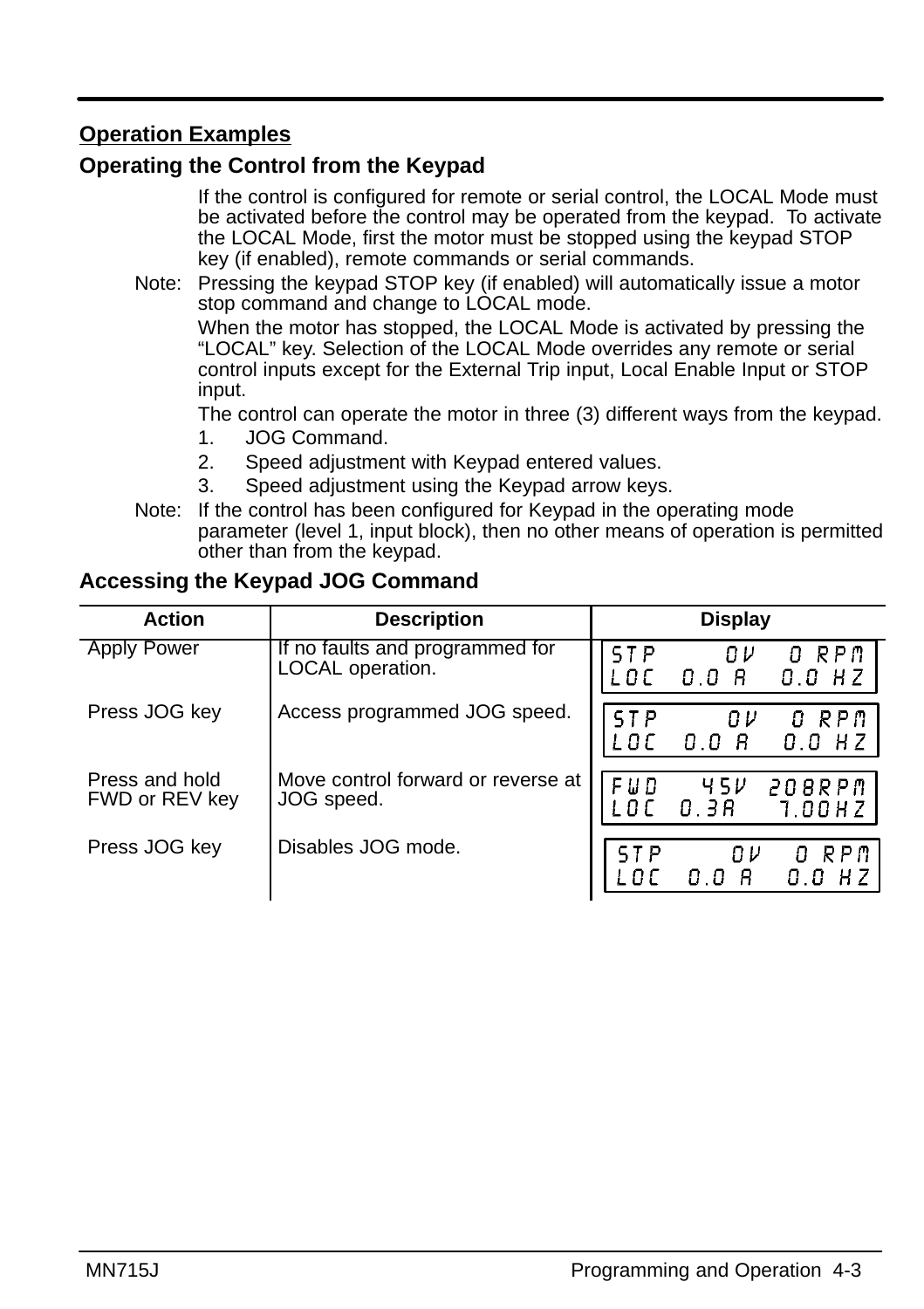## Operation Examples

### Operating the Control from the Keypad

If the control is configured for remote or serial control, the LOCAL Mode must be activated before the control may be operated from the keypad. To activate the LOCAL Mode, first the motor must be stopped using the keypad STOP key (if enabled), remote commands or serial commands.

Note: Pressing the keypad STOP key (if enabled) will automatically issue a motor stop command and change to LOCAL mode.

When the motor has stopped, the LOCAL Mode is activated by pressing the “LOCAL” key. Selection of the LOCAL Mode overrides any remote or serial control inputs except for the External Trip input, Local Enable Input or STOP input.

The control can operate the motor in three (3) different ways from the keypad.

1. JOG Command.
2. Speed adjustment with Keypad entered values.
3. Speed adjustment using the Keypad arrow keys.

Note: If the control has been configured for Keypad in the operating mode parameter (level 1, input block), then no other means of operation is permitted other than from the keypad.

### Accessing the Keypad JOG Command

| Action | Description | Display |
|---|---|---|
| Apply Power | If no faults and programmed for LOCAL operation. | STP 0V 0 RPM<br>LOC 0.0 A 0.0 HZ |
| Press JOG key | Access programmed JOG speed. | STP 0V 0 RPM<br>LOC 0.0 A 0.0 HZ |
| Press and hold FWD or REV key | Move control forward or reverse at JOG speed. | FWD 45V 208RPM<br>LOC 0.3A 7.00HZ |
| Press JOG key | Disables JOG mode. | STP 0V 0 RPM<br>LOC 0.0 A 0.0 HZ |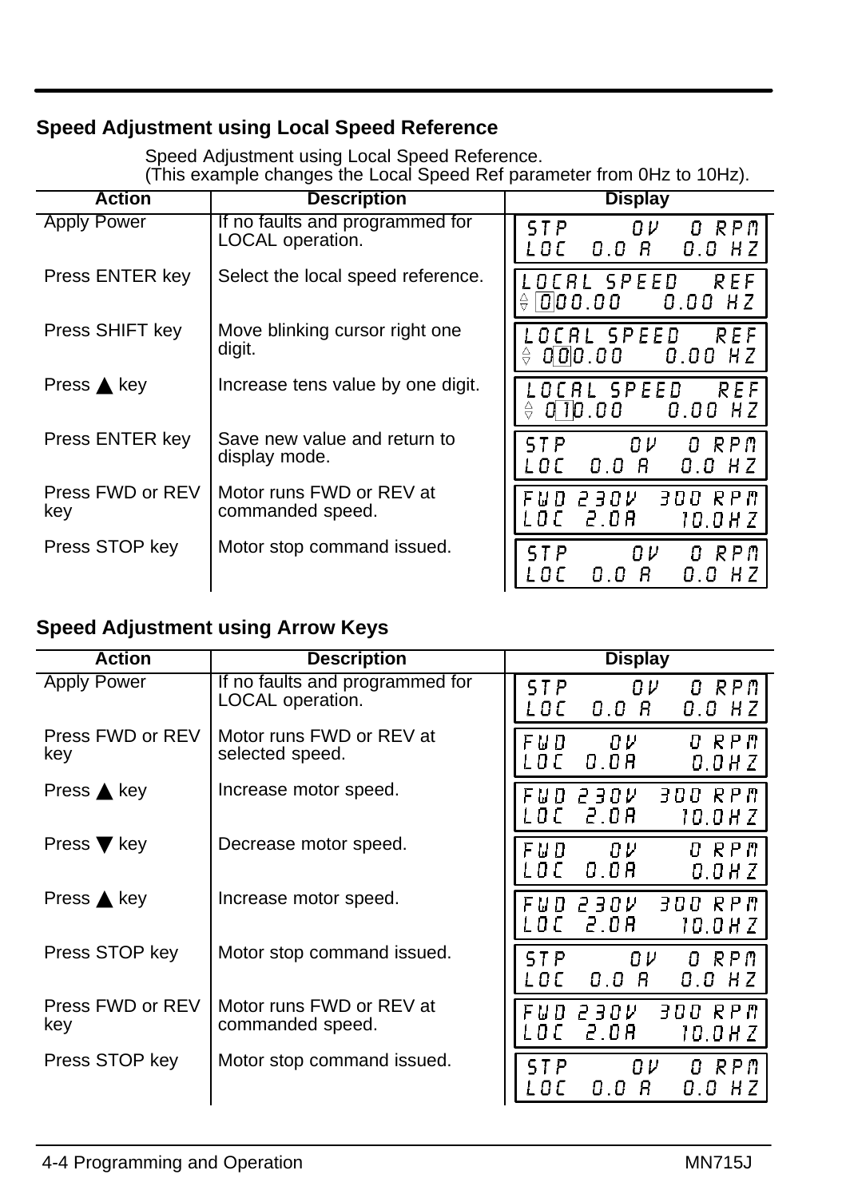## Speed Adjustment using Local Speed Reference

Speed Adjustment using Local Speed Reference.
(This example changes the Local Speed Ref parameter from 0Hz to 10Hz).

| Action | Description | Display |
|---|---|---|
| Apply Power | If no faults and programmed for LOCAL operation. | STP 0V 0 RPM<br>LOC 0.0 A 0.0 HZ |
| Press ENTER key | Select the local speed reference. | LOCAL SPEED REF<br>000.00 0.00 HZ |
| Press SHIFT key | Move blinking cursor right one digit. | LOCAL SPEED REF<br>000.00 0.00 HZ |
| Press ▲ key | Increase tens value by one digit. | LOCAL SPEED REF<br>010.00 0.00 HZ |
| Press ENTER key | Save new value and return to display mode. | STP 0V 0 RPM<br>LOC 0.0 A 0.0 HZ |
| Press FWD or REV key | Motor runs FWD or REV at commanded speed. | FWD 230V 300 RPM<br>LOC 2.0A 10.0HZ |
| Press STOP key | Motor stop command issued. | STP 0V 0 RPM<br>LOC 0.0 A 0.0 HZ |

## Speed Adjustment using Arrow Keys

| Action | Description | Display |
|---|---|---|
| Apply Power | If no faults and programmed for LOCAL operation. | STP 0V 0 RPM<br>LOC 0.0 A 0.0 HZ |
| Press FWD or REV key | Motor runs FWD or REV at selected speed. | FWD 0V 0 RPM<br>LOC 0.0A 0.0HZ |
| Press ▲ key | Increase motor speed. | FWD 230V 300 RPM<br>LOC 2.0A 10.0HZ |
| Press ▼ key | Decrease motor speed. | FWD 0V 0 RPM<br>LOC 0.0A 0.0HZ |
| Press ▲ key | Increase motor speed. | FWD 230V 300 RPM<br>LOC 2.0A 10.0HZ |
| Press STOP key | Motor stop command issued. | STP 0V 0 RPM<br>LOC 0.0 A 0.0 HZ |
| Press FWD or REV key | Motor runs FWD or REV at commanded speed. | FWD 230V 300 RPM<br>LOC 2.0A 10.0HZ |
| Press STOP key | Motor stop command issued. | STP 0V 0 RPM<br>LOC 0.0 A 0.0 HZ |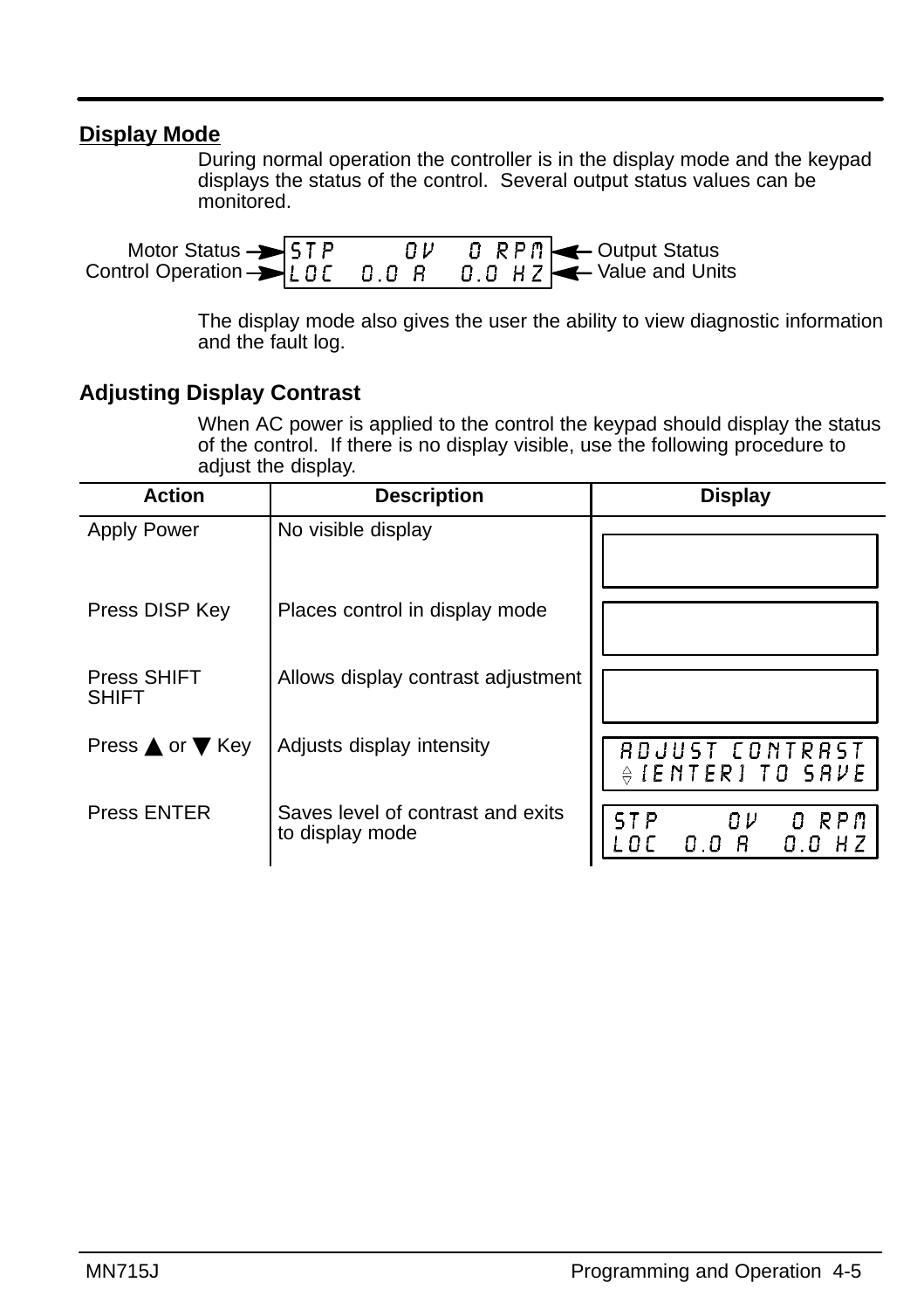## Display Mode

During normal operation the controller is in the display mode and the keypad displays the status of the control. Several output status values can be monitored.

```
Motor Status      → STP        0V    0 RPM  ← Output Status
Control Operation → LOC   0.0 A   0.0 HZ    ← Value and Units
```

The display mode also gives the user the ability to view diagnostic information and the fault log.

## Adjusting Display Contrast

When AC power is applied to the control the keypad should display the status of the control. If there is no display visible, use the following procedure to adjust the display.

| Action | Description | Display |
|---|---|---|
| Apply Power | No visible display | |
| Press DISP Key | Places control in display mode | |
| Press SHIFT SHIFT | Allows display contrast adjustment | |
| Press ▲ or ▼ Key | Adjusts display intensity | ADJUST CONTRAST<br>⇕ [ENTER] TO SAVE |
| Press ENTER | Saves level of contrast and exits to display mode | STP 0V 0 RPM<br>LOC 0.0 A 0.0 HZ |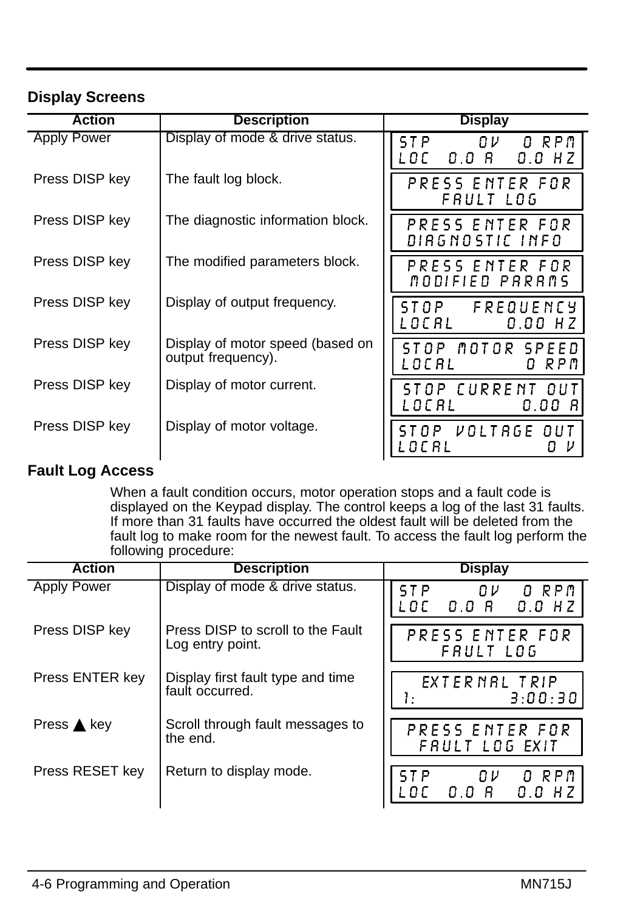## Display Screens

| Action | Description | Display |
|---|---|---|
| Apply Power | Display of mode & drive status. | STP 0V 0 RPM<br>LOC 0.0 A 0.0 HZ |
| Press DISP key | The fault log block. | PRESS ENTER FOR<br>FAULT LOG |
| Press DISP key | The diagnostic information block. | PRESS ENTER FOR<br>DIAGNOSTIC INFO |
| Press DISP key | The modified parameters block. | PRESS ENTER FOR<br>MODIFIED PARAMS |
| Press DISP key | Display of output frequency. | STOP FREQUENCY<br>LOCAL 0.00 HZ |
| Press DISP key | Display of motor speed (based on output frequency). | STOP MOTOR SPEED<br>LOCAL 0 RPM |
| Press DISP key | Display of motor current. | STOP CURRENT OUT<br>LOCAL 0.00 A |
| Press DISP key | Display of motor voltage. | STOP VOLTAGE OUT<br>LOCAL 0 V |

## Fault Log Access

When a fault condition occurs, motor operation stops and a fault code is displayed on the Keypad display. The control keeps a log of the last 31 faults. If more than 31 faults have occurred the oldest fault will be deleted from the fault log to make room for the newest fault. To access the fault log perform the following procedure:

| Action | Description | Display |
|---|---|---|
| Apply Power | Display of mode & drive status. | STP 0V 0 RPM<br>LOC 0.0 A 0.0 HZ |
| Press DISP key | Press DISP to scroll to the Fault Log entry point. | PRESS ENTER FOR<br>FAULT LOG |
| Press ENTER key | Display first fault type and time fault occurred. | EXTERNAL TRIP<br>1: 3:00:30 |
| Press ▲ key | Scroll through fault messages to the end. | PRESS ENTER FOR<br>FAULT LOG EXIT |
| Press RESET key | Return to display mode. | STP 0V 0 RPM<br>LOC 0.0 A 0.0 HZ |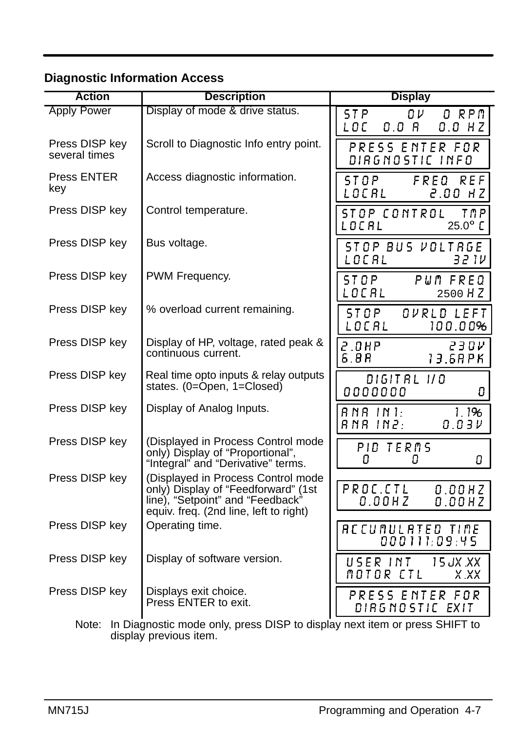## Diagnostic Information Access

| Action | Description | Display |
|---|---|---|
| Apply Power | Display of mode & drive status. | STP 0V 0 RPM<br>LOC 0.0 A 0.0 HZ |
| Press DISP key several times | Scroll to Diagnostic Info entry point. | PRESS ENTER FOR<br>DIAGNOSTIC INFO |
| Press ENTER key | Access diagnostic information. | STOP FREQ REF<br>LOCAL 2.00 HZ |
| Press DISP key | Control temperature. | STOP CONTROL TMP<br>LOCAL 25.0° C |
| Press DISP key | Bus voltage. | STOP BUS VOLTAGE<br>LOCAL 321V |
| Press DISP key | PWM Frequency. | STOP PWM FREQ<br>LOCAL 2500 HZ |
| Press DISP key | % overload current remaining. | STOP OVRLD LEFT<br>LOCAL 100.00% |
| Press DISP key | Display of HP, voltage, rated peak & continuous current. | 2.0HP 230V<br>6.8A 13.6APK |
| Press DISP key | Real time opto inputs & relay outputs states. (0=Open, 1=Closed) | DIGITAL I/O<br>0000000 0 |
| Press DISP key | Display of Analog Inputs. | ANA IN1: 1.1%<br>ANA IN2: 0.03V |
| Press DISP key | (Displayed in Process Control mode only) Display of “Proportional”, “Integral” and “Derivative” terms. | PID TERMS<br>0 0 0 |
| Press DISP key | (Displayed in Process Control mode only) Display of “Feedforward” (1st line), “Setpoint” and “Feedback” equiv. freq. (2nd line, left to right) | PROC.CTL 0.00HZ<br>0.00HZ 0.00HZ |
| Press DISP key | Operating time. | ACCUMULATED TIME<br>000111:09:45 |
| Press DISP key | Display of software version. | USER INT 15JX.XX<br>MOTOR CTL X.XX |
| Press DISP key | Displays exit choice.<br>Press ENTER to exit. | PRESS ENTER FOR<br>DIAGNOSTIC EXIT |

Note: In Diagnostic mode only, press DISP to display next item or press SHIFT to display previous item.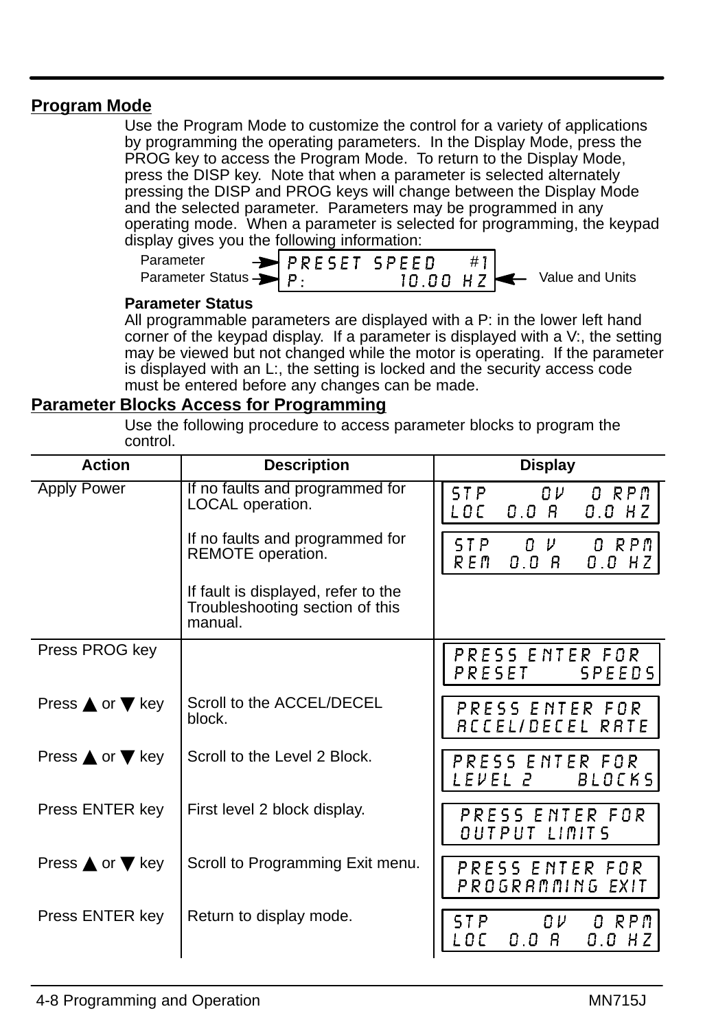## Program Mode

Use the Program Mode to customize the control for a variety of applications by programming the operating parameters. In the Display Mode, press the PROG key to access the Program Mode. To return to the Display Mode, press the DISP key. Note that when a parameter is selected alternately pressing the DISP and PROG keys will change between the Display Mode and the selected parameter. Parameters may be programmed in any operating mode. When a parameter is selected for programming, the keypad display gives you the following information:

```
Parameter        →  PRESET SPEED     #1
Parameter Status →  P:         10.00 HZ  ←  Value and Units
```

**Parameter Status**

All programmable parameters are displayed with a P: in the lower left hand corner of the keypad display. If a parameter is displayed with a V:, the setting may be viewed but not changed while the motor is operating. If the parameter is displayed with an L:, the setting is locked and the security access code must be entered before any changes can be made.

## Parameter Blocks Access for Programming

Use the following procedure to access parameter blocks to program the control.

| Action | Description | Display |
|---|---|---|
| Apply Power | If no faults and programmed for LOCAL operation. | STP 0V 0 RPM<br>LOC 0.0 A 0.0 HZ |
| | If no faults and programmed for REMOTE operation. | STP 0 V 0 RPM<br>REM 0.0 A 0.0 HZ |
| | If fault is displayed, refer to the Troubleshooting section of this manual. | |
| Press PROG key | | PRESS ENTER FOR<br>PRESET SPEEDS |
| Press ▲ or ▼ key | Scroll to the ACCEL/DECEL block. | PRESS ENTER FOR<br>ACCEL/DECEL RATE |
| Press ▲ or ▼ key | Scroll to the Level 2 Block. | PRESS ENTER FOR<br>LEVEL 2 BLOCKS |
| Press ENTER key | First level 2 block display. | PRESS ENTER FOR<br>OUTPUT LIMITS |
| Press ▲ or ▼ key | Scroll to Programming Exit menu. | PRESS ENTER FOR<br>PROGRAMMING EXIT |
| Press ENTER key | Return to display mode. | STP 0V 0 RPM<br>LOC 0.0 A 0.0 HZ |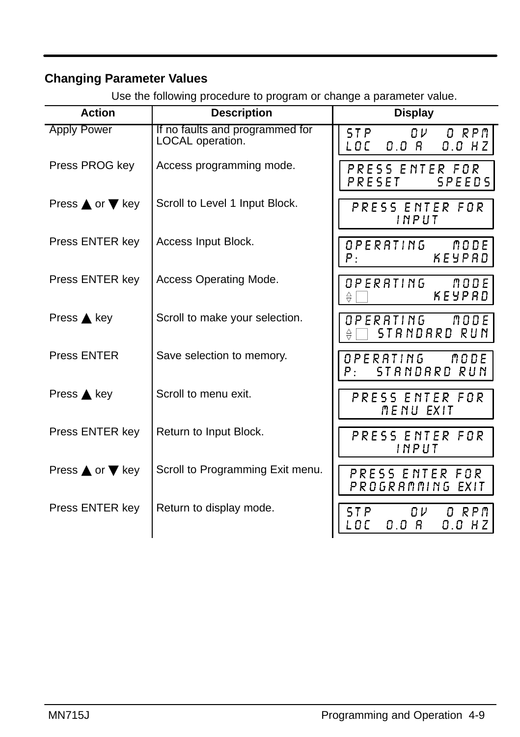### Changing Parameter Values

Use the following procedure to program or change a parameter value.

| Action | Description | Display |
|---|---|---|
| Apply Power | If no faults and programmed for LOCAL operation. | STP 0V 0 RPM<br>LOC 0.0 A 0.0 HZ |
| Press PROG key | Access programming mode. | PRESS ENTER FOR<br>PRESET SPEEDS |
| Press ▲ or ▼ key | Scroll to Level 1 Input Block. | PRESS ENTER FOR<br>INPUT |
| Press ENTER key | Access Input Block. | OPERATING MODE<br>P: KEYPAD |
| Press ENTER key | Access Operating Mode. | OPERATING MODE<br>KEYPAD |
| Press ▲ key | Scroll to make your selection. | OPERATING MODE<br>STANDARD RUN |
| Press ENTER | Save selection to memory. | OPERATING MODE<br>P: STANDARD RUN |
| Press ▲ key | Scroll to menu exit. | PRESS ENTER FOR<br>MENU EXIT |
| Press ENTER key | Return to Input Block. | PRESS ENTER FOR<br>INPUT |
| Press ▲ or ▼ key | Scroll to Programming Exit menu. | PRESS ENTER FOR<br>PROGRAMMING EXIT |
| Press ENTER key | Return to display mode. | STP 0V 0 RPM<br>LOC 0.0 A 0.0 HZ |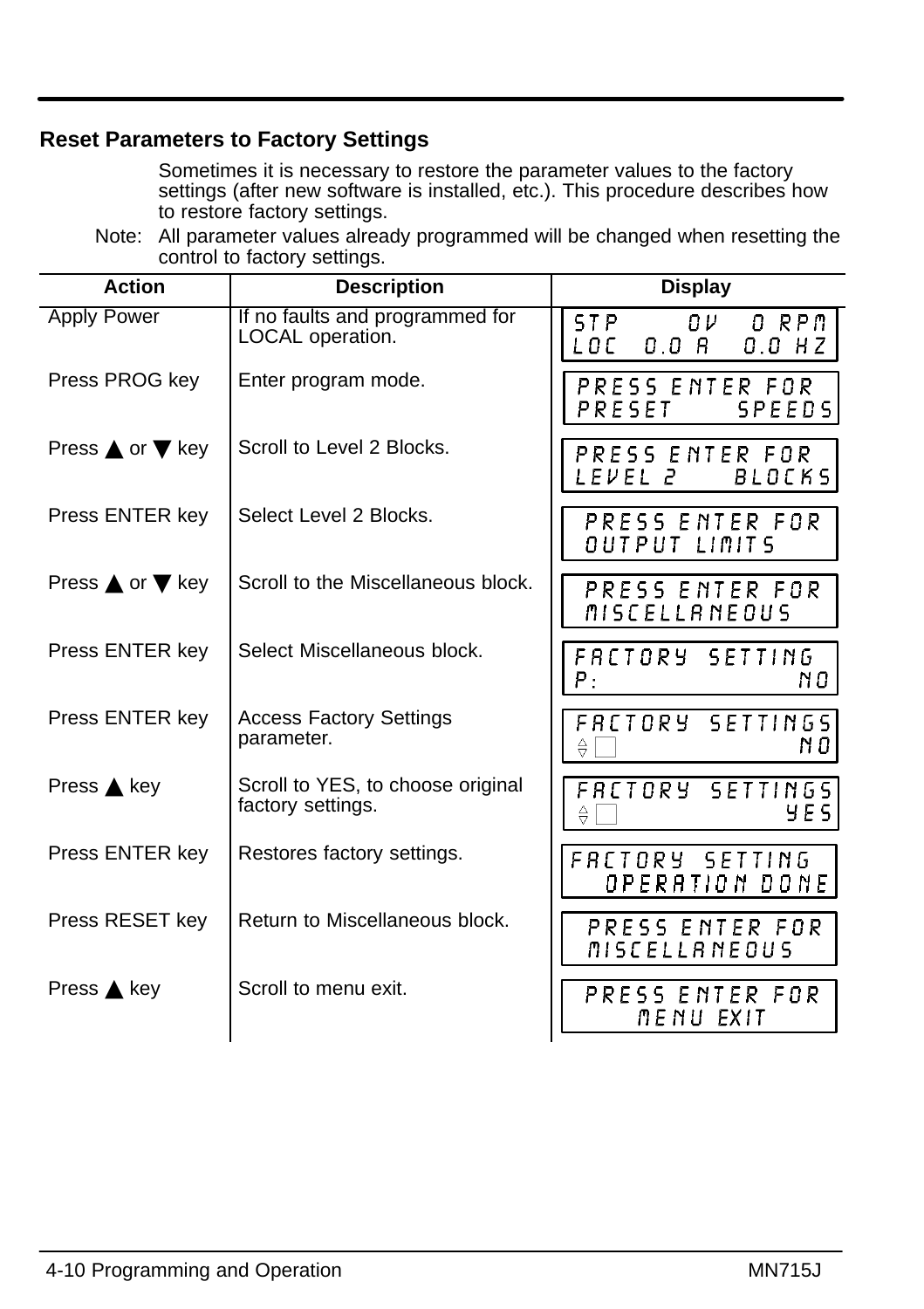## Reset Parameters to Factory Settings

Sometimes it is necessary to restore the parameter values to the factory settings (after new software is installed, etc.). This procedure describes how to restore factory settings.

Note: All parameter values already programmed will be changed when resetting the control to factory settings.

| Action | Description | Display |
|---|---|---|
| Apply Power | If no faults and programmed for LOCAL operation. | STP 0V 0 RPM<br>LOC 0.0 A 0.0 HZ |
| Press PROG key | Enter program mode. | PRESS ENTER FOR<br>PRESET SPEEDS |
| Press ▲ or ▼ key | Scroll to Level 2 Blocks. | PRESS ENTER FOR<br>LEVEL 2 BLOCKS |
| Press ENTER key | Select Level 2 Blocks. | PRESS ENTER FOR<br>OUTPUT LIMITS |
| Press ▲ or ▼ key | Scroll to the Miscellaneous block. | PRESS ENTER FOR<br>MISCELLANEOUS |
| Press ENTER key | Select Miscellaneous block. | FACTORY SETTING<br>P: NO |
| Press ENTER key | Access Factory Settings parameter. | FACTORY SETTINGS<br>NO |
| Press ▲ key | Scroll to YES, to choose original factory settings. | FACTORY SETTINGS<br>YES |
| Press ENTER key | Restores factory settings. | FACTORY SETTING<br>OPERATION DONE |
| Press RESET key | Return to Miscellaneous block. | PRESS ENTER FOR<br>MISCELLANEOUS |
| Press ▲ key | Scroll to menu exit. | PRESS ENTER FOR<br>MENU EXIT |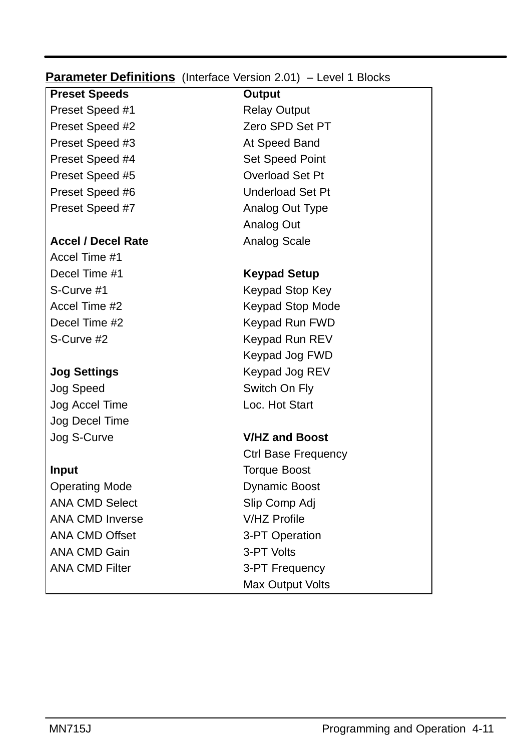**Parameter Definitions** (Interface Version 2.01) – Level 1 Blocks

| **Preset Speeds** | **Output** |
|---|---|
| Preset Speed #1 | Relay Output |
| Preset Speed #2 | Zero SPD Set PT |
| Preset Speed #3 | At Speed Band |
| Preset Speed #4 | Set Speed Point |
| Preset Speed #5 | Overload Set Pt |
| Preset Speed #6 | Underload Set Pt |
| Preset Speed #7 | Analog Out Type |
| | Analog Out |
| **Accel / Decel Rate** | Analog Scale |
| Accel Time #1 | |
| Decel Time #1 | **Keypad Setup** |
| S-Curve #1 | Keypad Stop Key |
| Accel Time #2 | Keypad Stop Mode |
| Decel Time #2 | Keypad Run FWD |
| S-Curve #2 | Keypad Run REV |
| | Keypad Jog FWD |
| **Jog Settings** | Keypad Jog REV |
| Jog Speed | Switch On Fly |
| Jog Accel Time | Loc. Hot Start |
| Jog Decel Time | |
| Jog S-Curve | **V/HZ and Boost** |
| | Ctrl Base Frequency |
| **Input** | Torque Boost |
| Operating Mode | Dynamic Boost |
| ANA CMD Select | Slip Comp Adj |
| ANA CMD Inverse | V/HZ Profile |
| ANA CMD Offset | 3-PT Operation |
| ANA CMD Gain | 3-PT Volts |
| ANA CMD Filter | 3-PT Frequency |
| | Max Output Volts |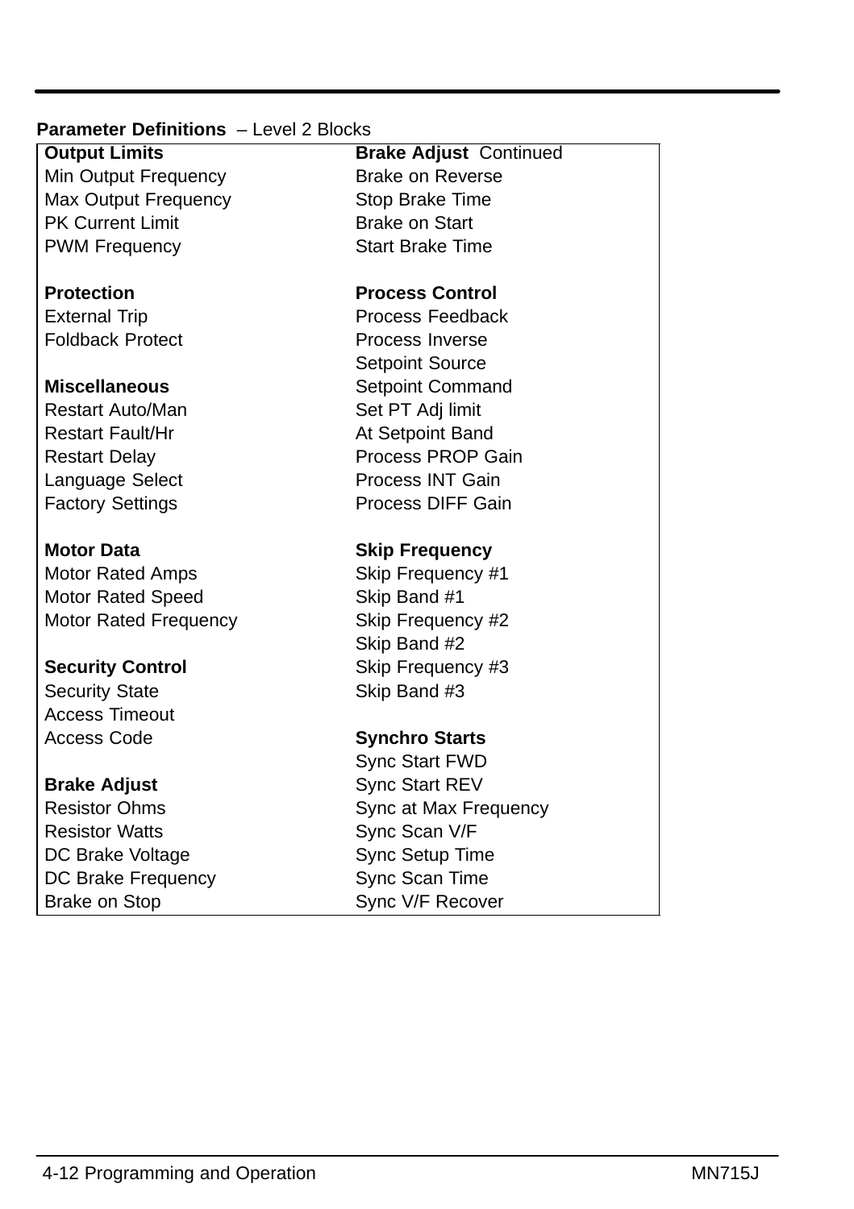**Parameter Definitions** – Level 2 Blocks

| **Output Limits** | **Brake Adjust** Continued |
|---|---|
| Min Output Frequency | Brake on Reverse |
| Max Output Frequency | Stop Brake Time |
| PK Current Limit | Brake on Start |
| PWM Frequency | Start Brake Time |
| | |
| **Protection** | **Process Control** |
| External Trip | Process Feedback |
| Foldback Protect | Process Inverse |
| | Setpoint Source |
| **Miscellaneous** | Setpoint Command |
| Restart Auto/Man | Set PT Adj limit |
| Restart Fault/Hr | At Setpoint Band |
| Restart Delay | Process PROP Gain |
| Language Select | Process INT Gain |
| Factory Settings | Process DIFF Gain |
| | |
| **Motor Data** | **Skip Frequency** |
| Motor Rated Amps | Skip Frequency #1 |
| Motor Rated Speed | Skip Band #1 |
| Motor Rated Frequency | Skip Frequency #2 |
| | Skip Band #2 |
| **Security Control** | Skip Frequency #3 |
| Security State | Skip Band #3 |
| Access Timeout | |
| Access Code | **Synchro Starts** |
| | Sync Start FWD |
| **Brake Adjust** | Sync Start REV |
| Resistor Ohms | Sync at Max Frequency |
| Resistor Watts | Sync Scan V/F |
| DC Brake Voltage | Sync Setup Time |
| DC Brake Frequency | Sync Scan Time |
| Brake on Stop | Sync V/F Recover |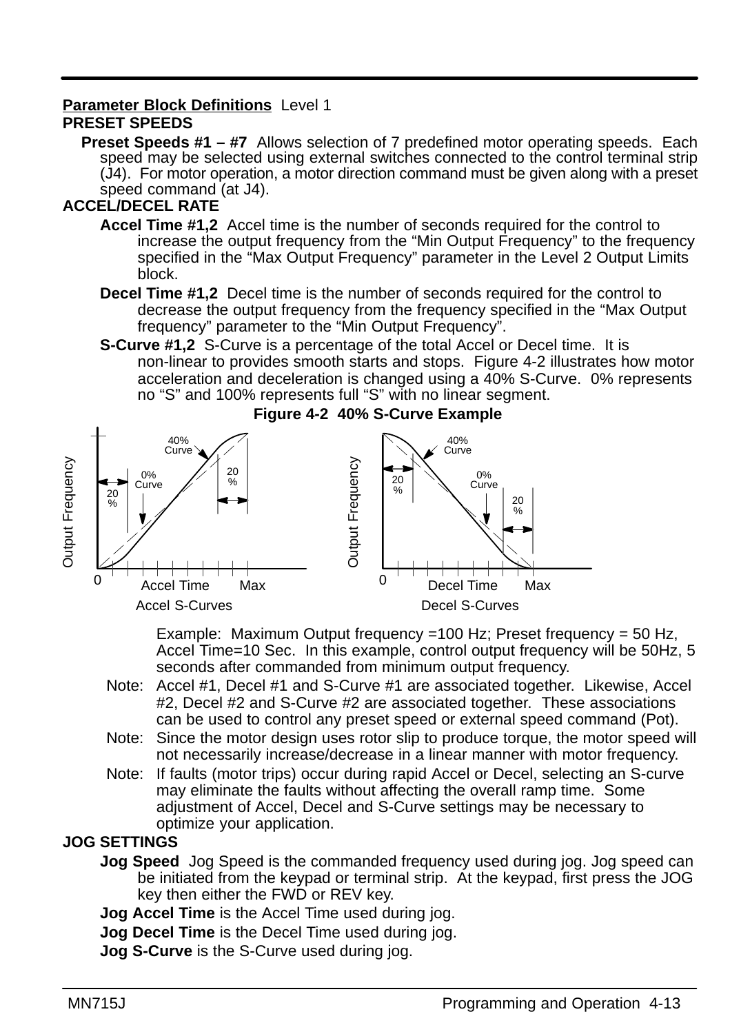**Parameter Block Definitions** Level 1

**PRESET SPEEDS**

**Preset Speeds #1 – #7** Allows selection of 7 predefined motor operating speeds. Each speed may be selected using external switches connected to the control terminal strip (J4). For motor operation, a motor direction command must be given along with a preset speed command (at J4).

**ACCEL/DECEL RATE**

**Accel Time #1,2** Accel time is the number of seconds required for the control to increase the output frequency from the “Min Output Frequency” to the frequency specified in the “Max Output Frequency” parameter in the Level 2 Output Limits block.

**Decel Time #1,2** Decel time is the number of seconds required for the control to decrease the output frequency from the frequency specified in the “Max Output frequency” parameter to the “Min Output Frequency”.

**S-Curve #1,2** S-Curve is a percentage of the total Accel or Decel time. It is non-linear to provides smooth starts and stops. Figure 4-2 illustrates how motor acceleration and deceleration is changed using a 40% S-Curve. 0% represents no “S” and 100% represents full “S” with no linear segment.

**Figure 4-2 40% S-Curve Example**

Example: Maximum Output frequency =100 Hz; Preset frequency = 50 Hz, Accel Time=10 Sec. In this example, control output frequency will be 50Hz, 5 seconds after commanded from minimum output frequency.

Note: Accel #1, Decel #1 and S-Curve #1 are associated together. Likewise, Accel #2, Decel #2 and S-Curve #2 are associated together. These associations can be used to control any preset speed or external speed command (Pot).

Note: Since the motor design uses rotor slip to produce torque, the motor speed will not necessarily increase/decrease in a linear manner with motor frequency.

Note: If faults (motor trips) occur during rapid Accel or Decel, selecting an S-curve may eliminate the faults without affecting the overall ramp time. Some adjustment of Accel, Decel and S-Curve settings may be necessary to optimize your application.

**JOG SETTINGS**

**Jog Speed** Jog Speed is the commanded frequency used during jog. Jog speed can be initiated from the keypad or terminal strip. At the keypad, first press the JOG key then either the FWD or REV key.

**Jog Accel Time** is the Accel Time used during jog.

**Jog Decel Time** is the Decel Time used during jog.

**Jog S-Curve** is the S-Curve used during jog.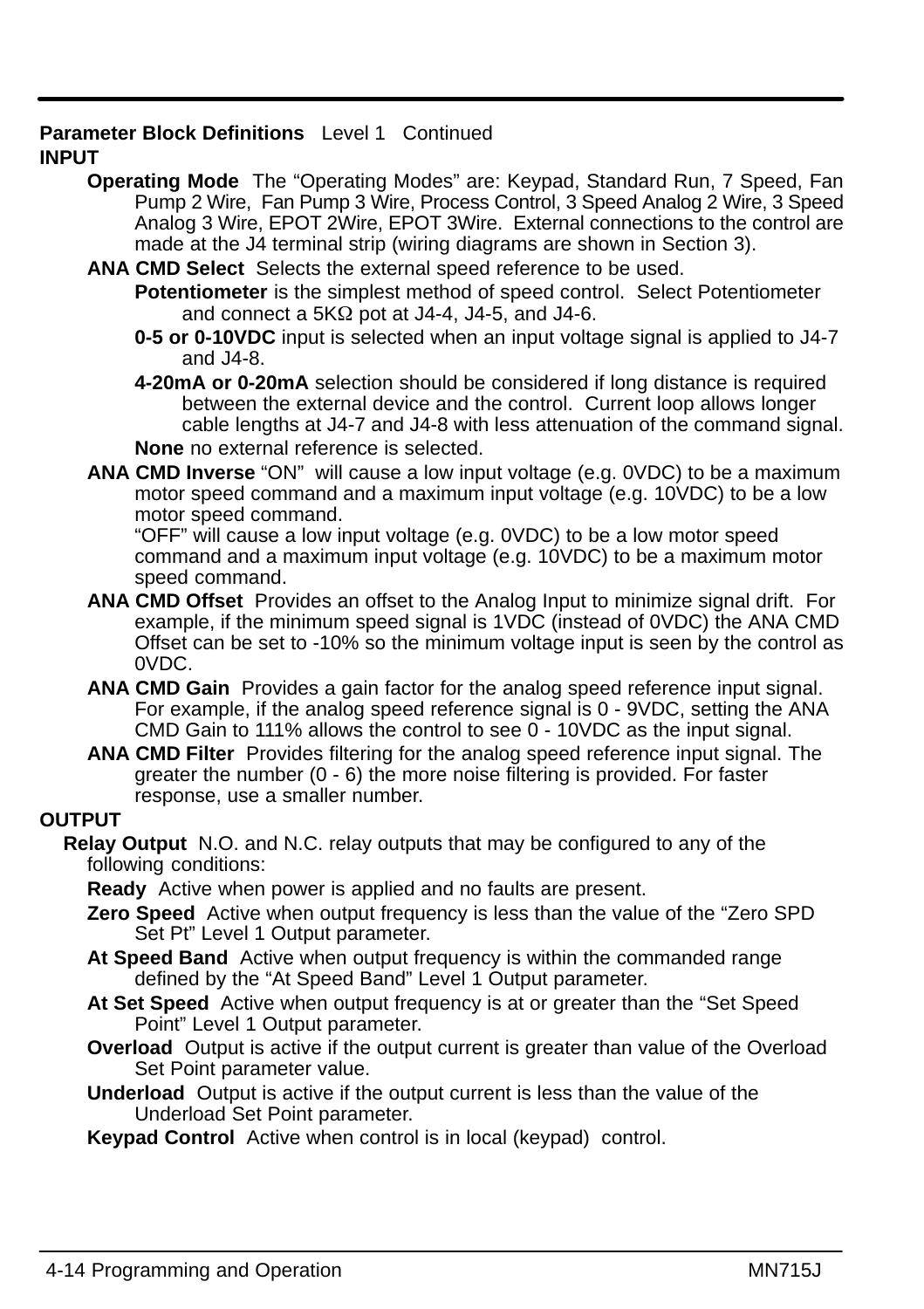**Parameter Block Definitions** Level 1 Continued

**INPUT**

**Operating Mode** The "Operating Modes" are: Keypad, Standard Run, 7 Speed, Fan Pump 2 Wire, Fan Pump 3 Wire, Process Control, 3 Speed Analog 2 Wire, 3 Speed Analog 3 Wire, EPOT 2Wire, EPOT 3Wire. External connections to the control are made at the J4 terminal strip (wiring diagrams are shown in Section 3).

**ANA CMD Select** Selects the external speed reference to be used.

- **Potentiometer** is the simplest method of speed control. Select Potentiometer and connect a 5KΩ pot at J4-4, J4-5, and J4-6.
- **0-5 or 0-10VDC** input is selected when an input voltage signal is applied to J4-7 and J4-8.
- **4-20mA or 0-20mA** selection should be considered if long distance is required between the external device and the control. Current loop allows longer cable lengths at J4-7 and J4-8 with less attenuation of the command signal.
- **None** no external reference is selected.

**ANA CMD Inverse** "ON" will cause a low input voltage (e.g. 0VDC) to be a maximum motor speed command and a maximum input voltage (e.g. 10VDC) to be a low motor speed command.
"OFF" will cause a low input voltage (e.g. 0VDC) to be a low motor speed command and a maximum input voltage (e.g. 10VDC) to be a maximum motor speed command.

**ANA CMD Offset** Provides an offset to the Analog Input to minimize signal drift. For example, if the minimum speed signal is 1VDC (instead of 0VDC) the ANA CMD Offset can be set to -10% so the minimum voltage input is seen by the control as 0VDC.

**ANA CMD Gain** Provides a gain factor for the analog speed reference input signal. For example, if the analog speed reference signal is 0 - 9VDC, setting the ANA CMD Gain to 111% allows the control to see 0 - 10VDC as the input signal.

**ANA CMD Filter** Provides filtering for the analog speed reference input signal. The greater the number (0 - 6) the more noise filtering is provided. For faster response, use a smaller number.

**OUTPUT**

**Relay Output** N.O. and N.C. relay outputs that may be configured to any of the following conditions:

- **Ready** Active when power is applied and no faults are present.
- **Zero Speed** Active when output frequency is less than the value of the "Zero SPD Set Pt" Level 1 Output parameter.
- **At Speed Band** Active when output frequency is within the commanded range defined by the "At Speed Band" Level 1 Output parameter.
- **At Set Speed** Active when output frequency is at or greater than the "Set Speed Point" Level 1 Output parameter.
- **Overload** Output is active if the output current is greater than value of the Overload Set Point parameter value.
- **Underload** Output is active if the output current is less than the value of the Underload Set Point parameter.
- **Keypad Control** Active when control is in local (keypad) control.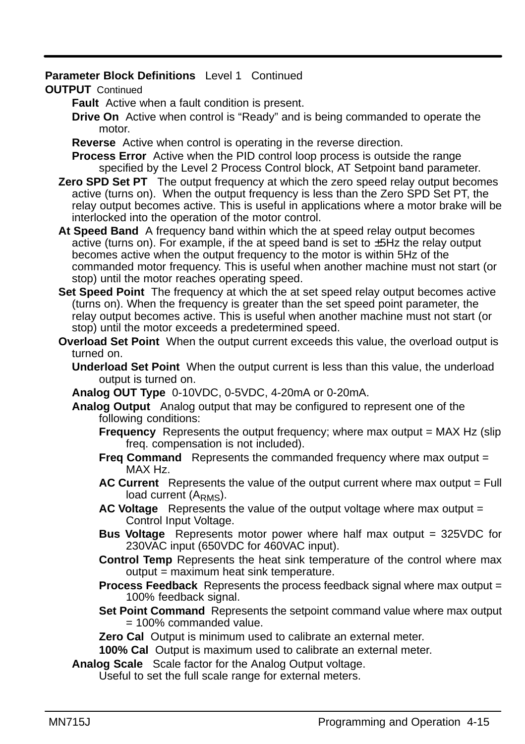**Parameter Block Definitions** Level 1 Continued

**OUTPUT** Continued

- **Fault** Active when a fault condition is present.
- **Drive On** Active when control is “Ready” and is being commanded to operate the motor.
- **Reverse** Active when control is operating in the reverse direction.
- **Process Error** Active when the PID control loop process is outside the range specified by the Level 2 Process Control block, AT Setpoint band parameter.

**Zero SPD Set PT** The output frequency at which the zero speed relay output becomes active (turns on). When the output frequency is less than the Zero SPD Set PT, the relay output becomes active. This is useful in applications where a motor brake will be interlocked into the operation of the motor control.

**At Speed Band** A frequency band within which the at speed relay output becomes active (turns on). For example, if the at speed band is set to ±5Hz the relay output becomes active when the output frequency to the motor is within 5Hz of the commanded motor frequency. This is useful when another machine must not start (or stop) until the motor reaches operating speed.

**Set Speed Point** The frequency at which the at set speed relay output becomes active (turns on). When the frequency is greater than the set speed point parameter, the relay output becomes active. This is useful when another machine must not start (or stop) until the motor exceeds a predetermined speed.

**Overload Set Point** When the output current exceeds this value, the overload output is turned on.

- **Underload Set Point** When the output current is less than this value, the underload output is turned on.
- **Analog OUT Type** 0-10VDC, 0-5VDC, 4-20mA or 0-20mA.
- **Analog Output** Analog output that may be configured to represent one of the following conditions:
  - **Frequency** Represents the output frequency; where max output = MAX Hz (slip freq. compensation is not included).
  - **Freq Command** Represents the commanded frequency where max output = MAX Hz.
  - **AC Current** Represents the value of the output current where max output = Full load current ($A_{RMS}$).
  - **AC Voltage** Represents the value of the output voltage where max output = Control Input Voltage.
  - **Bus Voltage** Represents motor power where half max output = 325VDC for 230VAC input (650VDC for 460VAC input).
  - **Control Temp** Represents the heat sink temperature of the control where max output = maximum heat sink temperature.
  - **Process Feedback** Represents the process feedback signal where max output = 100% feedback signal.
  - **Set Point Command** Represents the setpoint command value where max output = 100% commanded value.
  - **Zero Cal** Output is minimum used to calibrate an external meter.
  - **100% Cal** Output is maximum used to calibrate an external meter.
- **Analog Scale** Scale factor for the Analog Output voltage. Useful to set the full scale range for external meters.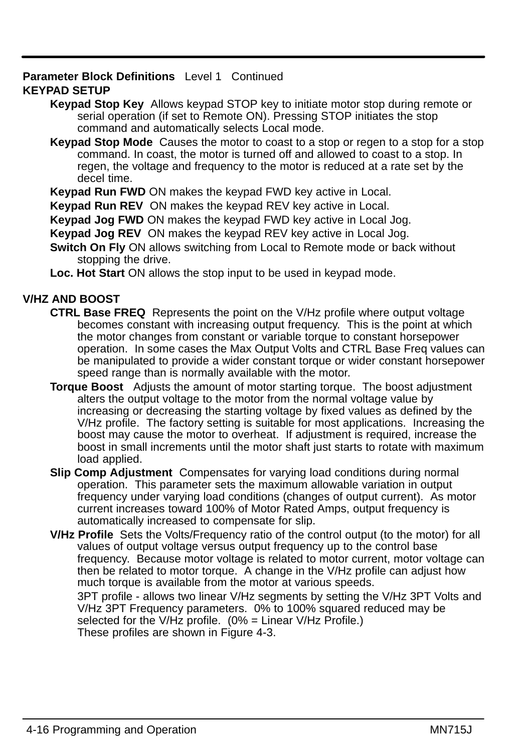**Parameter Block Definitions** Level 1 Continued

**KEYPAD SETUP**

**Keypad Stop Key** Allows keypad STOP key to initiate motor stop during remote or serial operation (if set to Remote ON). Pressing STOP initiates the stop command and automatically selects Local mode.

**Keypad Stop Mode** Causes the motor to coast to a stop or regen to a stop for a stop command. In coast, the motor is turned off and allowed to coast to a stop. In regen, the voltage and frequency to the motor is reduced at a rate set by the decel time.

**Keypad Run FWD** ON makes the keypad FWD key active in Local.

**Keypad Run REV** ON makes the keypad REV key active in Local.

**Keypad Jog FWD** ON makes the keypad FWD key active in Local Jog.

**Keypad Jog REV** ON makes the keypad REV key active in Local Jog.

**Switch On Fly** ON allows switching from Local to Remote mode or back without stopping the drive.

**Loc. Hot Start** ON allows the stop input to be used in keypad mode.

**V/HZ AND BOOST**

**CTRL Base FREQ** Represents the point on the V/Hz profile where output voltage becomes constant with increasing output frequency. This is the point at which the motor changes from constant or variable torque to constant horsepower operation. In some cases the Max Output Volts and CTRL Base Freq values can be manipulated to provide a wider constant torque or wider constant horsepower speed range than is normally available with the motor.

**Torque Boost** Adjusts the amount of motor starting torque. The boost adjustment alters the output voltage to the motor from the normal voltage value by increasing or decreasing the starting voltage by fixed values as defined by the V/Hz profile. The factory setting is suitable for most applications. Increasing the boost may cause the motor to overheat. If adjustment is required, increase the boost in small increments until the motor shaft just starts to rotate with maximum load applied.

**Slip Comp Adjustment** Compensates for varying load conditions during normal operation. This parameter sets the maximum allowable variation in output frequency under varying load conditions (changes of output current). As motor current increases toward 100% of Motor Rated Amps, output frequency is automatically increased to compensate for slip.

**V/Hz Profile** Sets the Volts/Frequency ratio of the control output (to the motor) for all values of output voltage versus output frequency up to the control base frequency. Because motor voltage is related to motor current, motor voltage can then be related to motor torque. A change in the V/Hz profile can adjust how much torque is available from the motor at various speeds.

3PT profile - allows two linear V/Hz segments by setting the V/Hz 3PT Volts and V/Hz 3PT Frequency parameters. 0% to 100% squared reduced may be selected for the V/Hz profile. (0% = Linear V/Hz Profile.)
These profiles are shown in Figure 4-3.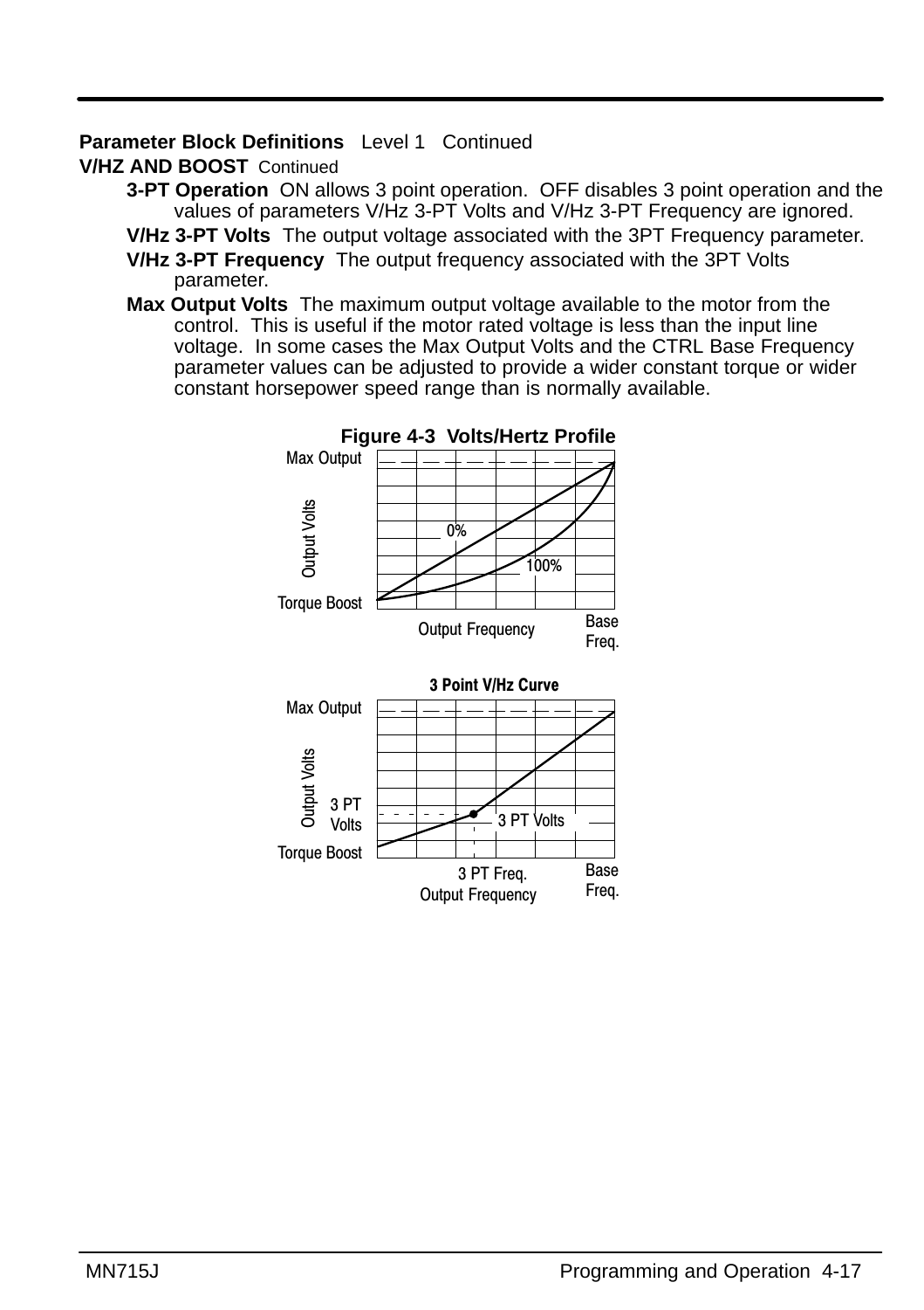**Parameter Block Definitions** Level 1 Continued

**V/HZ AND BOOST** Continued

**3-PT Operation** ON allows 3 point operation. OFF disables 3 point operation and the values of parameters V/Hz 3-PT Volts and V/Hz 3-PT Frequency are ignored.

**V/Hz 3-PT Volts** The output voltage associated with the 3PT Frequency parameter.

**V/Hz 3-PT Frequency** The output frequency associated with the 3PT Volts parameter.

**Max Output Volts** The maximum output voltage available to the motor from the control. This is useful if the motor rated voltage is less than the input line voltage. In some cases the Max Output Volts and the CTRL Base Frequency parameter values can be adjusted to provide a wider constant torque or wider constant horsepower speed range than is normally available.

**Figure 4-3 Volts/Hertz Profile**

Max Output
Output Volts
0%
100%
Torque Boost
Output Frequency
Base Freq.

**3 Point V/Hz Curve**

Max Output
Output Volts
3 PT Volts
3 PT Volts
Torque Boost
3 PT Freq.
Output Frequency
Base Freq.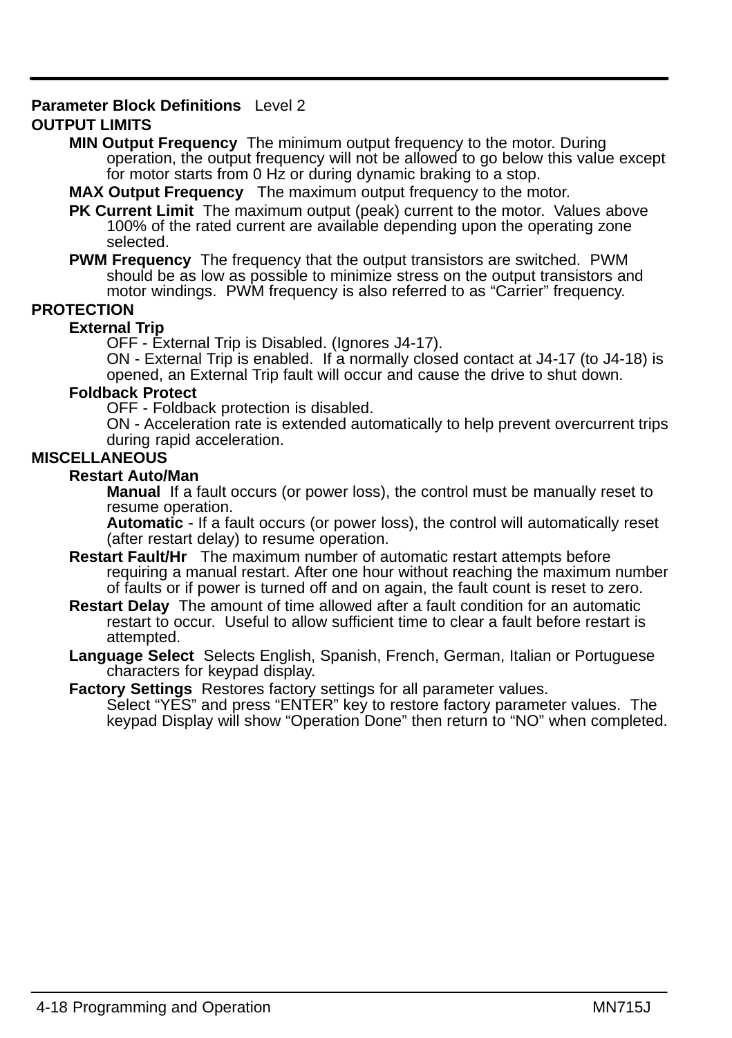**Parameter Block Definitions** Level 2

**OUTPUT LIMITS**

**MIN Output Frequency** The minimum output frequency to the motor. During operation, the output frequency will not be allowed to go below this value except for motor starts from 0 Hz or during dynamic braking to a stop.

**MAX Output Frequency** The maximum output frequency to the motor.

**PK Current Limit** The maximum output (peak) current to the motor. Values above 100% of the rated current are available depending upon the operating zone selected.

**PWM Frequency** The frequency that the output transistors are switched. PWM should be as low as possible to minimize stress on the output transistors and motor windings. PWM frequency is also referred to as "Carrier" frequency.

**PROTECTION**

**External Trip**

OFF - External Trip is Disabled. (Ignores J4-17).

ON - External Trip is enabled. If a normally closed contact at J4-17 (to J4-18) is opened, an External Trip fault will occur and cause the drive to shut down.

**Foldback Protect**

OFF - Foldback protection is disabled.

ON - Acceleration rate is extended automatically to help prevent overcurrent trips during rapid acceleration.

**MISCELLANEOUS**

**Restart Auto/Man**

**Manual** If a fault occurs (or power loss), the control must be manually reset to resume operation.

**Automatic** - If a fault occurs (or power loss), the control will automatically reset (after restart delay) to resume operation.

**Restart Fault/Hr** The maximum number of automatic restart attempts before requiring a manual restart. After one hour without reaching the maximum number of faults or if power is turned off and on again, the fault count is reset to zero.

**Restart Delay** The amount of time allowed after a fault condition for an automatic restart to occur. Useful to allow sufficient time to clear a fault before restart is attempted.

**Language Select** Selects English, Spanish, French, German, Italian or Portuguese characters for keypad display.

**Factory Settings** Restores factory settings for all parameter values.

Select "YES" and press "ENTER" key to restore factory parameter values. The keypad Display will show "Operation Done" then return to "NO" when completed.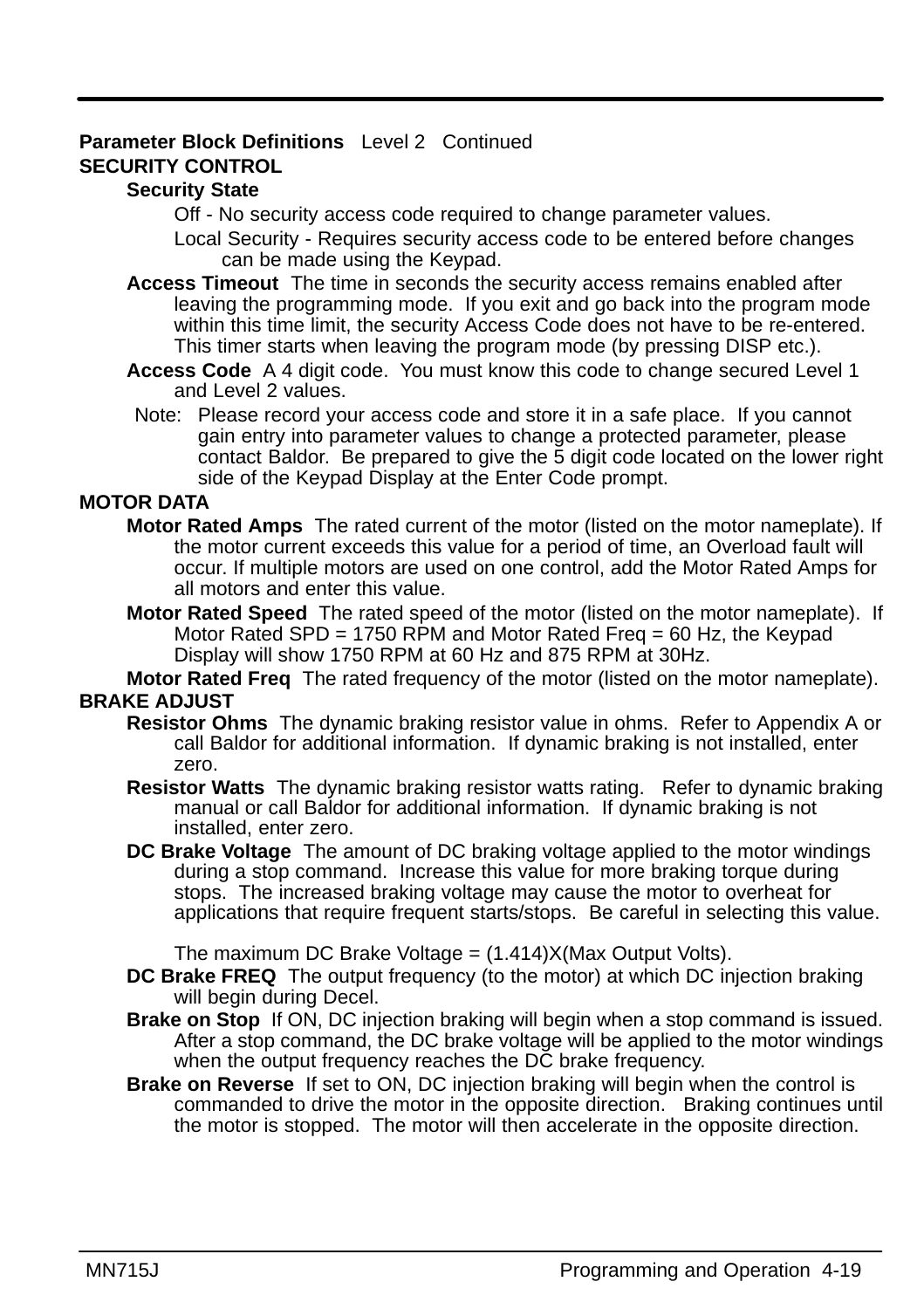**Parameter Block Definitions** Level 2 Continued

**SECURITY CONTROL**

**Security State**

Off - No security access code required to change parameter values.

Local Security - Requires security access code to be entered before changes can be made using the Keypad.

**Access Timeout** The time in seconds the security access remains enabled after leaving the programming mode. If you exit and go back into the program mode within this time limit, the security Access Code does not have to be re-entered. This timer starts when leaving the program mode (by pressing DISP etc.).

**Access Code** A 4 digit code. You must know this code to change secured Level 1 and Level 2 values.

Note: Please record your access code and store it in a safe place. If you cannot gain entry into parameter values to change a protected parameter, please contact Baldor. Be prepared to give the 5 digit code located on the lower right side of the Keypad Display at the Enter Code prompt.

**MOTOR DATA**

**Motor Rated Amps** The rated current of the motor (listed on the motor nameplate). If the motor current exceeds this value for a period of time, an Overload fault will occur. If multiple motors are used on one control, add the Motor Rated Amps for all motors and enter this value.

**Motor Rated Speed** The rated speed of the motor (listed on the motor nameplate). If Motor Rated SPD = 1750 RPM and Motor Rated Freq = 60 Hz, the Keypad Display will show 1750 RPM at 60 Hz and 875 RPM at 30Hz.

**Motor Rated Freq** The rated frequency of the motor (listed on the motor nameplate).

**BRAKE ADJUST**

**Resistor Ohms** The dynamic braking resistor value in ohms. Refer to Appendix A or call Baldor for additional information. If dynamic braking is not installed, enter zero.

**Resistor Watts** The dynamic braking resistor watts rating. Refer to dynamic braking manual or call Baldor for additional information. If dynamic braking is not installed, enter zero.

**DC Brake Voltage** The amount of DC braking voltage applied to the motor windings during a stop command. Increase this value for more braking torque during stops. The increased braking voltage may cause the motor to overheat for applications that require frequent starts/stops. Be careful in selecting this value.

The maximum DC Brake Voltage = (1.414)X(Max Output Volts).

**DC Brake FREQ** The output frequency (to the motor) at which DC injection braking will begin during Decel.

**Brake on Stop** If ON, DC injection braking will begin when a stop command is issued. After a stop command, the DC brake voltage will be applied to the motor windings when the output frequency reaches the DC brake frequency.

**Brake on Reverse** If set to ON, DC injection braking will begin when the control is commanded to drive the motor in the opposite direction. Braking continues until the motor is stopped. The motor will then accelerate in the opposite direction.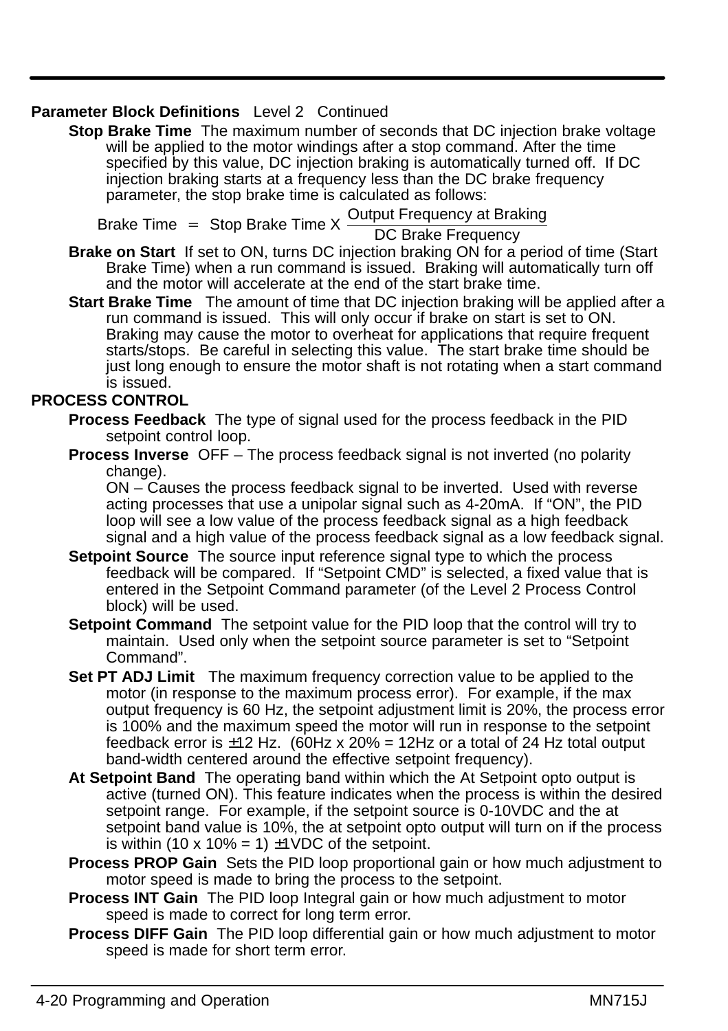**Parameter Block Definitions** Level 2 Continued

**Stop Brake Time** The maximum number of seconds that DC injection brake voltage will be applied to the motor windings after a stop command. After the time specified by this value, DC injection braking is automatically turned off. If DC injection braking starts at a frequency less than the DC brake frequency parameter, the stop brake time is calculated as follows:

$$\text{Brake Time} = \text{Stop Brake Time X } \frac{\text{Output Frequency at Braking}}{\text{DC Brake Frequency}}$$

**Brake on Start** If set to ON, turns DC injection braking ON for a period of time (Start Brake Time) when a run command is issued. Braking will automatically turn off and the motor will accelerate at the end of the start brake time.

**Start Brake Time** The amount of time that DC injection braking will be applied after a run command is issued. This will only occur if brake on start is set to ON. Braking may cause the motor to overheat for applications that require frequent starts/stops. Be careful in selecting this value. The start brake time should be just long enough to ensure the motor shaft is not rotating when a start command is issued.

**PROCESS CONTROL**

**Process Feedback** The type of signal used for the process feedback in the PID setpoint control loop.

**Process Inverse** OFF – The process feedback signal is not inverted (no polarity change).
ON – Causes the process feedback signal to be inverted. Used with reverse acting processes that use a unipolar signal such as 4-20mA. If "ON", the PID loop will see a low value of the process feedback signal as a high feedback signal and a high value of the process feedback signal as a low feedback signal.

**Setpoint Source** The source input reference signal type to which the process feedback will be compared. If "Setpoint CMD" is selected, a fixed value that is entered in the Setpoint Command parameter (of the Level 2 Process Control block) will be used.

**Setpoint Command** The setpoint value for the PID loop that the control will try to maintain. Used only when the setpoint source parameter is set to "Setpoint Command".

**Set PT ADJ Limit** The maximum frequency correction value to be applied to the motor (in response to the maximum process error). For example, if the max output frequency is 60 Hz, the setpoint adjustment limit is 20%, the process error is 100% and the maximum speed the motor will run in response to the setpoint feedback error is ±12 Hz. (60Hz x 20% = 12Hz or a total of 24 Hz total output band-width centered around the effective setpoint frequency).

**At Setpoint Band** The operating band within which the At Setpoint opto output is active (turned ON). This feature indicates when the process is within the desired setpoint range. For example, if the setpoint source is 0-10VDC and the at setpoint band value is 10%, the at setpoint opto output will turn on if the process is within (10 x 10% = 1) ±1VDC of the setpoint.

**Process PROP Gain** Sets the PID loop proportional gain or how much adjustment to motor speed is made to bring the process to the setpoint.

**Process INT Gain** The PID loop Integral gain or how much adjustment to motor speed is made to correct for long term error.

**Process DIFF Gain** The PID loop differential gain or how much adjustment to motor speed is made for short term error.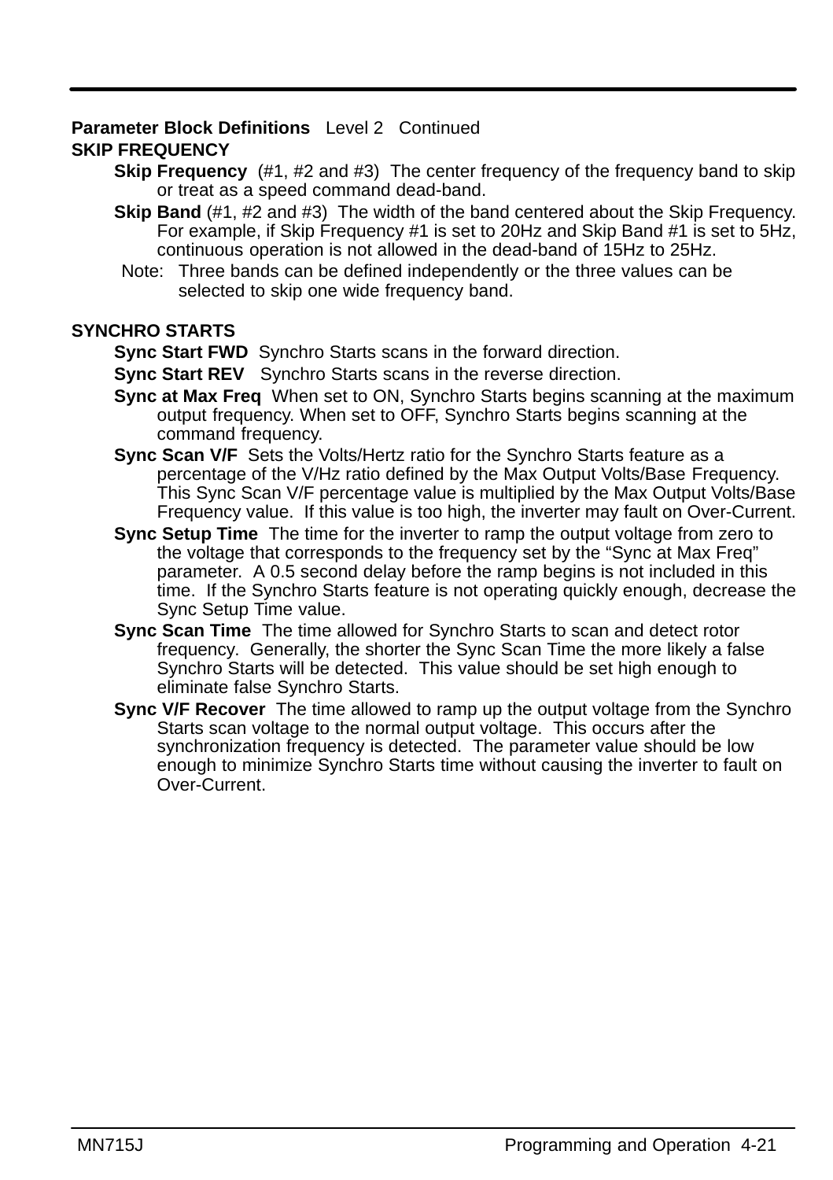**Parameter Block Definitions** Level 2 Continued

**SKIP FREQUENCY**

**Skip Frequency** (#1, #2 and #3) The center frequency of the frequency band to skip or treat as a speed command dead-band.

**Skip Band** (#1, #2 and #3) The width of the band centered about the Skip Frequency. For example, if Skip Frequency #1 is set to 20Hz and Skip Band #1 is set to 5Hz, continuous operation is not allowed in the dead-band of 15Hz to 25Hz.

Note: Three bands can be defined independently or the three values can be selected to skip one wide frequency band.

**SYNCHRO STARTS**

**Sync Start FWD** Synchro Starts scans in the forward direction.

**Sync Start REV** Synchro Starts scans in the reverse direction.

**Sync at Max Freq** When set to ON, Synchro Starts begins scanning at the maximum output frequency. When set to OFF, Synchro Starts begins scanning at the command frequency.

**Sync Scan V/F** Sets the Volts/Hertz ratio for the Synchro Starts feature as a percentage of the V/Hz ratio defined by the Max Output Volts/Base Frequency. This Sync Scan V/F percentage value is multiplied by the Max Output Volts/Base Frequency value. If this value is too high, the inverter may fault on Over-Current.

**Sync Setup Time** The time for the inverter to ramp the output voltage from zero to the voltage that corresponds to the frequency set by the "Sync at Max Freq" parameter. A 0.5 second delay before the ramp begins is not included in this time. If the Synchro Starts feature is not operating quickly enough, decrease the Sync Setup Time value.

**Sync Scan Time** The time allowed for Synchro Starts to scan and detect rotor frequency. Generally, the shorter the Sync Scan Time the more likely a false Synchro Starts will be detected. This value should be set high enough to eliminate false Synchro Starts.

**Sync V/F Recover** The time allowed to ramp up the output voltage from the Synchro Starts scan voltage to the normal output voltage. This occurs after the synchronization frequency is detected. The parameter value should be low enough to minimize Synchro Starts time without causing the inverter to fault on Over-Current.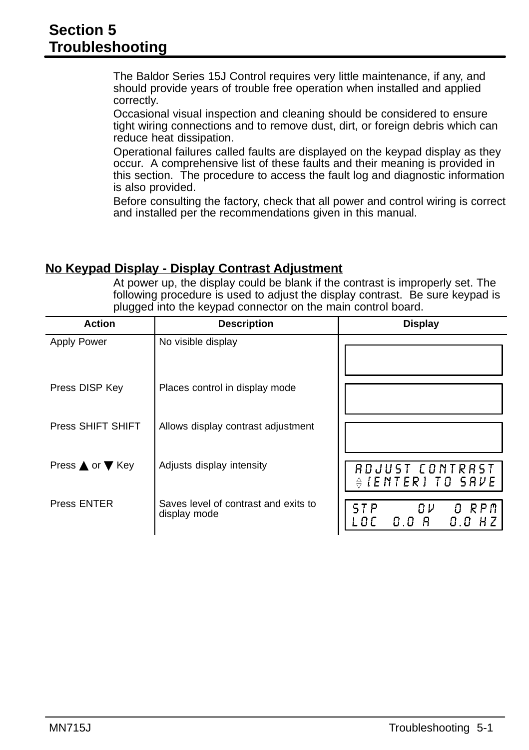# Section 5
# Troubleshooting

The Baldor Series 15J Control requires very little maintenance, if any, and should provide years of trouble free operation when installed and applied correctly.

Occasional visual inspection and cleaning should be considered to ensure tight wiring connections and to remove dust, dirt, or foreign debris which can reduce heat dissipation.

Operational failures called faults are displayed on the keypad display as they occur. A comprehensive list of these faults and their meaning is provided in this section. The procedure to access the fault log and diagnostic information is also provided.

Before consulting the factory, check that all power and control wiring is correct and installed per the recommendations given in this manual.

## No Keypad Display - Display Contrast Adjustment

At power up, the display could be blank if the contrast is improperly set. The following procedure is used to adjust the display contrast. Be sure keypad is plugged into the keypad connector on the main control board.

| Action | Description | Display |
|---|---|---|
| Apply Power | No visible display | |
| Press DISP Key | Places control in display mode | |
| Press SHIFT SHIFT | Allows display contrast adjustment | |
| Press ▲ or ▼ Key | Adjusts display intensity | ADJUST CONTRAST<br>[ENTER] TO SAVE |
| Press ENTER | Saves level of contrast and exits to display mode | STP 0V 0 RPM<br>LOC 0.0 A 0.0 HZ |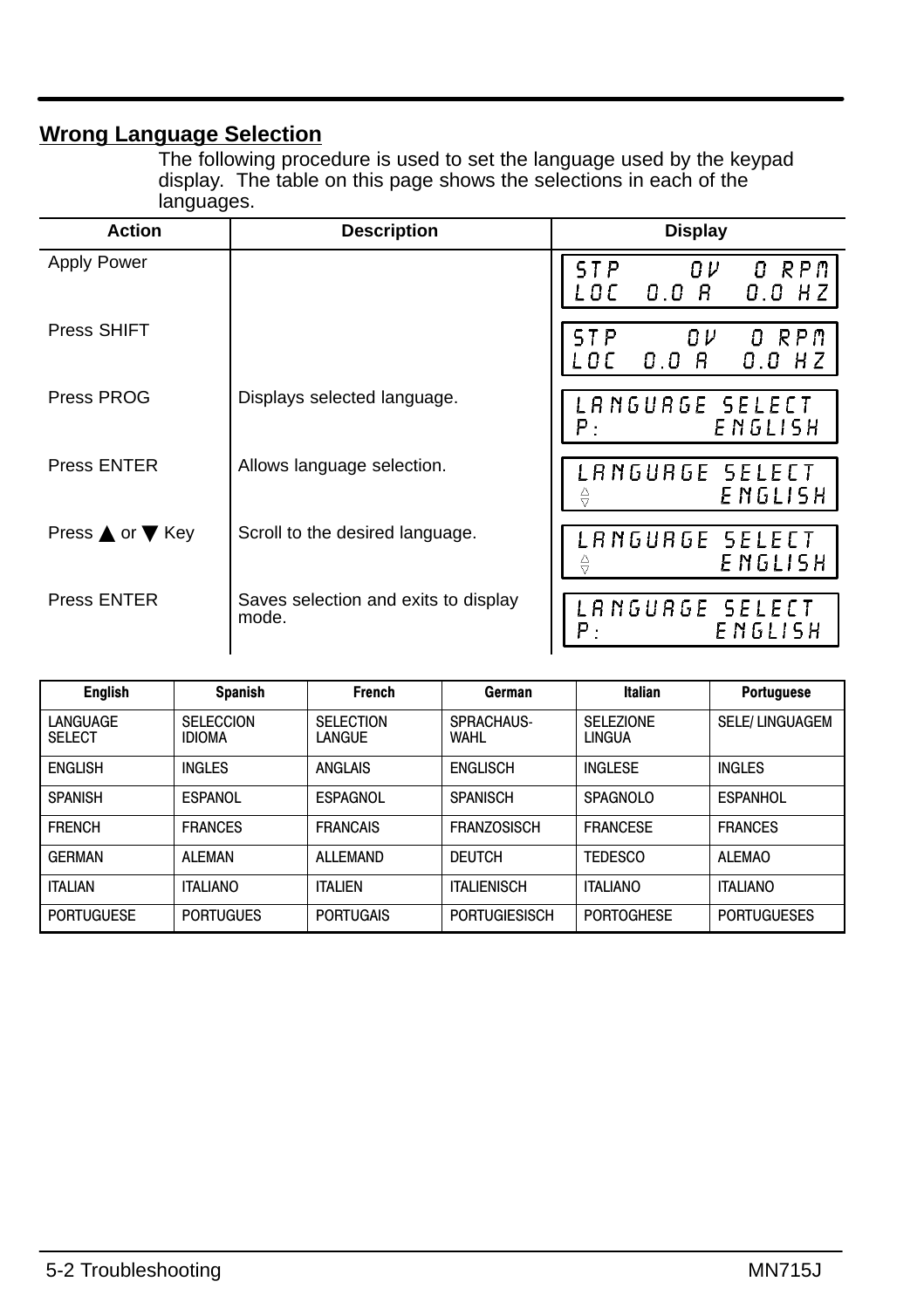## Wrong Language Selection

The following procedure is used to set the language used by the keypad display. The table on this page shows the selections in each of the languages.

| Action | Description | Display |
|---|---|---|
| Apply Power | | STP 0V 0 RPM<br>LOC 0.0 A 0.0 HZ |
| Press SHIFT | | STP 0V 0 RPM<br>LOC 0.0 A 0.0 HZ |
| Press PROG | Displays selected language. | LANGUAGE SELECT<br>P: ENGLISH |
| Press ENTER | Allows language selection. | LANGUAGE SELECT<br>▲▼ ENGLISH |
| Press ▲ or ▼ Key | Scroll to the desired language. | LANGUAGE SELECT<br>▲▼ ENGLISH |
| Press ENTER | Saves selection and exits to display mode. | LANGUAGE SELECT<br>P: ENGLISH |

| English | Spanish | French | German | Italian | Portuguese |
|---|---|---|---|---|---|
| LANGUAGE SELECT | SELECCION IDIOMA | SELECTION LANGUE | SPRACHAUS-WAHL | SELEZIONE LINGUA | SELE/ LINGUAGEM |
| ENGLISH | INGLES | ANGLAIS | ENGLISCH | INGLESE | INGLES |
| SPANISH | ESPANOL | ESPAGNOL | SPANISCH | SPAGNOLO | ESPANHOL |
| FRENCH | FRANCES | FRANCAIS | FRANZOSISCH | FRANCESE | FRANCES |
| GERMAN | ALEMAN | ALLEMAND | DEUTCH | TEDESCO | ALEMAO |
| ITALIAN | ITALIANO | ITALIEN | ITALIENISCH | ITALIANO | ITALIANO |
| PORTUGUESE | PORTUGUES | PORTUGAIS | PORTUGIESISCH | PORTOGHESE | PORTUGUESES |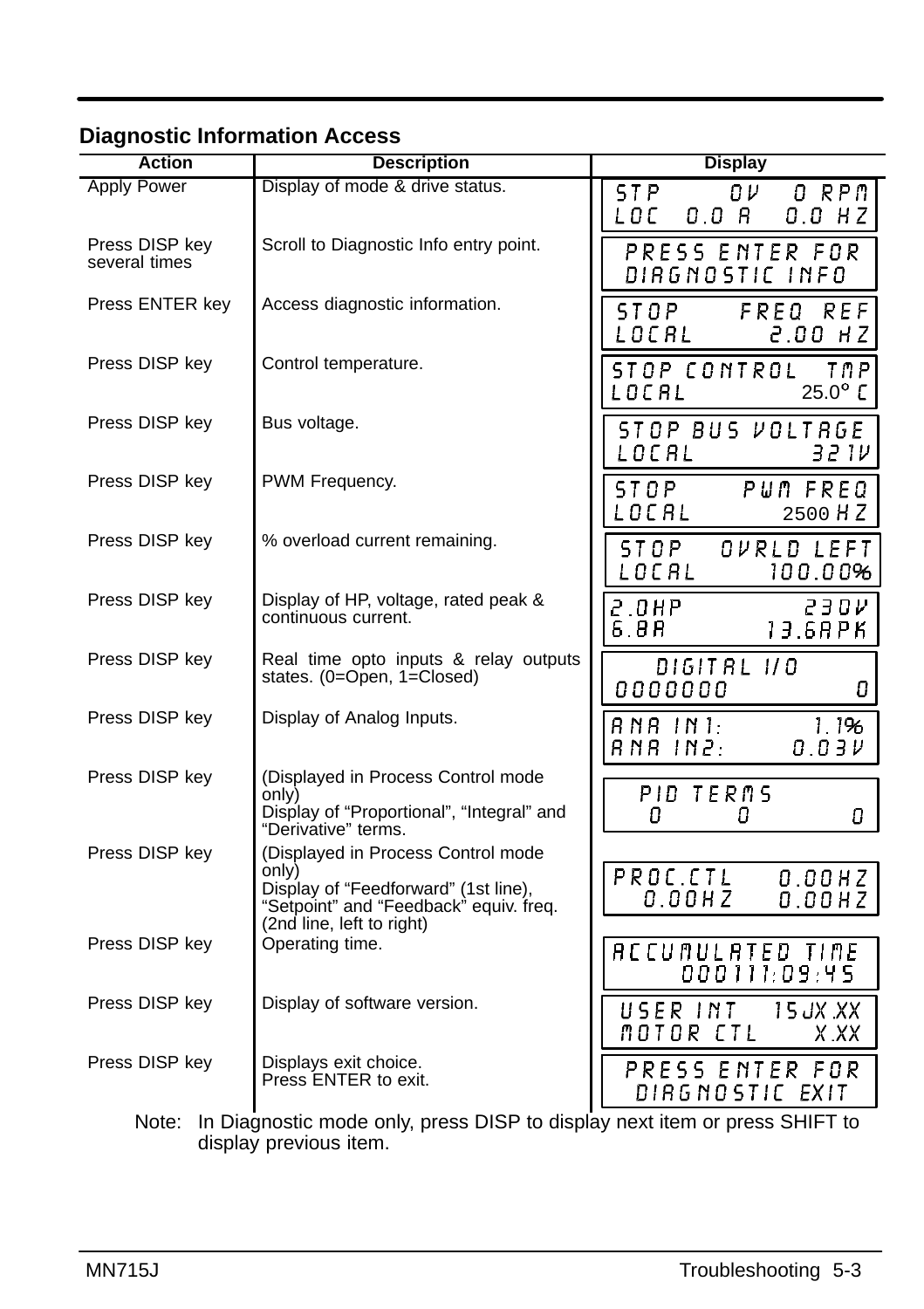## Diagnostic Information Access

| Action | Description | Display |
|---|---|---|
| Apply Power | Display of mode & drive status. | STP 0V 0 RPM<br>LOC 0.0 A 0.0 HZ |
| Press DISP key several times | Scroll to Diagnostic Info entry point. | PRESS ENTER FOR<br>DIAGNOSTIC INFO |
| Press ENTER key | Access diagnostic information. | STOP FREQ REF<br>LOCAL 2.00 HZ |
| Press DISP key | Control temperature. | STOP CONTROL TMP<br>LOCAL 25.0° C |
| Press DISP key | Bus voltage. | STOP BUS VOLTAGE<br>LOCAL 321V |
| Press DISP key | PWM Frequency. | STOP PWM FREQ<br>LOCAL 2500 HZ |
| Press DISP key | % overload current remaining. | STOP OVRLD LEFT<br>LOCAL 100.00% |
| Press DISP key | Display of HP, voltage, rated peak & continuous current. | 2.0HP 230V<br>6.8A 13.6APK |
| Press DISP key | Real time opto inputs & relay outputs states. (0=Open, 1=Closed) | DIGITAL I/O<br>0000000 0 |
| Press DISP key | Display of Analog Inputs. | ANA IN1: 1.1%<br>ANA IN2: 0.03V |
| Press DISP key | (Displayed in Process Control mode only)<br>Display of "Proportional", "Integral" and "Derivative" terms. | PID TERMS<br>0 0 0 |
| Press DISP key | (Displayed in Process Control mode only)<br>Display of "Feedforward" (1st line), "Setpoint" and "Feedback" equiv. freq. (2nd line, left to right) | PROC.CTL 0.00HZ<br>0.00HZ 0.00HZ |
| Press DISP key | Operating time. | ACCUMULATED TIME<br>000111:09:45 |
| Press DISP key | Display of software version. | USER INT 15JX.XX<br>MOTOR CTL X.XX |
| Press DISP key | Displays exit choice.<br>Press ENTER to exit. | PRESS ENTER FOR<br>DIAGNOSTIC EXIT |

Note: In Diagnostic mode only, press DISP to display next item or press SHIFT to display previous item.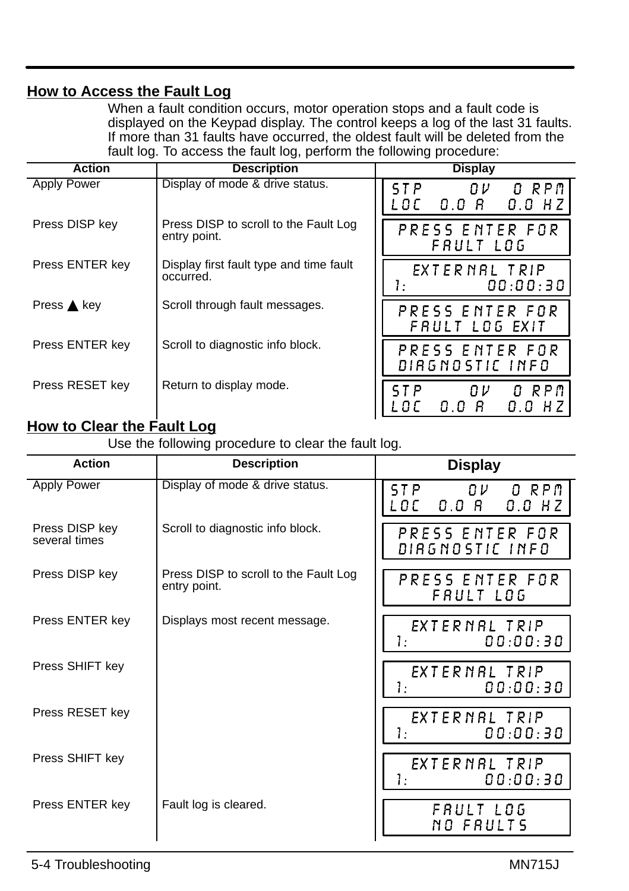## How to Access the Fault Log

When a fault condition occurs, motor operation stops and a fault code is displayed on the Keypad display. The control keeps a log of the last 31 faults. If more than 31 faults have occurred, the oldest fault will be deleted from the fault log. To access the fault log, perform the following procedure:

| Action | Description | Display |
|---|---|---|
| Apply Power | Display of mode & drive status. | STP 0V 0 RPM<br>LOC 0.0 A 0.0 HZ |
| Press DISP key | Press DISP to scroll to the Fault Log entry point. | PRESS ENTER FOR<br>FAULT LOG |
| Press ENTER key | Display first fault type and time fault occurred. | EXTERNAL TRIP<br>1: 00:00:30 |
| Press ▲ key | Scroll through fault messages. | PRESS ENTER FOR<br>FAULT LOG EXIT |
| Press ENTER key | Scroll to diagnostic info block. | PRESS ENTER FOR<br>DIAGNOSTIC INFO |
| Press RESET key | Return to display mode. | STP 0V 0 RPM<br>LOC 0.0 A 0.0 HZ |

## How to Clear the Fault Log

Use the following procedure to clear the fault log.

| Action | Description | Display |
|---|---|---|
| Apply Power | Display of mode & drive status. | STP 0V 0 RPM<br>LOC 0.0 A 0.0 HZ |
| Press DISP key several times | Scroll to diagnostic info block. | PRESS ENTER FOR<br>DIAGNOSTIC INFO |
| Press DISP key | Press DISP to scroll to the Fault Log entry point. | PRESS ENTER FOR<br>FAULT LOG |
| Press ENTER key | Displays most recent message. | EXTERNAL TRIP<br>1: 00:00:30 |
| Press SHIFT key | | EXTERNAL TRIP<br>1: 00:00:30 |
| Press RESET key | | EXTERNAL TRIP<br>1: 00:00:30 |
| Press SHIFT key | | EXTERNAL TRIP<br>1: 00:00:30 |
| Press ENTER key | Fault log is cleared. | FAULT LOG<br>NO FAULTS |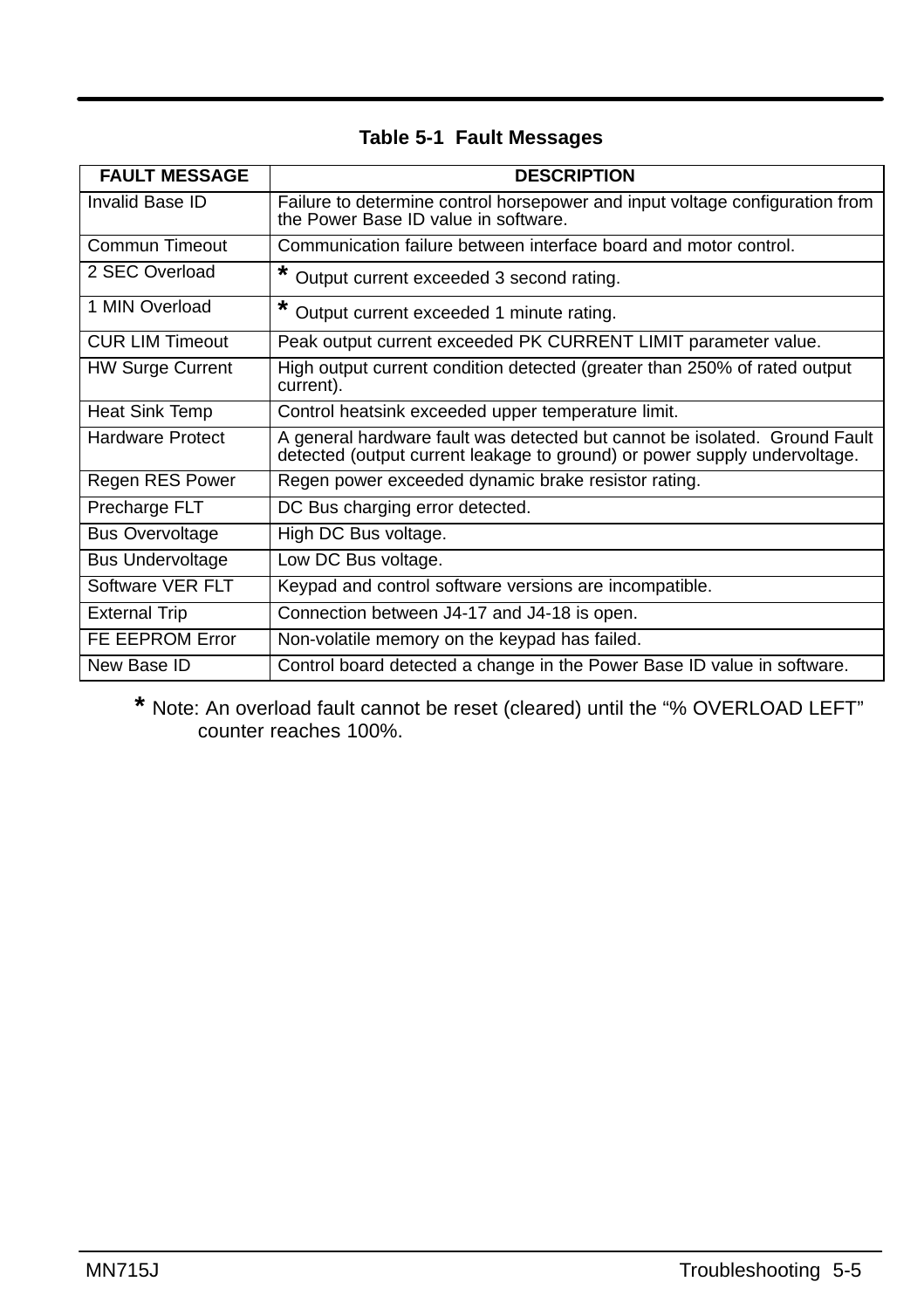**Table 5-1 Fault Messages**

| FAULT MESSAGE | DESCRIPTION |
|---|---|
| Invalid Base ID | Failure to determine control horsepower and input voltage configuration from the Power Base ID value in software. |
| Commun Timeout | Communication failure between interface board and motor control. |
| 2 SEC Overload | * Output current exceeded 3 second rating. |
| 1 MIN Overload | * Output current exceeded 1 minute rating. |
| CUR LIM Timeout | Peak output current exceeded PK CURRENT LIMIT parameter value. |
| HW Surge Current | High output current condition detected (greater than 250% of rated output current). |
| Heat Sink Temp | Control heatsink exceeded upper temperature limit. |
| Hardware Protect | A general hardware fault was detected but cannot be isolated. Ground Fault detected (output current leakage to ground) or power supply undervoltage. |
| Regen RES Power | Regen power exceeded dynamic brake resistor rating. |
| Precharge FLT | DC Bus charging error detected. |
| Bus Overvoltage | High DC Bus voltage. |
| Bus Undervoltage | Low DC Bus voltage. |
| Software VER FLT | Keypad and control software versions are incompatible. |
| External Trip | Connection between J4-17 and J4-18 is open. |
| FE EEPROM Error | Non-volatile memory on the keypad has failed. |
| New Base ID | Control board detected a change in the Power Base ID value in software. |

* Note: An overload fault cannot be reset (cleared) until the “% OVERLOAD LEFT” counter reaches 100%.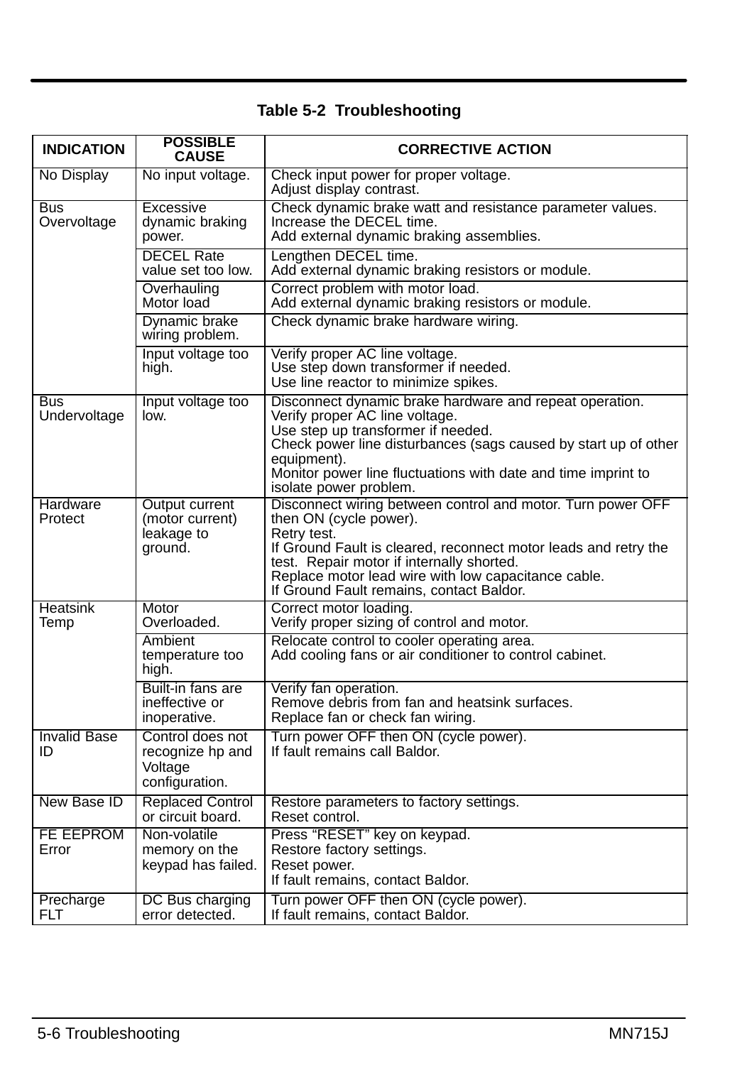### Table 5-2 Troubleshooting

| INDICATION | POSSIBLE CAUSE | CORRECTIVE ACTION |
|---|---|---|
| No Display | No input voltage. | Check input power for proper voltage.<br>Adjust display contrast. |
| Bus Overvoltage | Excessive dynamic braking power. | Check dynamic brake watt and resistance parameter values.<br>Increase the DECEL time.<br>Add external dynamic braking assemblies. |
| | DECEL Rate value set too low. | Lengthen DECEL time.<br>Add external dynamic braking resistors or module. |
| | Overhauling Motor load | Correct problem with motor load.<br>Add external dynamic braking resistors or module. |
| | Dynamic brake wiring problem. | Check dynamic brake hardware wiring. |
| | Input voltage too high. | Verify proper AC line voltage.<br>Use step down transformer if needed.<br>Use line reactor to minimize spikes. |
| Bus Undervoltage | Input voltage too low. | Disconnect dynamic brake hardware and repeat operation.<br>Verify proper AC line voltage.<br>Use step up transformer if needed.<br>Check power line disturbances (sags caused by start up of other equipment).<br>Monitor power line fluctuations with date and time imprint to isolate power problem. |
| Hardware Protect | Output current (motor current) leakage to ground. | Disconnect wiring between control and motor. Turn power OFF then ON (cycle power).<br>Retry test.<br>If Ground Fault is cleared, reconnect motor leads and retry the test. Repair motor if internally shorted.<br>Replace motor lead wire with low capacitance cable.<br>If Ground Fault remains, contact Baldor. |
| Heatsink Temp | Motor Overloaded. | Correct motor loading.<br>Verify proper sizing of control and motor. |
| | Ambient temperature too high. | Relocate control to cooler operating area.<br>Add cooling fans or air conditioner to control cabinet. |
| | Built-in fans are ineffective or inoperative. | Verify fan operation.<br>Remove debris from fan and heatsink surfaces.<br>Replace fan or check fan wiring. |
| Invalid Base ID | Control does not recognize hp and Voltage configuration. | Turn power OFF then ON (cycle power).<br>If fault remains call Baldor. |
| New Base ID | Replaced Control or circuit board. | Restore parameters to factory settings.<br>Reset control. |
| FE EEPROM Error | Non-volatile memory on the keypad has failed. | Press "RESET" key on keypad.<br>Restore factory settings.<br>Reset power.<br>If fault remains, contact Baldor. |
| Precharge FLT | DC Bus charging error detected. | Turn power OFF then ON (cycle power).<br>If fault remains, contact Baldor. |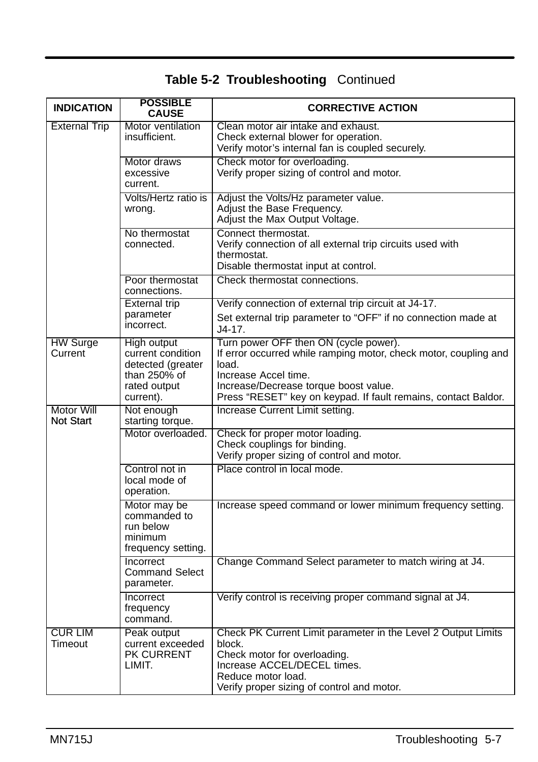**Table 5-2 Troubleshooting** Continued

| INDICATION | POSSIBLE CAUSE | CORRECTIVE ACTION |
|---|---|---|
| External Trip | Motor ventilation insufficient. | Clean motor air intake and exhaust.<br>Check external blower for operation.<br>Verify motor's internal fan is coupled securely. |
| | Motor draws excessive current. | Check motor for overloading.<br>Verify proper sizing of control and motor. |
| | Volts/Hertz ratio is wrong. | Adjust the Volts/Hz parameter value.<br>Adjust the Base Frequency.<br>Adjust the Max Output Voltage. |
| | No thermostat connected. | Connect thermostat.<br>Verify connection of all external trip circuits used with thermostat.<br>Disable thermostat input at control. |
| | Poor thermostat connections. | Check thermostat connections. |
| | External trip parameter incorrect. | Verify connection of external trip circuit at J4-17.<br>Set external trip parameter to "OFF" if no connection made at J4-17. |
| HW Surge Current | High output current condition detected (greater than 250% of rated output current). | Turn power OFF then ON (cycle power).<br>If error occurred while ramping motor, check motor, coupling and load.<br>Increase Accel time.<br>Increase/Decrease torque boost value.<br>Press "RESET" key on keypad. If fault remains, contact Baldor. |
| Motor Will Not Start | Not enough starting torque. | Increase Current Limit setting. |
| | Motor overloaded. | Check for proper motor loading.<br>Check couplings for binding.<br>Verify proper sizing of control and motor. |
| | Control not in local mode of operation. | Place control in local mode. |
| | Motor may be commanded to run below minimum frequency setting. | Increase speed command or lower minimum frequency setting. |
| | Incorrect Command Select parameter. | Change Command Select parameter to match wiring at J4. |
| | Incorrect frequency command. | Verify control is receiving proper command signal at J4. |
| CUR LIM Timeout | Peak output current exceeded PK CURRENT LIMIT. | Check PK Current Limit parameter in the Level 2 Output Limits block.<br>Check motor for overloading.<br>Increase ACCEL/DECEL times.<br>Reduce motor load.<br>Verify proper sizing of control and motor. |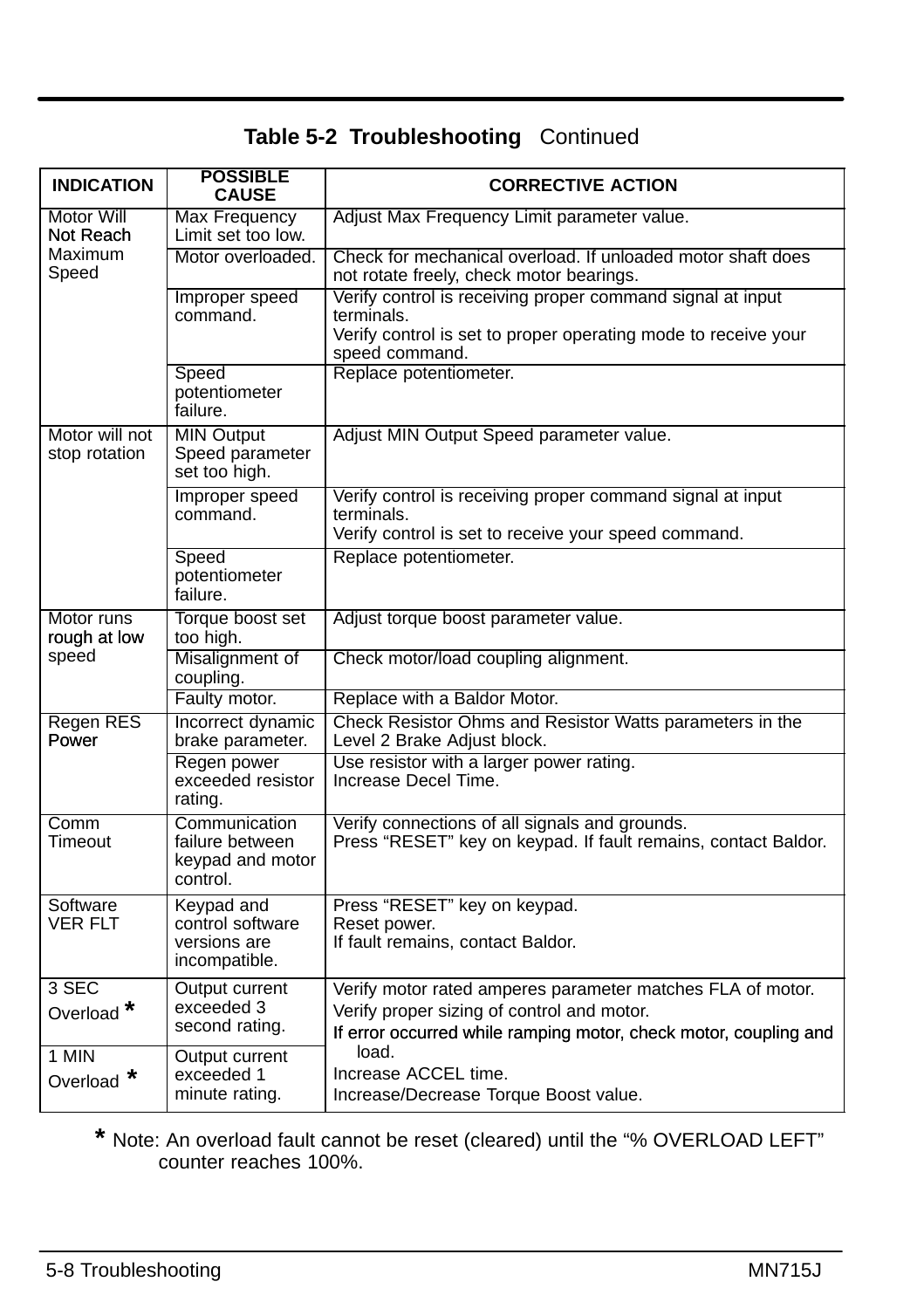**Table 5-2 Troubleshooting** Continued

| INDICATION | POSSIBLE CAUSE | CORRECTIVE ACTION |
|---|---|---|
| Motor Will Not Reach Maximum Speed | Max Frequency Limit set too low. | Adjust Max Frequency Limit parameter value. |
| | Motor overloaded. | Check for mechanical overload. If unloaded motor shaft does not rotate freely, check motor bearings. |
| | Improper speed command. | Verify control is receiving proper command signal at input terminals.<br>Verify control is set to proper operating mode to receive your speed command. |
| | Speed potentiometer failure. | Replace potentiometer. |
| Motor will not stop rotation | MIN Output Speed parameter set too high. | Adjust MIN Output Speed parameter value. |
| | Improper speed command. | Verify control is receiving proper command signal at input terminals.<br>Verify control is set to receive your speed command. |
| | Speed potentiometer failure. | Replace potentiometer. |
| Motor runs rough at low speed | Torque boost set too high. | Adjust torque boost parameter value. |
| | Misalignment of coupling. | Check motor/load coupling alignment. |
| | Faulty motor. | Replace with a Baldor Motor. |
| Regen RES Power | Incorrect dynamic brake parameter. | Check Resistor Ohms and Resistor Watts parameters in the Level 2 Brake Adjust block. |
| | Regen power exceeded resistor rating. | Use resistor with a larger power rating.<br>Increase Decel Time. |
| Comm Timeout | Communication failure between keypad and motor control. | Verify connections of all signals and grounds.<br>Press “RESET” key on keypad. If fault remains, contact Baldor. |
| Software VER FLT | Keypad and control software versions are incompatible. | Press “RESET” key on keypad.<br>Reset power.<br>If fault remains, contact Baldor. |
| 3 SEC Overload * | Output current exceeded 3 second rating. | Verify motor rated amperes parameter matches FLA of motor.<br>Verify proper sizing of control and motor.<br>If error occurred while ramping motor, check motor, coupling and load.<br>Increase ACCEL time.<br>Increase/Decrease Torque Boost value. |
| 1 MIN Overload * | Output current exceeded 1 minute rating. | |

* Note: An overload fault cannot be reset (cleared) until the “% OVERLOAD LEFT” counter reaches 100%.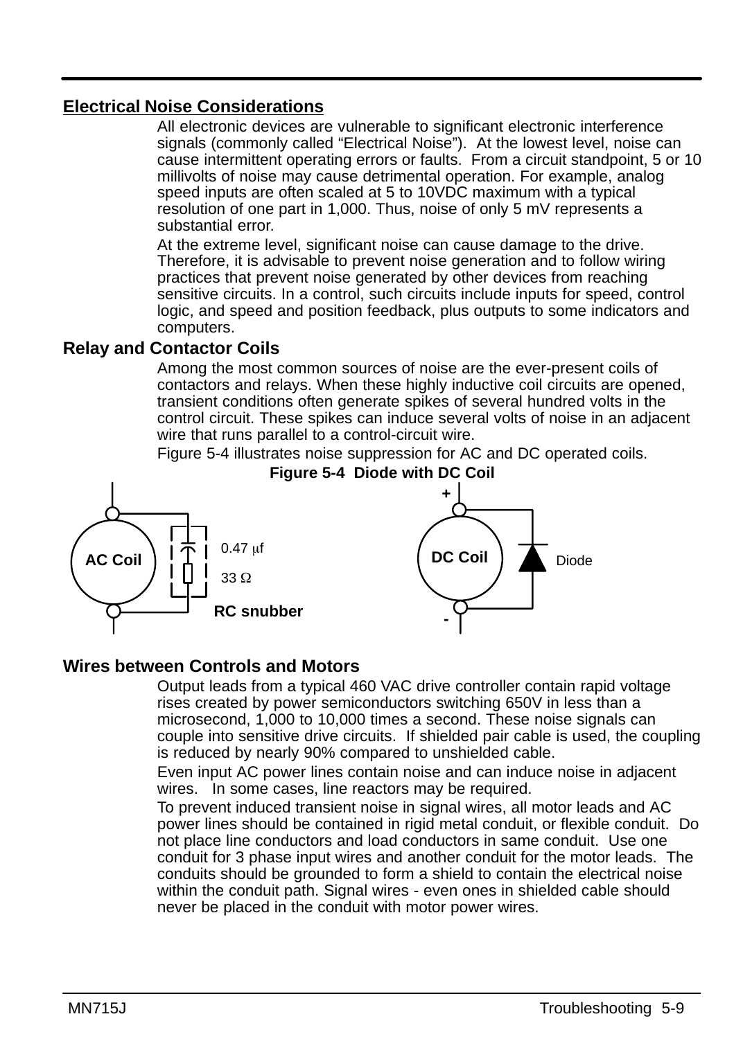## Electrical Noise Considerations

All electronic devices are vulnerable to significant electronic interference signals (commonly called “Electrical Noise”). At the lowest level, noise can cause intermittent operating errors or faults. From a circuit standpoint, 5 or 10 millivolts of noise may cause detrimental operation. For example, analog speed inputs are often scaled at 5 to 10VDC maximum with a typical resolution of one part in 1,000. Thus, noise of only 5 mV represents a substantial error.

At the extreme level, significant noise can cause damage to the drive. Therefore, it is advisable to prevent noise generation and to follow wiring practices that prevent noise generated by other devices from reaching sensitive circuits. In a control, such circuits include inputs for speed, control logic, and speed and position feedback, plus outputs to some indicators and computers.

### Relay and Contactor Coils

Among the most common sources of noise are the ever-present coils of contactors and relays. When these highly inductive coil circuits are opened, transient conditions often generate spikes of several hundred volts in the control circuit. These spikes can induce several volts of noise in an adjacent wire that runs parallel to a control-circuit wire.

Figure 5-4 illustrates noise suppression for AC and DC operated coils.

**Figure 5-4 Diode with DC Coil**

AC Coil — 0.47 μf, 33 Ω — RC snubber

DC Coil (+, -) — Diode

### Wires between Controls and Motors

Output leads from a typical 460 VAC drive controller contain rapid voltage rises created by power semiconductors switching 650V in less than a microsecond, 1,000 to 10,000 times a second. These noise signals can couple into sensitive drive circuits. If shielded pair cable is used, the coupling is reduced by nearly 90% compared to unshielded cable.

Even input AC power lines contain noise and can induce noise in adjacent wires. In some cases, line reactors may be required.

To prevent induced transient noise in signal wires, all motor leads and AC power lines should be contained in rigid metal conduit, or flexible conduit. Do not place line conductors and load conductors in same conduit. Use one conduit for 3 phase input wires and another conduit for the motor leads. The conduits should be grounded to form a shield to contain the electrical noise within the conduit path. Signal wires - even ones in shielded cable should never be placed in the conduit with motor power wires.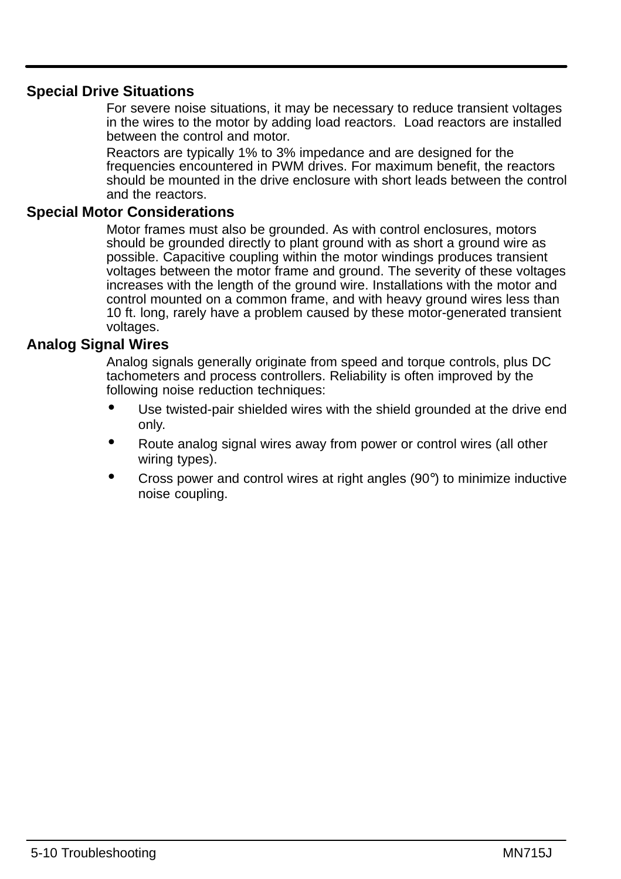### Special Drive Situations

For severe noise situations, it may be necessary to reduce transient voltages in the wires to the motor by adding load reactors. Load reactors are installed between the control and motor.

Reactors are typically 1% to 3% impedance and are designed for the frequencies encountered in PWM drives. For maximum benefit, the reactors should be mounted in the drive enclosure with short leads between the control and the reactors.

### Special Motor Considerations

Motor frames must also be grounded. As with control enclosures, motors should be grounded directly to plant ground with as short a ground wire as possible. Capacitive coupling within the motor windings produces transient voltages between the motor frame and ground. The severity of these voltages increases with the length of the ground wire. Installations with the motor and control mounted on a common frame, and with heavy ground wires less than 10 ft. long, rarely have a problem caused by these motor-generated transient voltages.

### Analog Signal Wires

Analog signals generally originate from speed and torque controls, plus DC tachometers and process controllers. Reliability is often improved by the following noise reduction techniques:

- Use twisted-pair shielded wires with the shield grounded at the drive end only.
- Route analog signal wires away from power or control wires (all other wiring types).
- Cross power and control wires at right angles (90°) to minimize inductive noise coupling.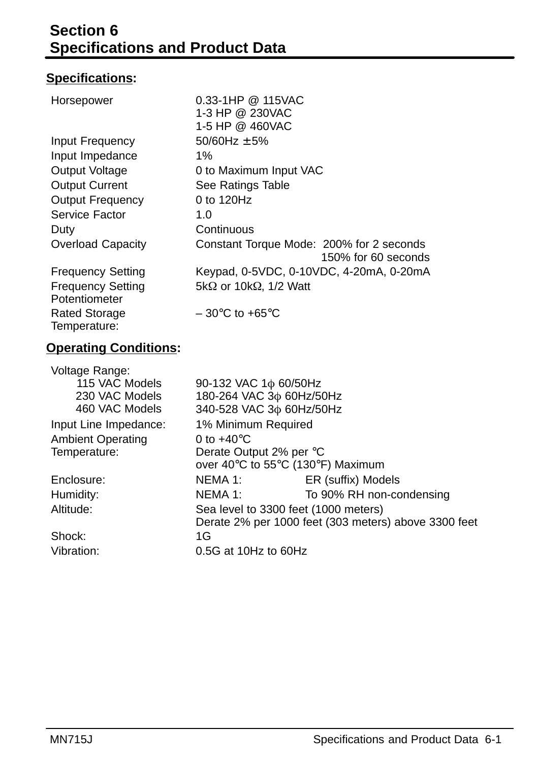# Section 6
# Specifications and Product Data

## Specifications:

| | |
|---|---|
| Horsepower | 0.33-1HP @ 115VAC<br>1-3 HP @ 230VAC<br>1-5 HP @ 460VAC |
| Input Frequency | 50/60Hz ±5% |
| Input Impedance | 1% |
| Output Voltage | 0 to Maximum Input VAC |
| Output Current | See Ratings Table |
| Output Frequency | 0 to 120Hz |
| Service Factor | 1.0 |
| Duty | Continuous |
| Overload Capacity | Constant Torque Mode: 200% for 2 seconds<br>150% for 60 seconds |
| Frequency Setting | Keypad, 0-5VDC, 0-10VDC, 4-20mA, 0-20mA |
| Frequency Setting Potentiometer | 5kΩ or 10kΩ, 1/2 Watt |
| Rated Storage Temperature: | – 30°C to +65°C |

## Operating Conditions:

| | | |
|---|---|---|
| Voltage Range: | | |
| 115 VAC Models | 90-132 VAC 1ϕ 60/50Hz | |
| 230 VAC Models | 180-264 VAC 3ϕ 60Hz/50Hz | |
| 460 VAC Models | 340-528 VAC 3ϕ 60Hz/50Hz | |
| Input Line Impedance: | 1% Minimum Required | |
| Ambient Operating Temperature: | 0 to +40°C<br>Derate Output 2% per °C<br>over 40°C to 55°C (130°F) Maximum | |
| Enclosure: | NEMA 1: | ER (suffix) Models |
| Humidity: | NEMA 1: | To 90% RH non-condensing |
| Altitude: | Sea level to 3300 feet (1000 meters)<br>Derate 2% per 1000 feet (303 meters) above 3300 feet | |
| Shock: | 1G | |
| Vibration: | 0.5G at 10Hz to 60Hz | |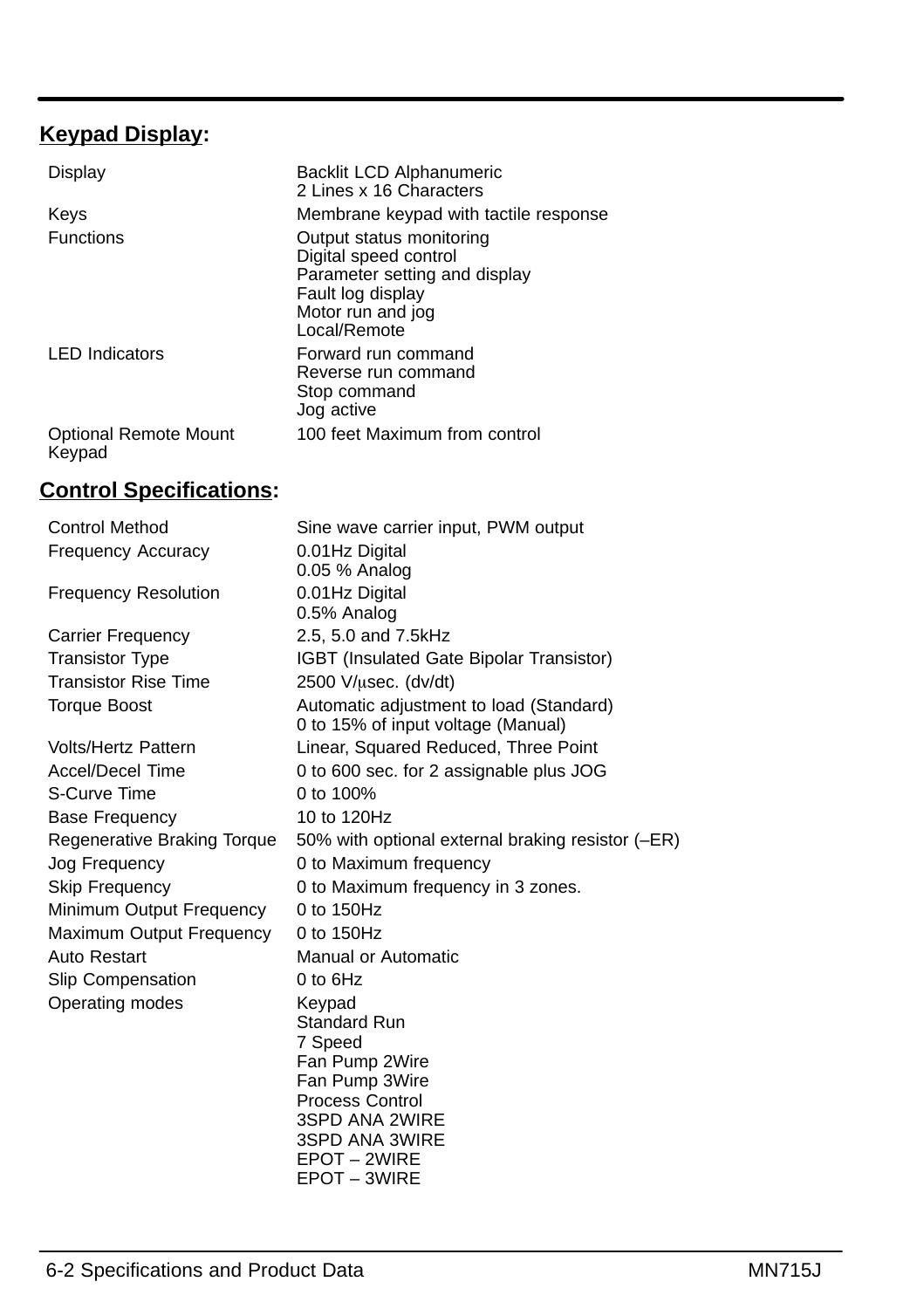## Keypad Display:

| | |
|---|---|
| Display | Backlit LCD Alphanumeric<br>2 Lines x 16 Characters |
| Keys | Membrane keypad with tactile response |
| Functions | Output status monitoring<br>Digital speed control<br>Parameter setting and display<br>Fault log display<br>Motor run and jog<br>Local/Remote |
| LED Indicators | Forward run command<br>Reverse run command<br>Stop command<br>Jog active |
| Optional Remote Mount Keypad | 100 feet Maximum from control |

## Control Specifications:

| | |
|---|---|
| Control Method | Sine wave carrier input, PWM output |
| Frequency Accuracy | 0.01Hz Digital<br>0.05 % Analog |
| Frequency Resolution | 0.01Hz Digital<br>0.5% Analog |
| Carrier Frequency | 2.5, 5.0 and 7.5kHz |
| Transistor Type | IGBT (Insulated Gate Bipolar Transistor) |
| Transistor Rise Time | 2500 V/μsec. (dv/dt) |
| Torque Boost | Automatic adjustment to load (Standard)<br>0 to 15% of input voltage (Manual) |
| Volts/Hertz Pattern | Linear, Squared Reduced, Three Point |
| Accel/Decel Time | 0 to 600 sec. for 2 assignable plus JOG |
| S-Curve Time | 0 to 100% |
| Base Frequency | 10 to 120Hz |
| Regenerative Braking Torque | 50% with optional external braking resistor (–ER) |
| Jog Frequency | 0 to Maximum frequency |
| Skip Frequency | 0 to Maximum frequency in 3 zones. |
| Minimum Output Frequency | 0 to 150Hz |
| Maximum Output Frequency | 0 to 150Hz |
| Auto Restart | Manual or Automatic |
| Slip Compensation | 0 to 6Hz |
| Operating modes | Keypad<br>Standard Run<br>7 Speed<br>Fan Pump 2Wire<br>Fan Pump 3Wire<br>Process Control<br>3SPD ANA 2WIRE<br>3SPD ANA 3WIRE<br>EPOT – 2WIRE<br>EPOT – 3WIRE |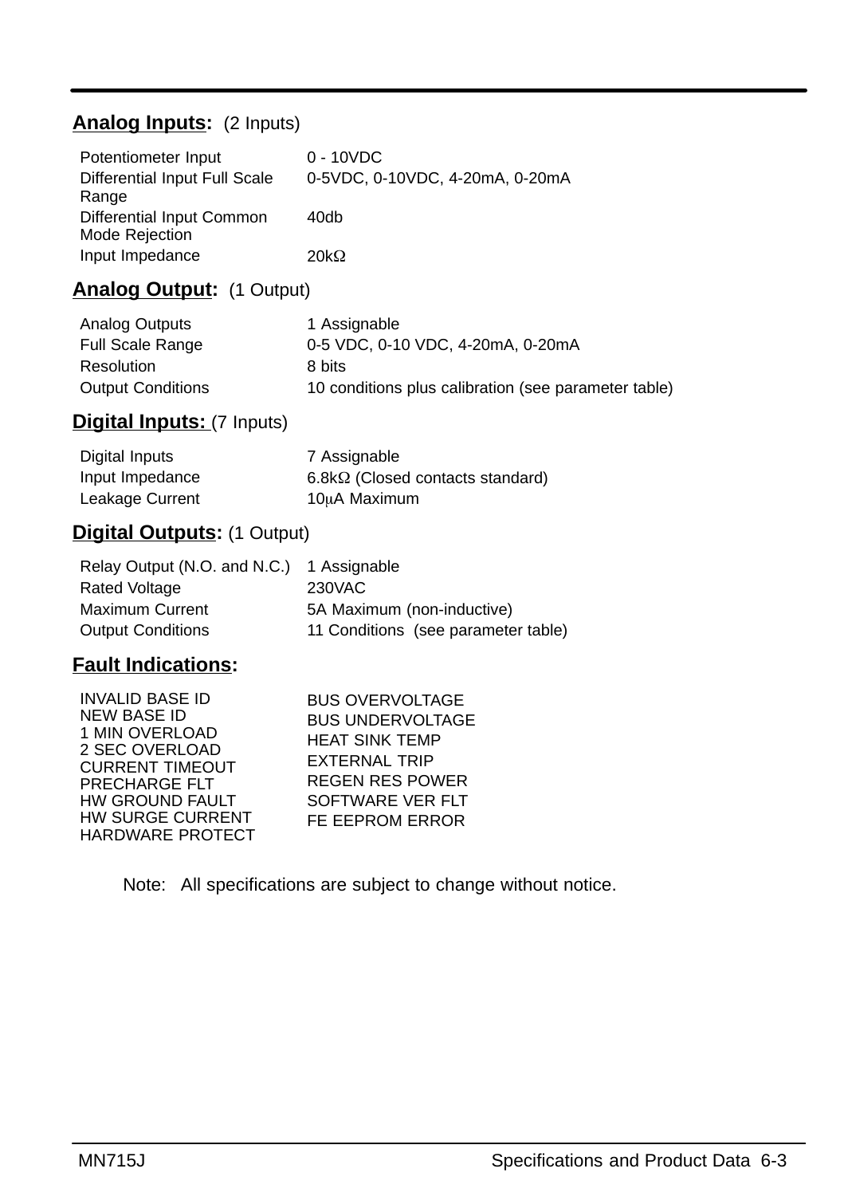**Analog Inputs:** (2 Inputs)

| | |
|---|---|
| Potentiometer Input | 0 - 10VDC |
| Differential Input Full Scale Range | 0-5VDC, 0-10VDC, 4-20mA, 0-20mA |
| Differential Input Common Mode Rejection | 40db |
| Input Impedance | 20kΩ |

**Analog Output:** (1 Output)

| | |
|---|---|
| Analog Outputs | 1 Assignable |
| Full Scale Range | 0-5 VDC, 0-10 VDC, 4-20mA, 0-20mA |
| Resolution | 8 bits |
| Output Conditions | 10 conditions plus calibration (see parameter table) |

**Digital Inputs:** (7 Inputs)

| | |
|---|---|
| Digital Inputs | 7 Assignable |
| Input Impedance | 6.8kΩ (Closed contacts standard) |
| Leakage Current | 10μA Maximum |

**Digital Outputs:** (1 Output)

| | |
|---|---|
| Relay Output (N.O. and N.C.) | 1 Assignable |
| Rated Voltage | 230VAC |
| Maximum Current | 5A Maximum (non-inductive) |
| Output Conditions | 11 Conditions (see parameter table) |

**Fault Indications:**

| | |
|---|---|
| INVALID BASE ID | BUS OVERVOLTAGE |
| NEW BASE ID | BUS UNDERVOLTAGE |
| 1 MIN OVERLOAD | HEAT SINK TEMP |
| 2 SEC OVERLOAD | EXTERNAL TRIP |
| CURRENT TIMEOUT | REGEN RES POWER |
| PRECHARGE FLT | SOFTWARE VER FLT |
| HW GROUND FAULT | FE EEPROM ERROR |
| HW SURGE CURRENT | |
| HARDWARE PROTECT | |

Note: All specifications are subject to change without notice.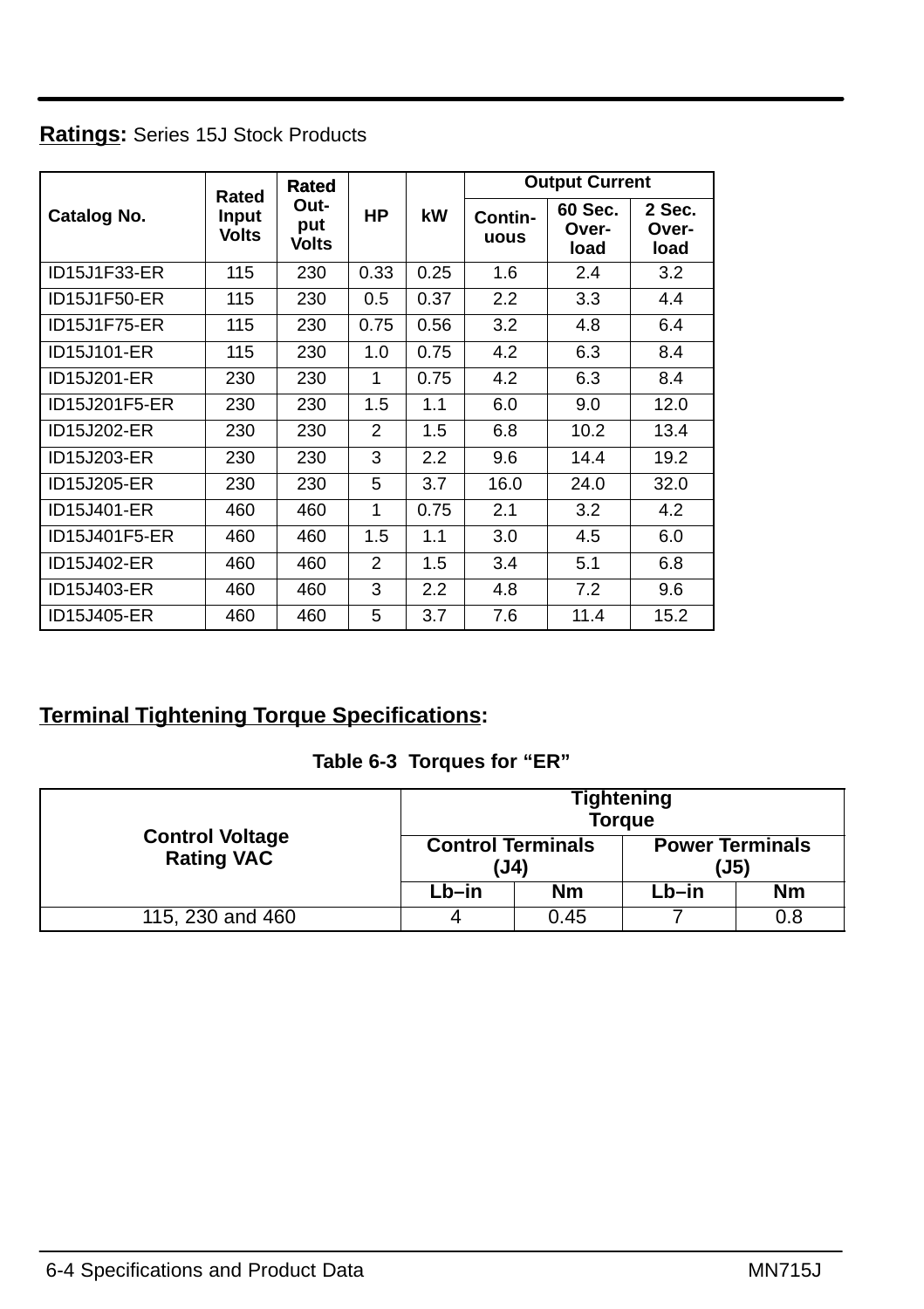**Ratings:** Series 15J Stock Products

| Catalog No. | Rated Input Volts | Rated Out-put Volts | HP | kW | Output Current | | |
|---|---|---|---|---|---|---|---|
| | | | | | Contin-uous | 60 Sec. Over-load | 2 Sec. Over-load |
| ID15J1F33-ER | 115 | 230 | 0.33 | 0.25 | 1.6 | 2.4 | 3.2 |
| ID15J1F50-ER | 115 | 230 | 0.5 | 0.37 | 2.2 | 3.3 | 4.4 |
| ID15J1F75-ER | 115 | 230 | 0.75 | 0.56 | 3.2 | 4.8 | 6.4 |
| ID15J101-ER | 115 | 230 | 1.0 | 0.75 | 4.2 | 6.3 | 8.4 |
| ID15J201-ER | 230 | 230 | 1 | 0.75 | 4.2 | 6.3 | 8.4 |
| ID15J201F5-ER | 230 | 230 | 1.5 | 1.1 | 6.0 | 9.0 | 12.0 |
| ID15J202-ER | 230 | 230 | 2 | 1.5 | 6.8 | 10.2 | 13.4 |
| ID15J203-ER | 230 | 230 | 3 | 2.2 | 9.6 | 14.4 | 19.2 |
| ID15J205-ER | 230 | 230 | 5 | 3.7 | 16.0 | 24.0 | 32.0 |
| ID15J401-ER | 460 | 460 | 1 | 0.75 | 2.1 | 3.2 | 4.2 |
| ID15J401F5-ER | 460 | 460 | 1.5 | 1.1 | 3.0 | 4.5 | 6.0 |
| ID15J402-ER | 460 | 460 | 2 | 1.5 | 3.4 | 5.1 | 6.8 |
| ID15J403-ER | 460 | 460 | 3 | 2.2 | 4.8 | 7.2 | 9.6 |
| ID15J405-ER | 460 | 460 | 5 | 3.7 | 7.6 | 11.4 | 15.2 |

**Terminal Tightening Torque Specifications:**

**Table 6-3 Torques for "ER"**

| Control Voltage Rating VAC | Tightening Torque | | | |
|---|---|---|---|---|
| | Control Terminals (J4) | | Power Terminals (J5) | |
| | Lb–in | Nm | Lb–in | Nm |
| 115, 230 and 460 | 4 | 0.45 | 7 | 0.8 |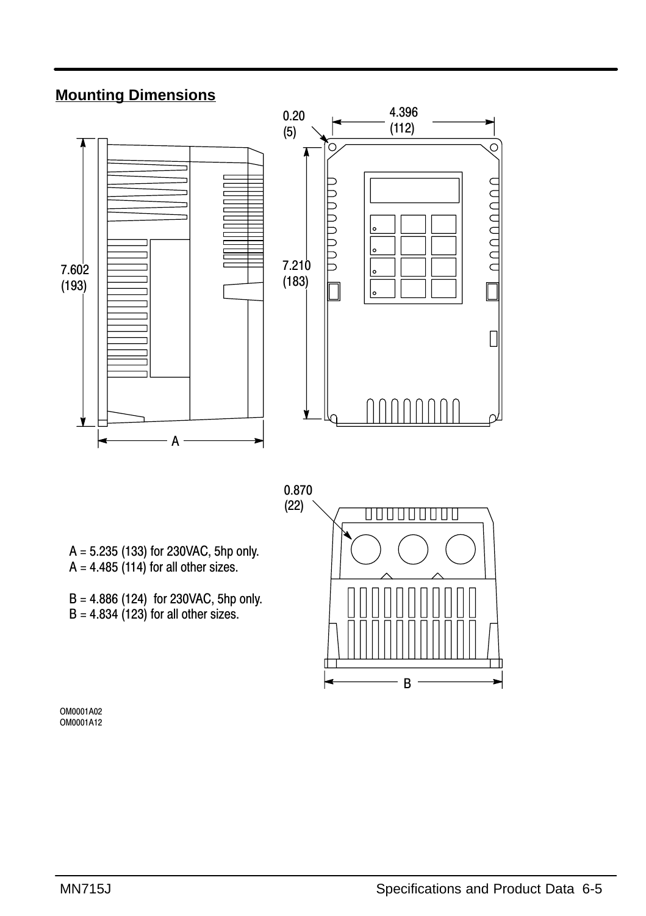## Mounting Dimensions

0.20 (5)

4.396 (112)

7.602 (193)

7.210 (183)

A

0.870 (22)

A = 5.235 (133) for 230VAC, 5hp only.
A = 4.485 (114) for all other sizes.

B = 4.886 (124) for 230VAC, 5hp only.
B = 4.834 (123) for all other sizes.

B

OM0001A02
OM0001A12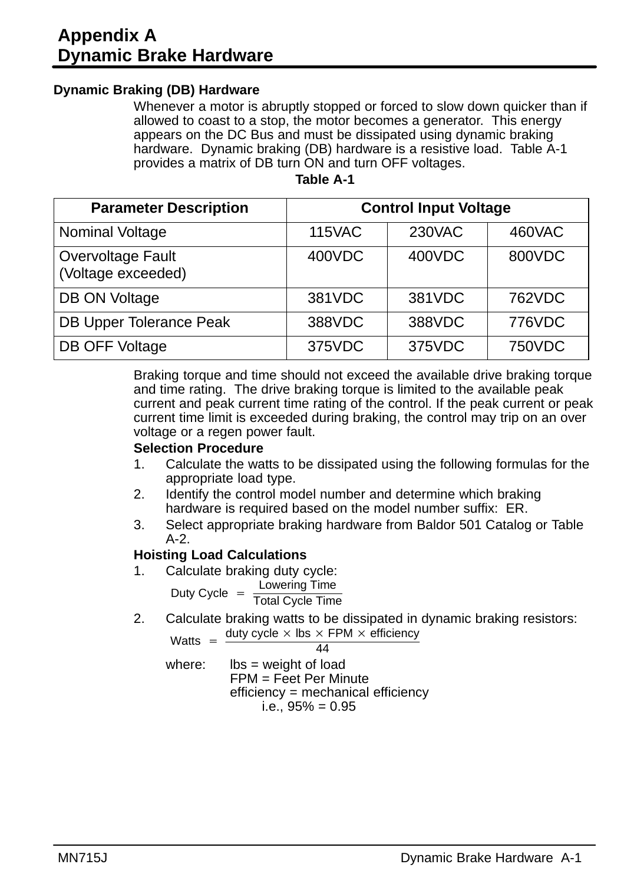# Appendix A
# Dynamic Brake Hardware

### Dynamic Braking (DB) Hardware

Whenever a motor is abruptly stopped or forced to slow down quicker than if allowed to coast to a stop, the motor becomes a generator. This energy appears on the DC Bus and must be dissipated using dynamic braking hardware. Dynamic braking (DB) hardware is a resistive load. Table A-1 provides a matrix of DB turn ON and turn OFF voltages.

**Table A-1**

| Parameter Description | Control Input Voltage | | |
|---|---|---|---|
| Nominal Voltage | 115VAC | 230VAC | 460VAC |
| Overvoltage Fault (Voltage exceeded) | 400VDC | 400VDC | 800VDC |
| DB ON Voltage | 381VDC | 381VDC | 762VDC |
| DB Upper Tolerance Peak | 388VDC | 388VDC | 776VDC |
| DB OFF Voltage | 375VDC | 375VDC | 750VDC |

Braking torque and time should not exceed the available drive braking torque and time rating. The drive braking torque is limited to the available peak current and peak current time rating of the control. If the peak current or peak current time limit is exceeded during braking, the control may trip on an over voltage or a regen power fault.

**Selection Procedure**

1. Calculate the watts to be dissipated using the following formulas for the appropriate load type.
2. Identify the control model number and determine which braking hardware is required based on the model number suffix: ER.
3. Select appropriate braking hardware from Baldor 501 Catalog or Table A-2.

**Hoisting Load Calculations**

1. Calculate braking duty cycle:

$$\text{Duty Cycle} = \frac{\text{Lowering Time}}{\text{Total Cycle Time}}$$

2. Calculate braking watts to be dissipated in dynamic braking resistors:

$$\text{Watts} = \frac{\text{duty cycle} \times \text{lbs} \times \text{FPM} \times \text{efficiency}}{44}$$

where: lbs = weight of load
FPM = Feet Per Minute
efficiency = mechanical efficiency
i.e., 95% = 0.95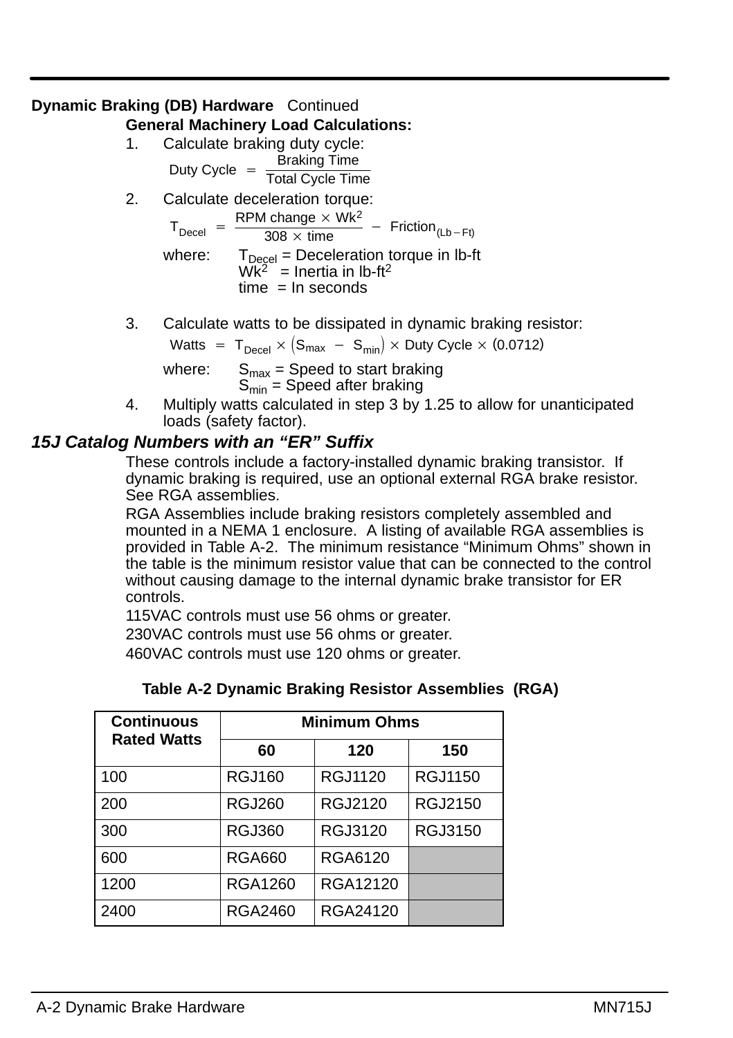## Dynamic Braking (DB) Hardware Continued

**General Machinery Load Calculations:**

1. Calculate braking duty cycle:

$$\text{Duty Cycle} = \frac{\text{Braking Time}}{\text{Total Cycle Time}}$$

2. Calculate deceleration torque:

$$T_{Decel} = \frac{\text{RPM change} \times Wk^2}{308 \times \text{time}} - \text{Friction}_{(Lb-Ft)}$$

where: $T_{Decel}$ = Deceleration torque in lb-ft
$Wk^2$ = Inertia in lb-ft$^2$
time = In seconds

3. Calculate watts to be dissipated in dynamic braking resistor:

$$\text{Watts} = T_{Decel} \times (S_{max} - S_{min}) \times \text{Duty Cycle} \times (0.0712)$$

where: $S_{max}$ = Speed to start braking
$S_{min}$ = Speed after braking

4. Multiply watts calculated in step 3 by 1.25 to allow for unanticipated loads (safety factor).

### *15J Catalog Numbers with an "ER" Suffix*

These controls include a factory-installed dynamic braking transistor. If dynamic braking is required, use an optional external RGA brake resistor. See RGA assemblies.

RGA Assemblies include braking resistors completely assembled and mounted in a NEMA 1 enclosure. A listing of available RGA assemblies is provided in Table A-2. The minimum resistance "Minimum Ohms" shown in the table is the minimum resistor value that can be connected to the control without causing damage to the internal dynamic brake transistor for ER controls.

115VAC controls must use 56 ohms or greater.

230VAC controls must use 56 ohms or greater.

460VAC controls must use 120 ohms or greater.

**Table A-2 Dynamic Braking Resistor Assemblies (RGA)**

| Continuous Rated Watts | Minimum Ohms | | |
|---|---|---|---|
| | 60 | 120 | 150 |
| 100 | RGJ160 | RGJ1120 | RGJ1150 |
| 200 | RGJ260 | RGJ2120 | RGJ2150 |
| 300 | RGJ360 | RGJ3120 | RGJ3150 |
| 600 | RGA660 | RGA6120 | |
| 1200 | RGA1260 | RGA12120 | |
| 2400 | RGA2460 | RGA24120 | |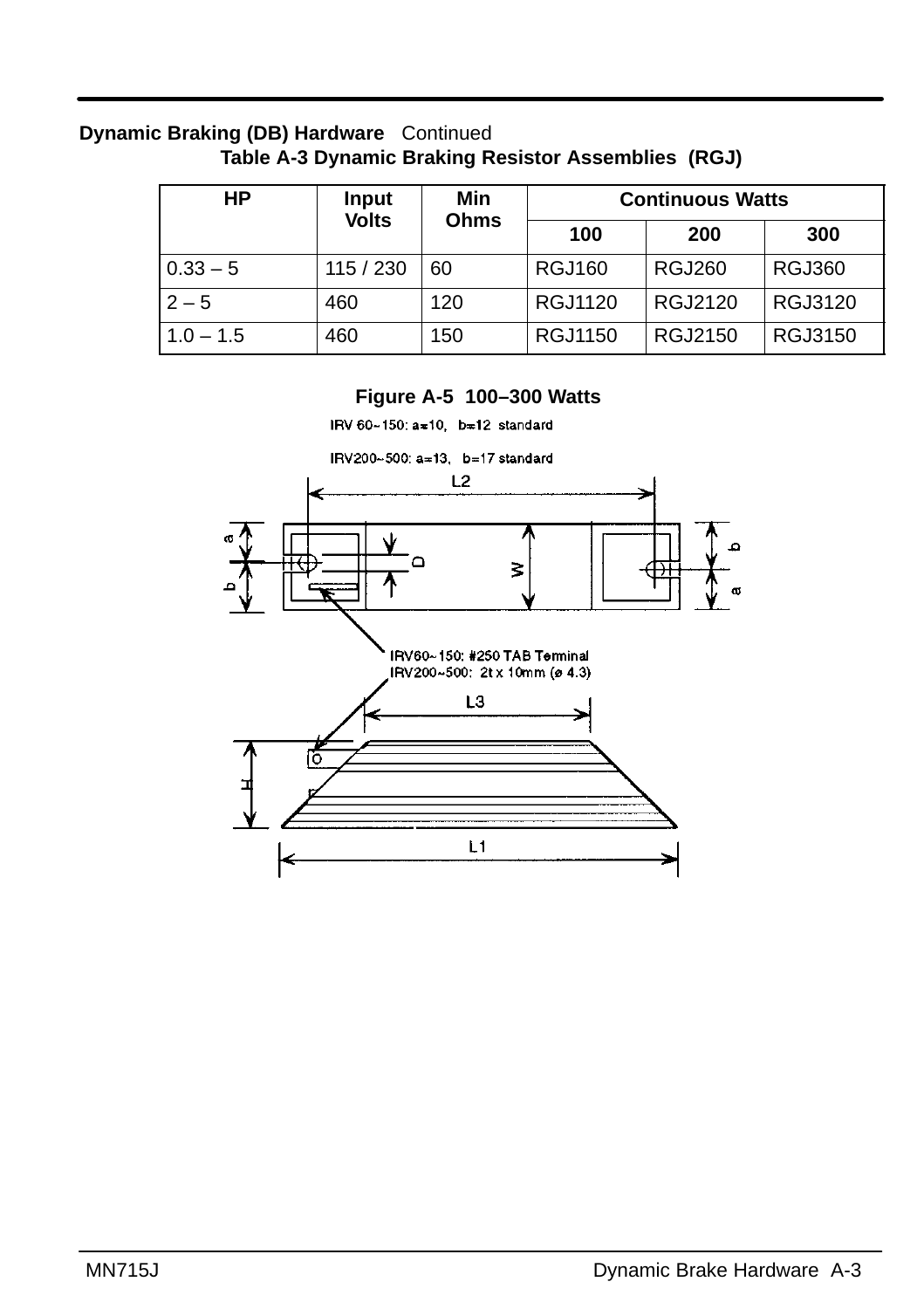**Dynamic Braking (DB) Hardware** Continued

**Table A-3 Dynamic Braking Resistor Assemblies (RGJ)**

| HP | Input Volts | Min Ohms | Continuous Watts | | |
|---|---|---|---|---|---|
| | | | 100 | 200 | 300 |
| 0.33 – 5 | 115 / 230 | 60 | RGJ160 | RGJ260 | RGJ360 |
| 2 – 5 | 460 | 120 | RGJ1120 | RGJ2120 | RGJ3120 |
| 1.0 – 1.5 | 460 | 150 | RGJ1150 | RGJ2150 | RGJ3150 |

**Figure A-5 100–300 Watts**

IRV 60~150: a=10, b=12 standard

IRV200~500: a=13, b=17 standard

IRV60~150: #250 TAB Terminal
IRV200~500: 2t x 10mm (ø 4.3)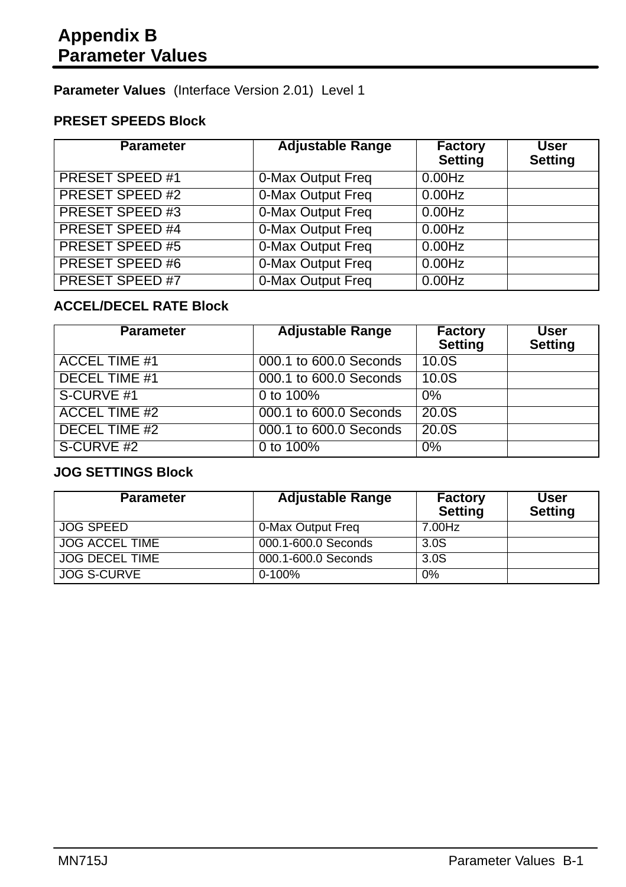# Appendix B
# Parameter Values

**Parameter Values** (Interface Version 2.01) Level 1

**PRESET SPEEDS Block**

| Parameter | Adjustable Range | Factory Setting | User Setting |
|---|---|---|---|
| PRESET SPEED #1 | 0-Max Output Freq | 0.00Hz | |
| PRESET SPEED #2 | 0-Max Output Freq | 0.00Hz | |
| PRESET SPEED #3 | 0-Max Output Freq | 0.00Hz | |
| PRESET SPEED #4 | 0-Max Output Freq | 0.00Hz | |
| PRESET SPEED #5 | 0-Max Output Freq | 0.00Hz | |
| PRESET SPEED #6 | 0-Max Output Freq | 0.00Hz | |
| PRESET SPEED #7 | 0-Max Output Freq | 0.00Hz | |

**ACCEL/DECEL RATE Block**

| Parameter | Adjustable Range | Factory Setting | User Setting |
|---|---|---|---|
| ACCEL TIME #1 | 000.1 to 600.0 Seconds | 10.0S | |
| DECEL TIME #1 | 000.1 to 600.0 Seconds | 10.0S | |
| S-CURVE #1 | 0 to 100% | 0% | |
| ACCEL TIME #2 | 000.1 to 600.0 Seconds | 20.0S | |
| DECEL TIME #2 | 000.1 to 600.0 Seconds | 20.0S | |
| S-CURVE #2 | 0 to 100% | 0% | |

**JOG SETTINGS Block**

| Parameter | Adjustable Range | Factory Setting | User Setting |
|---|---|---|---|
| JOG SPEED | 0-Max Output Freq | 7.00Hz | |
| JOG ACCEL TIME | 000.1-600.0 Seconds | 3.0S | |
| JOG DECEL TIME | 000.1-600.0 Seconds | 3.0S | |
| JOG S-CURVE | 0-100% | 0% | |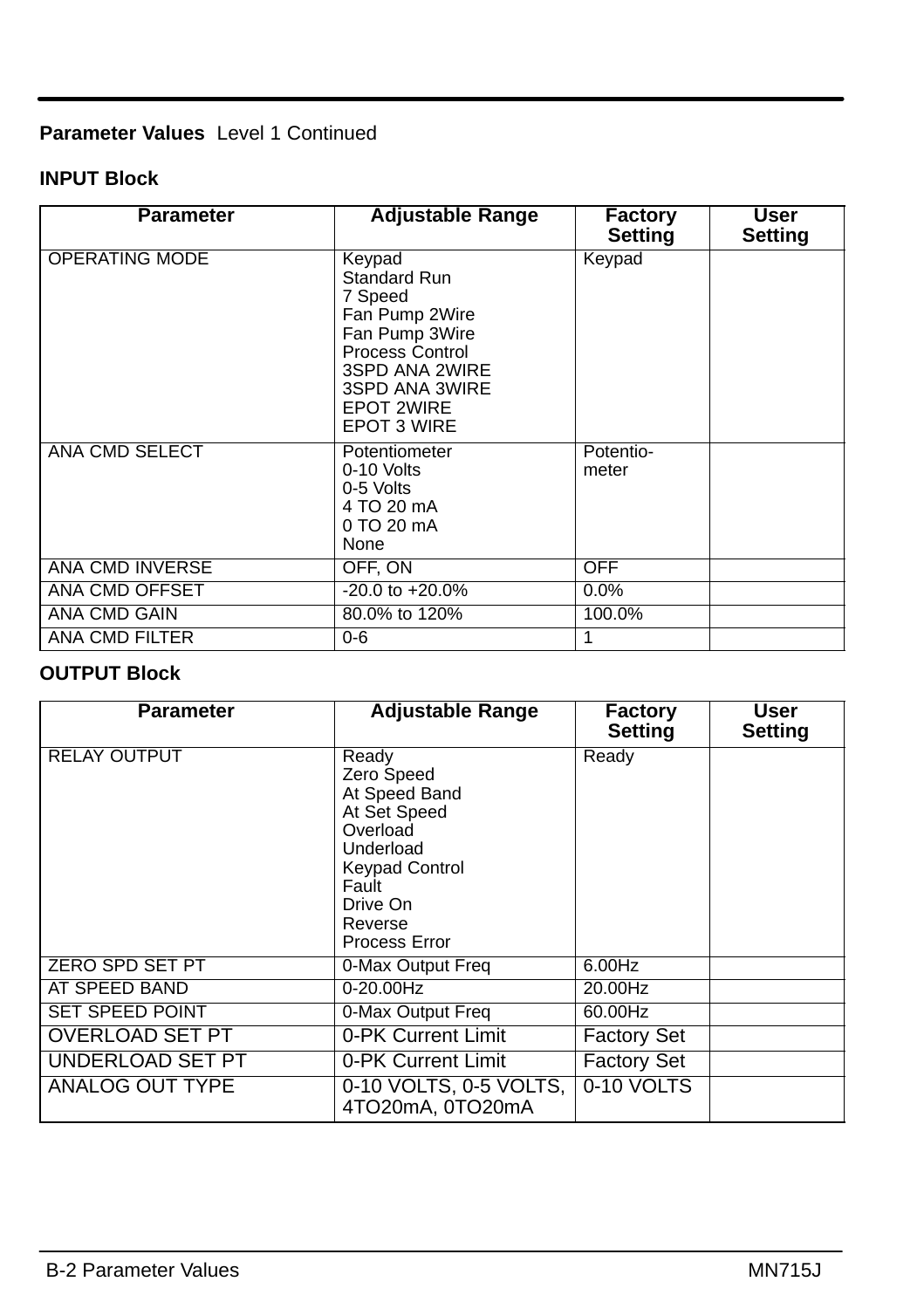**Parameter Values** Level 1 Continued

**INPUT Block**

| Parameter | Adjustable Range | Factory Setting | User Setting |
|---|---|---|---|
| OPERATING MODE | Keypad<br>Standard Run<br>7 Speed<br>Fan Pump 2Wire<br>Fan Pump 3Wire<br>Process Control<br>3SPD ANA 2WIRE<br>3SPD ANA 3WIRE<br>EPOT 2WIRE<br>EPOT 3 WIRE | Keypad | |
| ANA CMD SELECT | Potentiometer<br>0-10 Volts<br>0-5 Volts<br>4 TO 20 mA<br>0 TO 20 mA<br>None | Potentio-meter | |
| ANA CMD INVERSE | OFF, ON | OFF | |
| ANA CMD OFFSET | -20.0 to +20.0% | 0.0% | |
| ANA CMD GAIN | 80.0% to 120% | 100.0% | |
| ANA CMD FILTER | 0-6 | 1 | |

**OUTPUT Block**

| Parameter | Adjustable Range | Factory Setting | User Setting |
|---|---|---|---|
| RELAY OUTPUT | Ready<br>Zero Speed<br>At Speed Band<br>At Set Speed<br>Overload<br>Underload<br>Keypad Control<br>Fault<br>Drive On<br>Reverse<br>Process Error | Ready | |
| ZERO SPD SET PT | 0-Max Output Freq | 6.00Hz | |
| AT SPEED BAND | 0-20.00Hz | 20.00Hz | |
| SET SPEED POINT | 0-Max Output Freq | 60.00Hz | |
| OVERLOAD SET PT | 0-PK Current Limit | Factory Set | |
| UNDERLOAD SET PT | 0-PK Current Limit | Factory Set | |
| ANALOG OUT TYPE | 0-10 VOLTS, 0-5 VOLTS, 4TO20mA, 0TO20mA | 0-10 VOLTS | |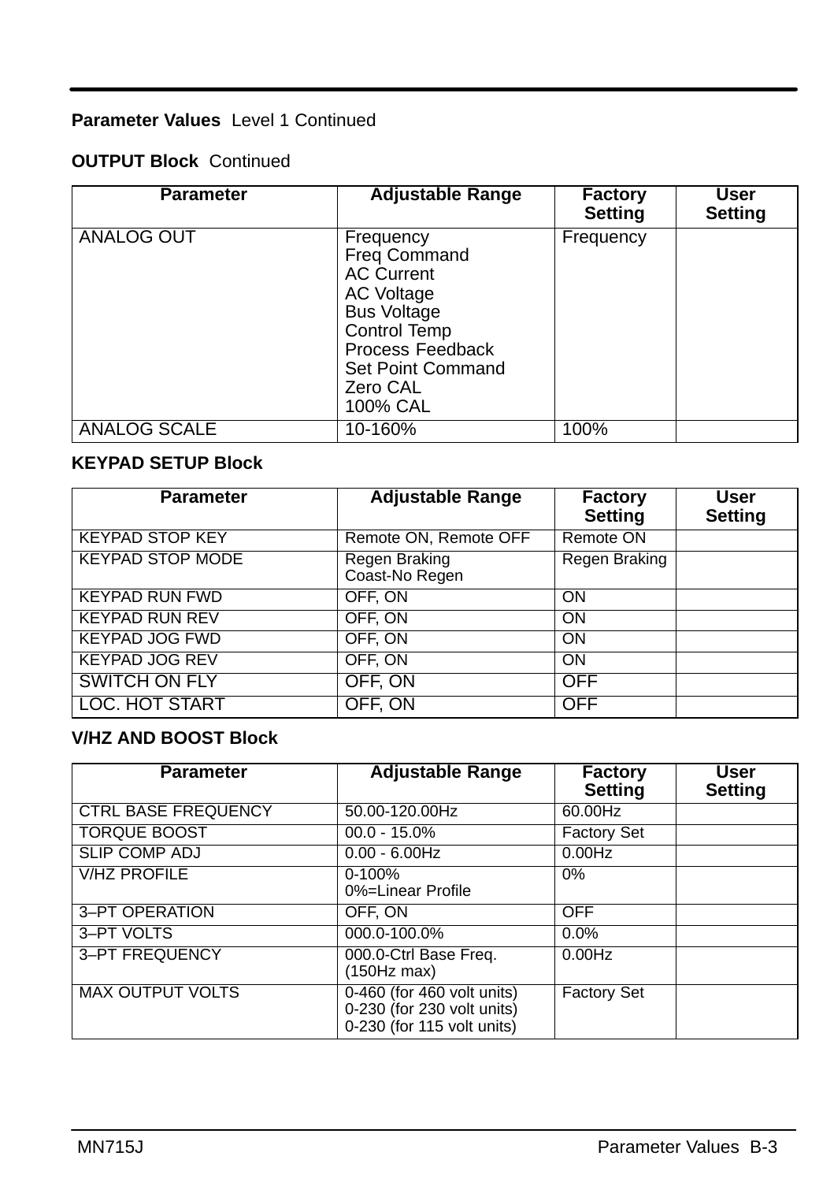**Parameter Values** Level 1 Continued

**OUTPUT Block** Continued

| Parameter | Adjustable Range | Factory Setting | User Setting |
|---|---|---|---|
| ANALOG OUT | Frequency<br>Freq Command<br>AC Current<br>AC Voltage<br>Bus Voltage<br>Control Temp<br>Process Feedback<br>Set Point Command<br>Zero CAL<br>100% CAL | Frequency | |
| ANALOG SCALE | 10-160% | 100% | |

**KEYPAD SETUP Block**

| Parameter | Adjustable Range | Factory Setting | User Setting |
|---|---|---|---|
| KEYPAD STOP KEY | Remote ON, Remote OFF | Remote ON | |
| KEYPAD STOP MODE | Regen Braking<br>Coast-No Regen | Regen Braking | |
| KEYPAD RUN FWD | OFF, ON | ON | |
| KEYPAD RUN REV | OFF, ON | ON | |
| KEYPAD JOG FWD | OFF, ON | ON | |
| KEYPAD JOG REV | OFF, ON | ON | |
| SWITCH ON FLY | OFF, ON | OFF | |
| LOC. HOT START | OFF, ON | OFF | |

**V/HZ AND BOOST Block**

| Parameter | Adjustable Range | Factory Setting | User Setting |
|---|---|---|---|
| CTRL BASE FREQUENCY | 50.00-120.00Hz | 60.00Hz | |
| TORQUE BOOST | 00.0 - 15.0% | Factory Set | |
| SLIP COMP ADJ | 0.00 - 6.00Hz | 0.00Hz | |
| V/HZ PROFILE | 0-100%<br>0%=Linear Profile | 0% | |
| 3–PT OPERATION | OFF, ON | OFF | |
| 3–PT VOLTS | 000.0-100.0% | 0.0% | |
| 3–PT FREQUENCY | 000.0-Ctrl Base Freq.<br>(150Hz max) | 0.00Hz | |
| MAX OUTPUT VOLTS | 0-460 (for 460 volt units)<br>0-230 (for 230 volt units)<br>0-230 (for 115 volt units) | Factory Set | |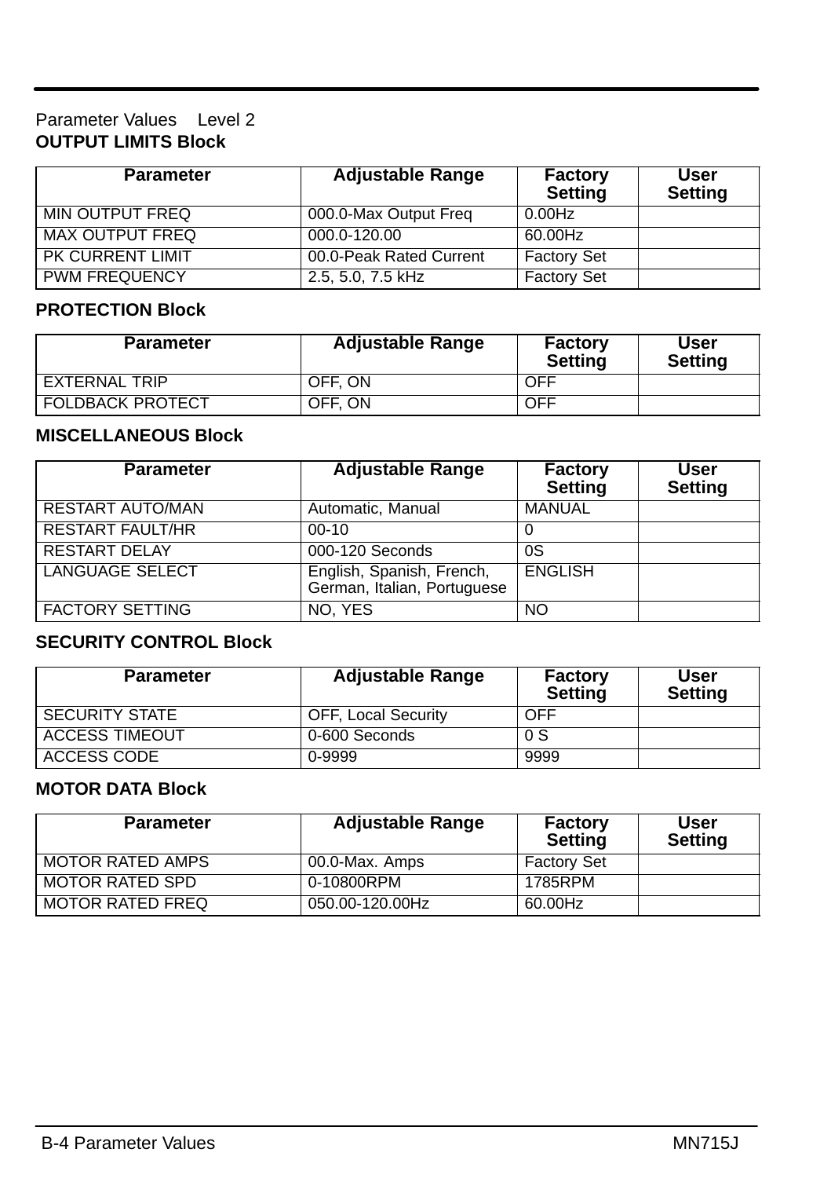Parameter Values Level 2

**OUTPUT LIMITS Block**

| Parameter | Adjustable Range | Factory Setting | User Setting |
|---|---|---|---|
| MIN OUTPUT FREQ | 000.0-Max Output Freq | 0.00Hz | |
| MAX OUTPUT FREQ | 000.0-120.00 | 60.00Hz | |
| PK CURRENT LIMIT | 00.0-Peak Rated Current | Factory Set | |
| PWM FREQUENCY | 2.5, 5.0, 7.5 kHz | Factory Set | |

**PROTECTION Block**

| Parameter | Adjustable Range | Factory Setting | User Setting |
|---|---|---|---|
| EXTERNAL TRIP | OFF, ON | OFF | |
| FOLDBACK PROTECT | OFF, ON | OFF | |

**MISCELLANEOUS Block**

| Parameter | Adjustable Range | Factory Setting | User Setting |
|---|---|---|---|
| RESTART AUTO/MAN | Automatic, Manual | MANUAL | |
| RESTART FAULT/HR | 00-10 | 0 | |
| RESTART DELAY | 000-120 Seconds | 0S | |
| LANGUAGE SELECT | English, Spanish, French, German, Italian, Portuguese | ENGLISH | |
| FACTORY SETTING | NO, YES | NO | |

**SECURITY CONTROL Block**

| Parameter | Adjustable Range | Factory Setting | User Setting |
|---|---|---|---|
| SECURITY STATE | OFF, Local Security | OFF | |
| ACCESS TIMEOUT | 0-600 Seconds | 0 S | |
| ACCESS CODE | 0-9999 | 9999 | |

**MOTOR DATA Block**

| Parameter | Adjustable Range | Factory Setting | User Setting |
|---|---|---|---|
| MOTOR RATED AMPS | 00.0-Max. Amps | Factory Set | |
| MOTOR RATED SPD | 0-10800RPM | 1785RPM | |
| MOTOR RATED FREQ | 050.00-120.00Hz | 60.00Hz | |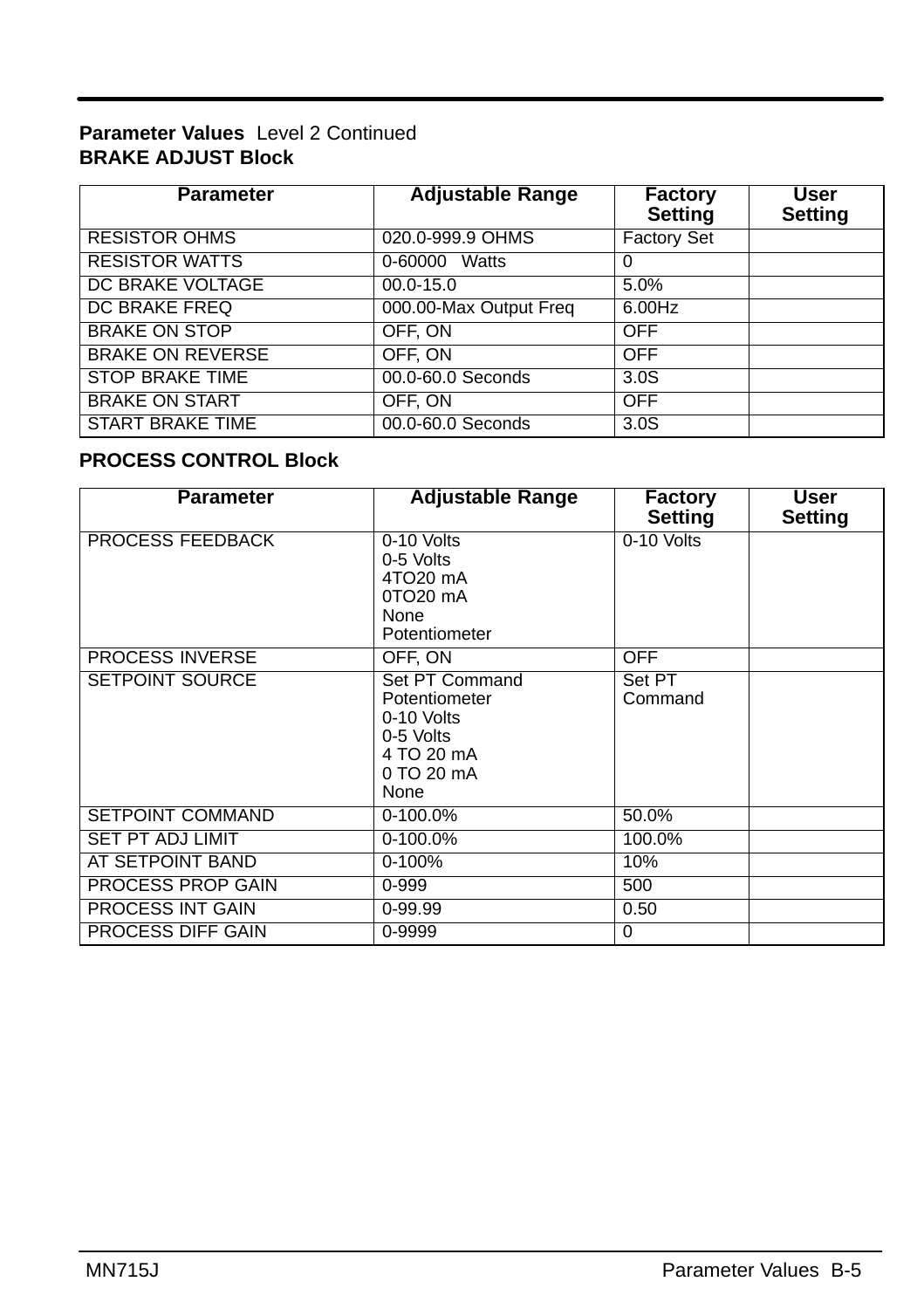**Parameter Values** Level 2 Continued

**BRAKE ADJUST Block**

| Parameter | Adjustable Range | Factory Setting | User Setting |
|---|---|---|---|
| RESISTOR OHMS | 020.0-999.9 OHMS | Factory Set | |
| RESISTOR WATTS | 0-60000 Watts | 0 | |
| DC BRAKE VOLTAGE | 00.0-15.0 | 5.0% | |
| DC BRAKE FREQ | 000.00-Max Output Freq | 6.00Hz | |
| BRAKE ON STOP | OFF, ON | OFF | |
| BRAKE ON REVERSE | OFF, ON | OFF | |
| STOP BRAKE TIME | 00.0-60.0 Seconds | 3.0S | |
| BRAKE ON START | OFF, ON | OFF | |
| START BRAKE TIME | 00.0-60.0 Seconds | 3.0S | |

**PROCESS CONTROL Block**

| Parameter | Adjustable Range | Factory Setting | User Setting |
|---|---|---|---|
| PROCESS FEEDBACK | 0-10 Volts<br>0-5 Volts<br>4TO20 mA<br>0TO20 mA<br>None<br>Potentiometer | 0-10 Volts | |
| PROCESS INVERSE | OFF, ON | OFF | |
| SETPOINT SOURCE | Set PT Command<br>Potentiometer<br>0-10 Volts<br>0-5 Volts<br>4 TO 20 mA<br>0 TO 20 mA<br>None | Set PT Command | |
| SETPOINT COMMAND | 0-100.0% | 50.0% | |
| SET PT ADJ LIMIT | 0-100.0% | 100.0% | |
| AT SETPOINT BAND | 0-100% | 10% | |
| PROCESS PROP GAIN | 0-999 | 500 | |
| PROCESS INT GAIN | 0-99.99 | 0.50 | |
| PROCESS DIFF GAIN | 0-9999 | 0 | |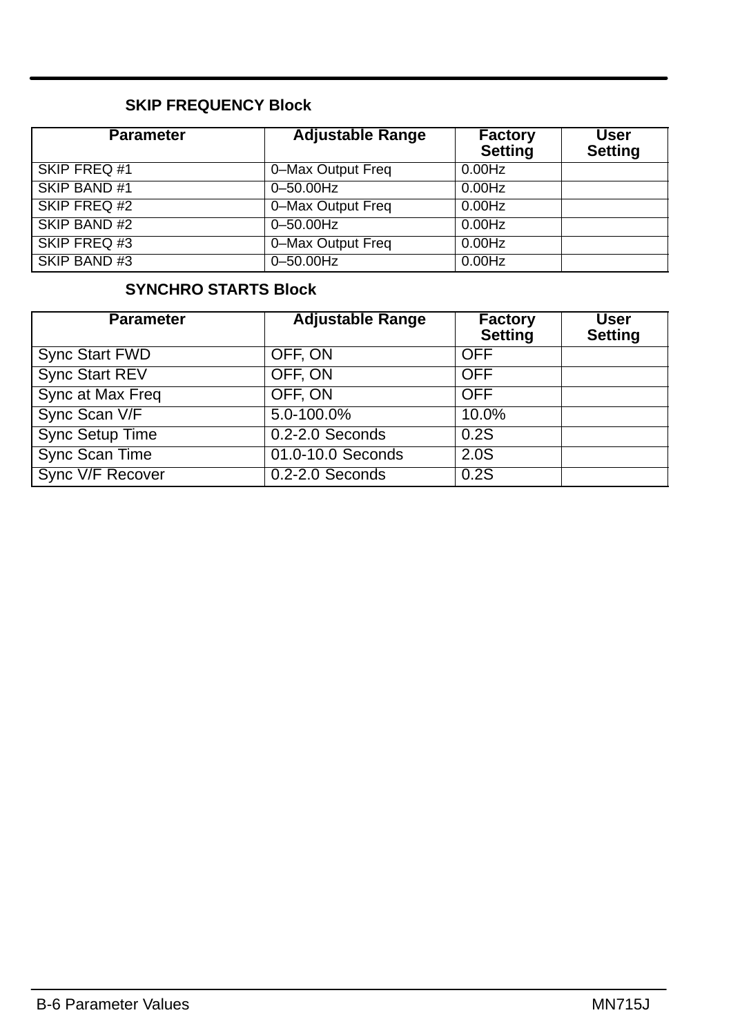### SKIP FREQUENCY Block

| Parameter | Adjustable Range | Factory Setting | User Setting |
|---|---|---|---|
| SKIP FREQ #1 | 0–Max Output Freq | 0.00Hz | |
| SKIP BAND #1 | 0–50.00Hz | 0.00Hz | |
| SKIP FREQ #2 | 0–Max Output Freq | 0.00Hz | |
| SKIP BAND #2 | 0–50.00Hz | 0.00Hz | |
| SKIP FREQ #3 | 0–Max Output Freq | 0.00Hz | |
| SKIP BAND #3 | 0–50.00Hz | 0.00Hz | |

### SYNCHRO STARTS Block

| Parameter | Adjustable Range | Factory Setting | User Setting |
|---|---|---|---|
| Sync Start FWD | OFF, ON | OFF | |
| Sync Start REV | OFF, ON | OFF | |
| Sync at Max Freq | OFF, ON | OFF | |
| Sync Scan V/F | 5.0-100.0% | 10.0% | |
| Sync Setup Time | 0.2-2.0 Seconds | 0.2S | |
| Sync Scan Time | 01.0-10.0 Seconds | 2.0S | |
| Sync V/F Recover | 0.2-2.0 Seconds | 0.2S | |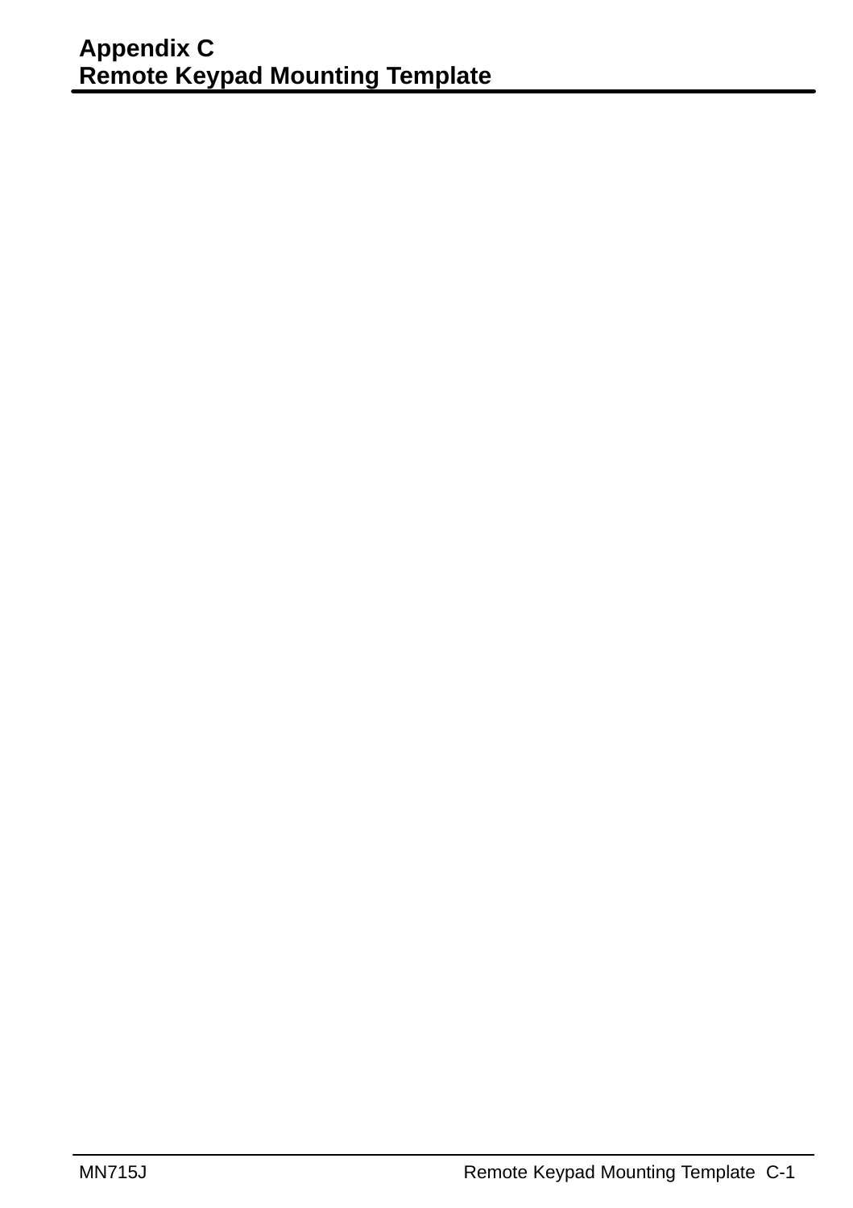# Appendix C
# Remote Keypad Mounting Template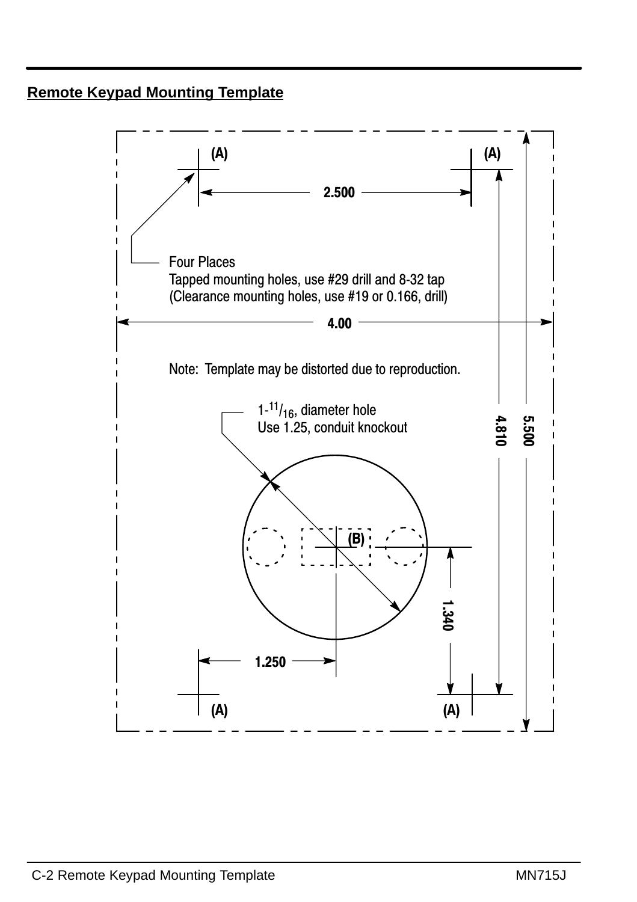## Remote Keypad Mounting Template

(A) (A)

2.500

Four Places
Tapped mounting holes, use #29 drill and 8-32 tap
(Clearance mounting holes, use #19 or 0.166, drill)

4.00

Note: Template may be distorted due to reproduction.

1-$^{11}/_{16}$, diameter hole
Use 1.25, conduit knockout

4.810

5.500

(B)

1.340

1.250

(A) (A)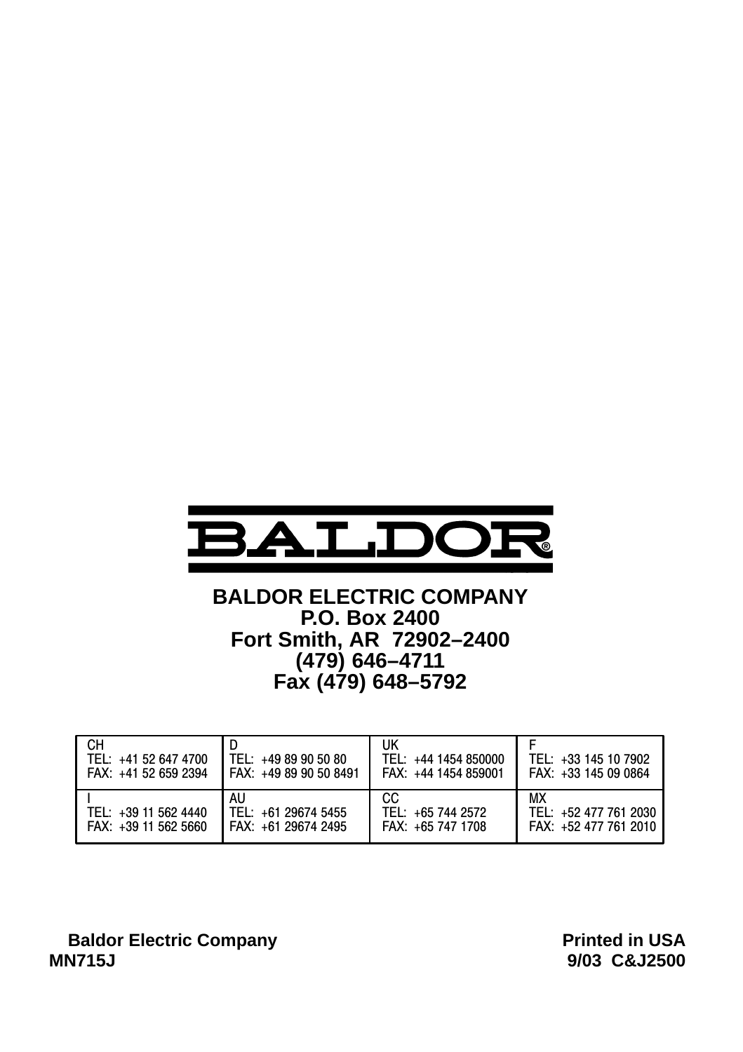BALDOR®

**BALDOR ELECTRIC COMPANY**
**P.O. Box 2400**
**Fort Smith, AR  72902–2400**
**(479) 646–4711**
**Fax (479) 648–5792**

| | | | |
|---|---|---|---|
| CH<br>TEL:  +41 52 647 4700<br>FAX:  +41 52 659 2394 | D<br>TEL:  +49 89 90 50 80<br>FAX:  +49 89 90 50 8491 | UK<br>TEL:  +44 1454 850000<br>FAX:  +44 1454 859001 | F<br>TEL:  +33 145 10 7902<br>FAX:  +33 145 09 0864 |
| I<br>TEL:  +39 11 562 4440<br>FAX:  +39 11 562 5660 | AU<br>TEL:  +61 29674 5455<br>FAX:  +61 29674 2495 | CC<br>TEL:  +65 744 2572<br>FAX:  +65 747 1708 | MX<br>TEL:  +52 477 761 2030<br>FAX:  +52 477 761 2010 |

**Baldor Electric Company**
**MN715J**

**Printed in USA**
**9/03  C&J2500**